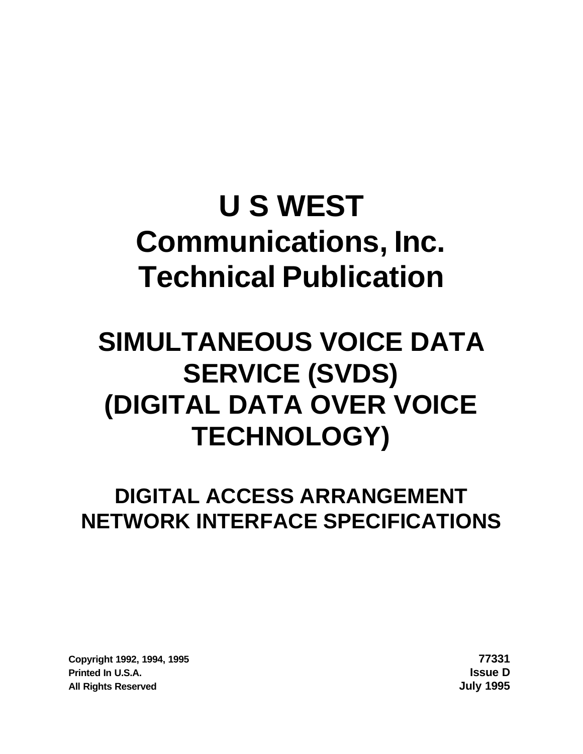# U S WEST Communications, Inc. Technical Publication

# SIMULTANEOUS VOICE DATA SERVICE (SVDS) (DIGITAL DATA OVER VOICE TECHNOLOGY)

## DIGITAL ACCESS ARRANGEMENT NETWORK INTERFACE SPECIFICATIONS

**Copyright 1992, 1994, 1995**
**Printed In U.S.A.**
**All Rights Reserved**

**77331**
**Issue D**
**July 1995**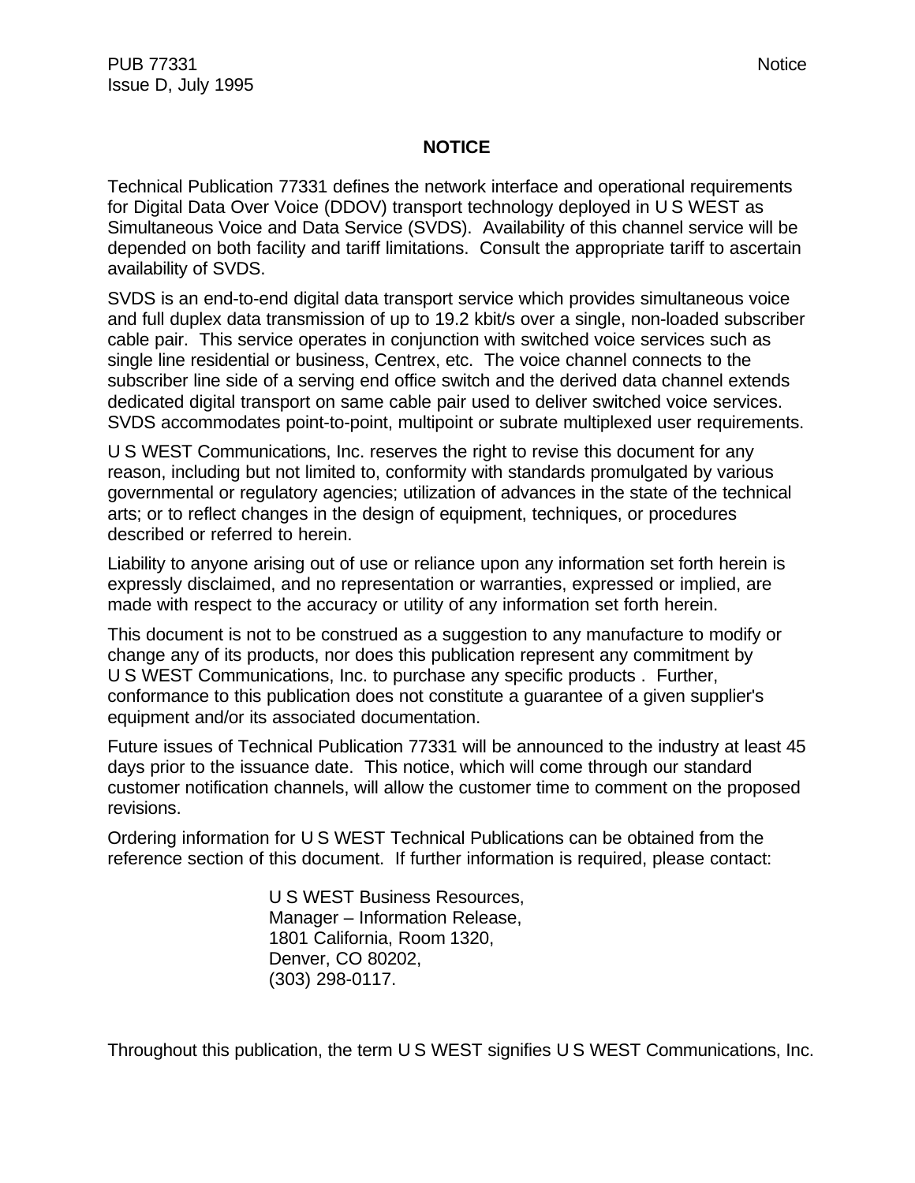# NOTICE

Technical Publication 77331 defines the network interface and operational requirements for Digital Data Over Voice (DDOV) transport technology deployed in U S WEST as Simultaneous Voice and Data Service (SVDS). Availability of this channel service will be depended on both facility and tariff limitations. Consult the appropriate tariff to ascertain availability of SVDS.

SVDS is an end-to-end digital data transport service which provides simultaneous voice and full duplex data transmission of up to 19.2 kbit/s over a single, non-loaded subscriber cable pair. This service operates in conjunction with switched voice services such as single line residential or business, Centrex, etc. The voice channel connects to the subscriber line side of a serving end office switch and the derived data channel extends dedicated digital transport on same cable pair used to deliver switched voice services. SVDS accommodates point-to-point, multipoint or subrate multiplexed user requirements.

U S WEST Communications, Inc. reserves the right to revise this document for any reason, including but not limited to, conformity with standards promulgated by various governmental or regulatory agencies; utilization of advances in the state of the technical arts; or to reflect changes in the design of equipment, techniques, or procedures described or referred to herein.

Liability to anyone arising out of use or reliance upon any information set forth herein is expressly disclaimed, and no representation or warranties, expressed or implied, are made with respect to the accuracy or utility of any information set forth herein.

This document is not to be construed as a suggestion to any manufacture to modify or change any of its products, nor does this publication represent any commitment by U S WEST Communications, Inc. to purchase any specific products . Further, conformance to this publication does not constitute a guarantee of a given supplier's equipment and/or its associated documentation.

Future issues of Technical Publication 77331 will be announced to the industry at least 45 days prior to the issuance date. This notice, which will come through our standard customer notification channels, will allow the customer time to comment on the proposed revisions.

Ordering information for U S WEST Technical Publications can be obtained from the reference section of this document. If further information is required, please contact:

U S WEST Business Resources,
Manager – Information Release,
1801 California, Room 1320,
Denver, CO 80202,
(303) 298-0117.

Throughout this publication, the term U S WEST signifies U S WEST Communications, Inc.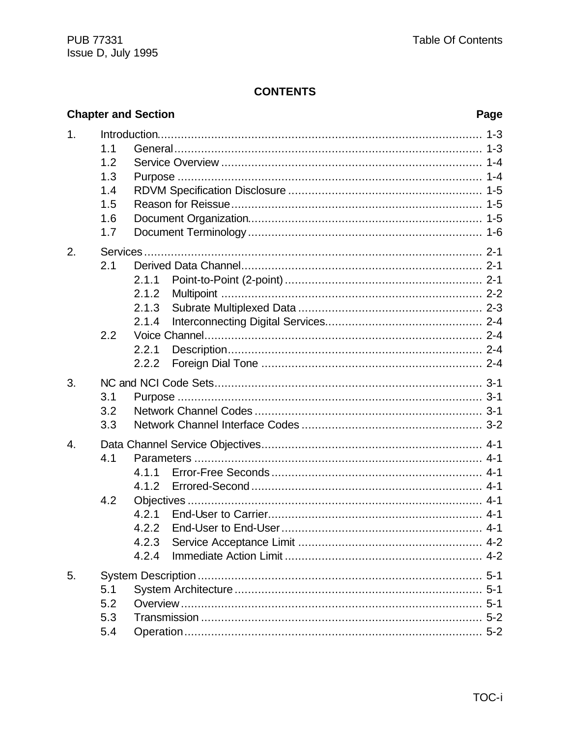## CONTENTS

| Chapter and Section | | | | Page |
|---|---|---|---|---|
| 1. | Introduction | | | 1-3 |
| | 1.1 | General | | 1-3 |
| | 1.2 | Service Overview | | 1-4 |
| | 1.3 | Purpose | | 1-4 |
| | 1.4 | RDVM Specification Disclosure | | 1-5 |
| | 1.5 | Reason for Reissue | | 1-5 |
| | 1.6 | Document Organization | | 1-5 |
| | 1.7 | Document Terminology | | 1-6 |
| 2. | Services | | | 2-1 |
| | 2.1 | Derived Data Channel | | 2-1 |
| | | 2.1.1 | Point-to-Point (2-point) | 2-1 |
| | | 2.1.2 | Multipoint | 2-2 |
| | | 2.1.3 | Subrate Multiplexed Data | 2-3 |
| | | 2.1.4 | Interconnecting Digital Services | 2-4 |
| | 2.2 | Voice Channel | | 2-4 |
| | | 2.2.1 | Description | 2-4 |
| | | 2.2.2 | Foreign Dial Tone | 2-4 |
| 3. | NC and NCI Code Sets | | | 3-1 |
| | 3.1 | Purpose | | 3-1 |
| | 3.2 | Network Channel Codes | | 3-1 |
| | 3.3 | Network Channel Interface Codes | | 3-2 |
| 4. | Data Channel Service Objectives | | | 4-1 |
| | 4.1 | Parameters | | 4-1 |
| | | 4.1.1 | Error-Free Seconds | 4-1 |
| | | 4.1.2 | Errored-Second | 4-1 |
| | 4.2 | Objectives | | 4-1 |
| | | 4.2.1 | End-User to Carrier | 4-1 |
| | | 4.2.2 | End-User to End-User | 4-1 |
| | | 4.2.3 | Service Acceptance Limit | 4-2 |
| | | 4.2.4 | Immediate Action Limit | 4-2 |
| 5. | System Description | | | 5-1 |
| | 5.1 | System Architecture | | 5-1 |
| | 5.2 | Overview | | 5-1 |
| | 5.3 | Transmission | | 5-2 |
| | 5.4 | Operation | | 5-2 |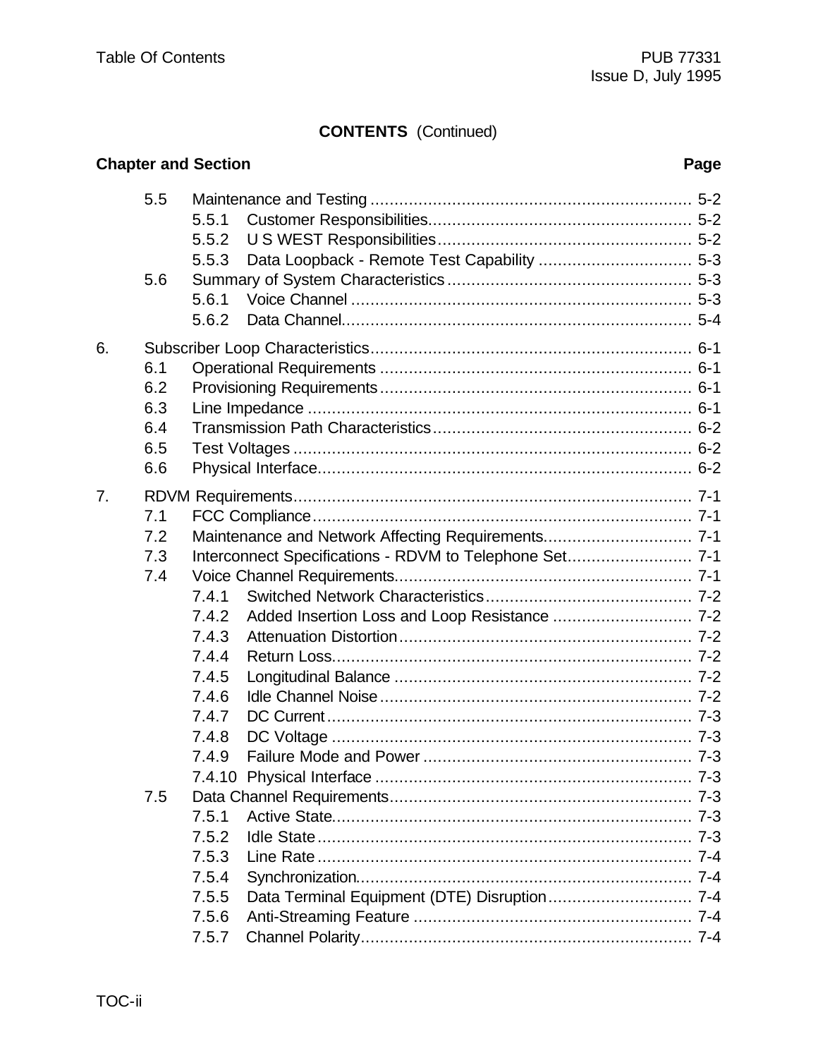**CONTENTS** (Continued)

| Chapter and Section | | | Page |
|---|---|---|---|
| | 5.5 | Maintenance and Testing | 5-2 |
| | | 5.5.1 Customer Responsibilities | 5-2 |
| | | 5.5.2 U S WEST Responsibilities | 5-2 |
| | | 5.5.3 Data Loopback - Remote Test Capability | 5-3 |
| | 5.6 | Summary of System Characteristics | 5-3 |
| | | 5.6.1 Voice Channel | 5-3 |
| | | 5.6.2 Data Channel | 5-4 |
| 6. | | Subscriber Loop Characteristics | 6-1 |
| | 6.1 | Operational Requirements | 6-1 |
| | 6.2 | Provisioning Requirements | 6-1 |
| | 6.3 | Line Impedance | 6-1 |
| | 6.4 | Transmission Path Characteristics | 6-2 |
| | 6.5 | Test Voltages | 6-2 |
| | 6.6 | Physical Interface | 6-2 |
| 7. | | RDVM Requirements | 7-1 |
| | 7.1 | FCC Compliance | 7-1 |
| | 7.2 | Maintenance and Network Affecting Requirements | 7-1 |
| | 7.3 | Interconnect Specifications - RDVM to Telephone Set | 7-1 |
| | 7.4 | Voice Channel Requirements | 7-1 |
| | | 7.4.1 Switched Network Characteristics | 7-2 |
| | | 7.4.2 Added Insertion Loss and Loop Resistance | 7-2 |
| | | 7.4.3 Attenuation Distortion | 7-2 |
| | | 7.4.4 Return Loss | 7-2 |
| | | 7.4.5 Longitudinal Balance | 7-2 |
| | | 7.4.6 Idle Channel Noise | 7-2 |
| | | 7.4.7 DC Current | 7-3 |
| | | 7.4.8 DC Voltage | 7-3 |
| | | 7.4.9 Failure Mode and Power | 7-3 |
| | | 7.4.10 Physical Interface | 7-3 |
| | 7.5 | Data Channel Requirements | 7-3 |
| | | 7.5.1 Active State | 7-3 |
| | | 7.5.2 Idle State | 7-3 |
| | | 7.5.3 Line Rate | 7-4 |
| | | 7.5.4 Synchronization | 7-4 |
| | | 7.5.5 Data Terminal Equipment (DTE) Disruption | 7-4 |
| | | 7.5.6 Anti-Streaming Feature | 7-4 |
| | | 7.5.7 Channel Polarity | 7-4 |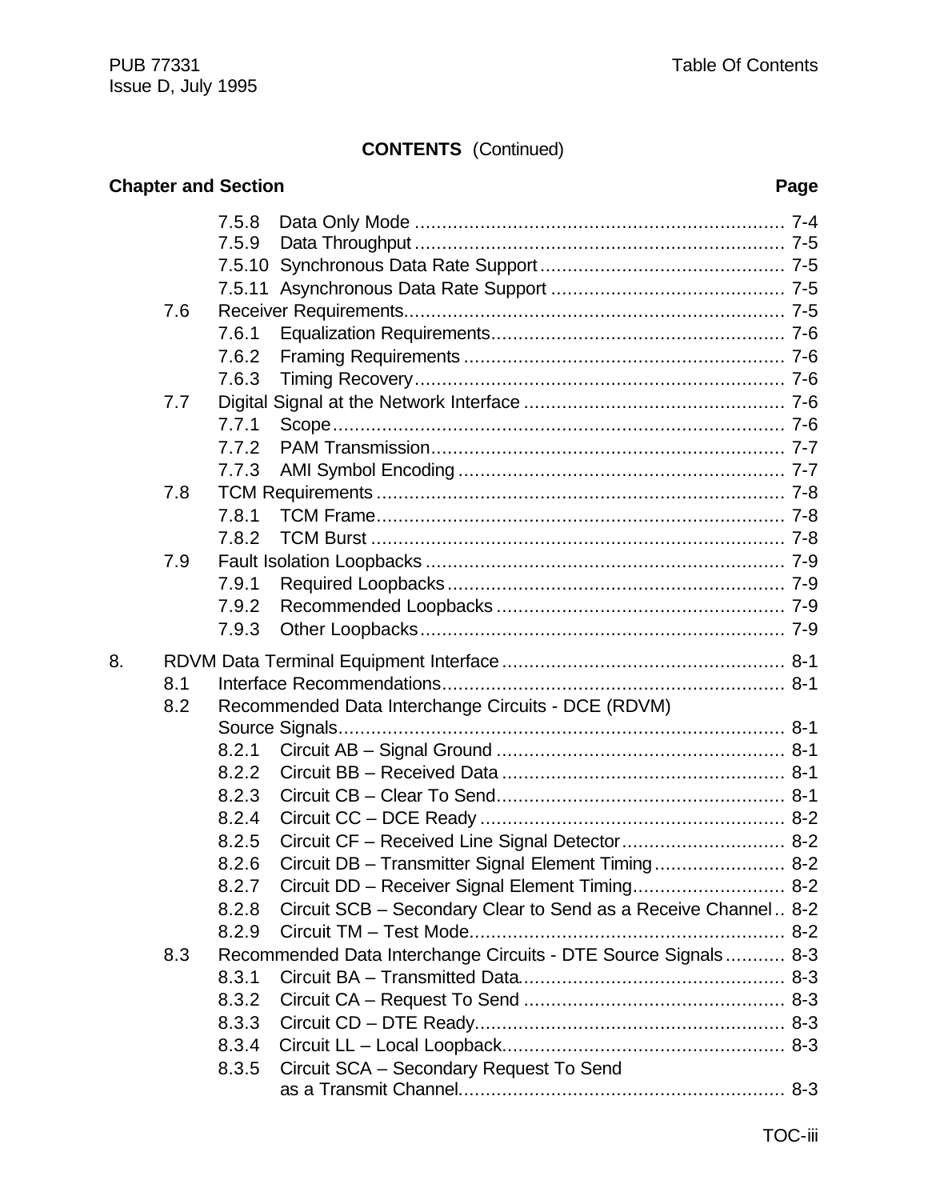**CONTENTS** (Continued)

| Chapter and Section | Page |
|---|---|
| 7.5.8 Data Only Mode | 7-4 |
| 7.5.9 Data Throughput | 7-5 |
| 7.5.10 Synchronous Data Rate Support | 7-5 |
| 7.5.11 Asynchronous Data Rate Support | 7-5 |
| 7.6 Receiver Requirements | 7-5 |
| 7.6.1 Equalization Requirements | 7-6 |
| 7.6.2 Framing Requirements | 7-6 |
| 7.6.3 Timing Recovery | 7-6 |
| 7.7 Digital Signal at the Network Interface | 7-6 |
| 7.7.1 Scope | 7-6 |
| 7.7.2 PAM Transmission | 7-7 |
| 7.7.3 AMI Symbol Encoding | 7-7 |
| 7.8 TCM Requirements | 7-8 |
| 7.8.1 TCM Frame | 7-8 |
| 7.8.2 TCM Burst | 7-8 |
| 7.9 Fault Isolation Loopbacks | 7-9 |
| 7.9.1 Required Loopbacks | 7-9 |
| 7.9.2 Recommended Loopbacks | 7-9 |
| 7.9.3 Other Loopbacks | 7-9 |
| 8. RDVM Data Terminal Equipment Interface | 8-1 |
| 8.1 Interface Recommendations | 8-1 |
| 8.2 Recommended Data Interchange Circuits - DCE (RDVM) Source Signals | 8-1 |
| 8.2.1 Circuit AB – Signal Ground | 8-1 |
| 8.2.2 Circuit BB – Received Data | 8-1 |
| 8.2.3 Circuit CB – Clear To Send | 8-1 |
| 8.2.4 Circuit CC – DCE Ready | 8-2 |
| 8.2.5 Circuit CF – Received Line Signal Detector | 8-2 |
| 8.2.6 Circuit DB – Transmitter Signal Element Timing | 8-2 |
| 8.2.7 Circuit DD – Receiver Signal Element Timing | 8-2 |
| 8.2.8 Circuit SCB – Secondary Clear to Send as a Receive Channel | 8-2 |
| 8.2.9 Circuit TM – Test Mode | 8-2 |
| 8.3 Recommended Data Interchange Circuits - DTE Source Signals | 8-3 |
| 8.3.1 Circuit BA – Transmitted Data | 8-3 |
| 8.3.2 Circuit CA – Request To Send | 8-3 |
| 8.3.3 Circuit CD – DTE Ready | 8-3 |
| 8.3.4 Circuit LL – Local Loopback | 8-3 |
| 8.3.5 Circuit SCA – Secondary Request To Send as a Transmit Channel | 8-3 |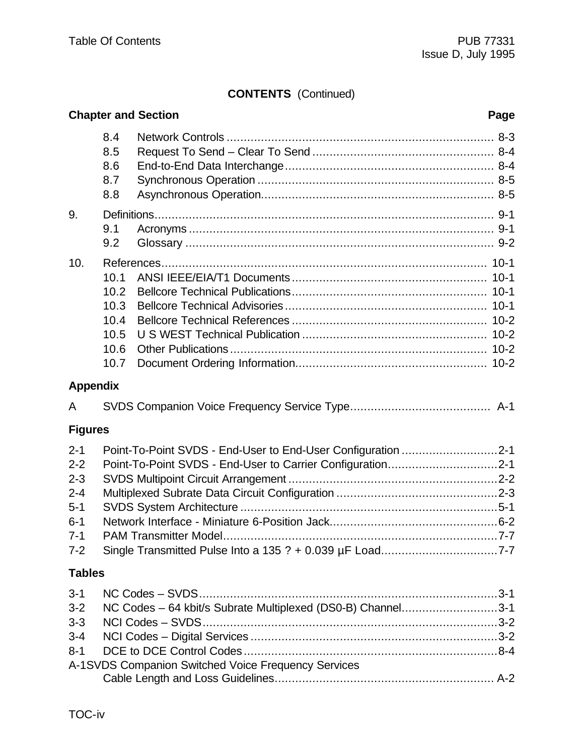**CONTENTS** (Continued)

| Chapter and Section | | Page |
|---|---|---|
| 8.4 | Network Controls | 8-3 |
| 8.5 | Request To Send – Clear To Send | 8-4 |
| 8.6 | End-to-End Data Interchange | 8-4 |
| 8.7 | Synchronous Operation | 8-5 |
| 8.8 | Asynchronous Operation | 8-5 |
| 9. | Definitions | 9-1 |
| 9.1 | Acronyms | 9-1 |
| 9.2 | Glossary | 9-2 |
| 10. | References | 10-1 |
| 10.1 | ANSI IEEE/EIA/T1 Documents | 10-1 |
| 10.2 | Bellcore Technical Publications | 10-1 |
| 10.3 | Bellcore Technical Advisories | 10-1 |
| 10.4 | Bellcore Technical References | 10-2 |
| 10.5 | U S WEST Technical Publication | 10-2 |
| 10.6 | Other Publications | 10-2 |
| 10.7 | Document Ordering Information | 10-2 |

**Appendix**

| | | |
|---|---|---|
| A | SVDS Companion Voice Frequency Service Type | A-1 |

**Figures**

| | | |
|---|---|---|
| 2-1 | Point-To-Point SVDS - End-User to End-User Configuration | 2-1 |
| 2-2 | Point-To-Point SVDS - End-User to Carrier Configuration | 2-1 |
| 2-3 | SVDS Multipoint Circuit Arrangement | 2-2 |
| 2-4 | Multiplexed Subrate Data Circuit Configuration | 2-3 |
| 5-1 | SVDS System Architecture | 5-1 |
| 6-1 | Network Interface - Miniature 6-Position Jack | 6-2 |
| 7-1 | PAM Transmitter Model | 7-7 |
| 7-2 | Single Transmitted Pulse Into a 135 ? + 0.039 µF Load | 7-7 |

**Tables**

| | | |
|---|---|---|
| 3-1 | NC Codes – SVDS | 3-1 |
| 3-2 | NC Codes – 64 kbit/s Subrate Multiplexed (DS0-B) Channel | 3-1 |
| 3-3 | NCI Codes – SVDS | 3-2 |
| 3-4 | NCI Codes – Digital Services | 3-2 |
| 8-1 | DCE to DCE Control Codes | 8-4 |
| A-1 | SVDS Companion Switched Voice Frequency Services Cable Length and Loss Guidelines | A-2 |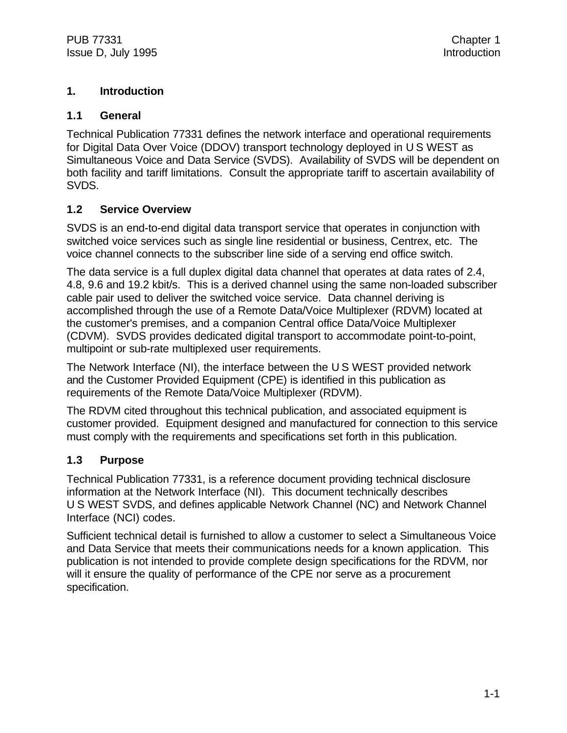# 1. Introduction

## 1.1 General

Technical Publication 77331 defines the network interface and operational requirements for Digital Data Over Voice (DDOV) transport technology deployed in U S WEST as Simultaneous Voice and Data Service (SVDS). Availability of SVDS will be dependent on both facility and tariff limitations. Consult the appropriate tariff to ascertain availability of SVDS.

## 1.2 Service Overview

SVDS is an end-to-end digital data transport service that operates in conjunction with switched voice services such as single line residential or business, Centrex, etc. The voice channel connects to the subscriber line side of a serving end office switch.

The data service is a full duplex digital data channel that operates at data rates of 2.4, 4.8, 9.6 and 19.2 kbit/s. This is a derived channel using the same non-loaded subscriber cable pair used to deliver the switched voice service. Data channel deriving is accomplished through the use of a Remote Data/Voice Multiplexer (RDVM) located at the customer's premises, and a companion Central office Data/Voice Multiplexer (CDVM). SVDS provides dedicated digital transport to accommodate point-to-point, multipoint or sub-rate multiplexed user requirements.

The Network Interface (NI), the interface between the U S WEST provided network and the Customer Provided Equipment (CPE) is identified in this publication as requirements of the Remote Data/Voice Multiplexer (RDVM).

The RDVM cited throughout this technical publication, and associated equipment is customer provided. Equipment designed and manufactured for connection to this service must comply with the requirements and specifications set forth in this publication.

## 1.3 Purpose

Technical Publication 77331, is a reference document providing technical disclosure information at the Network Interface (NI). This document technically describes U S WEST SVDS, and defines applicable Network Channel (NC) and Network Channel Interface (NCI) codes.

Sufficient technical detail is furnished to allow a customer to select a Simultaneous Voice and Data Service that meets their communications needs for a known application. This publication is not intended to provide complete design specifications for the RDVM, nor will it ensure the quality of performance of the CPE nor serve as a procurement specification.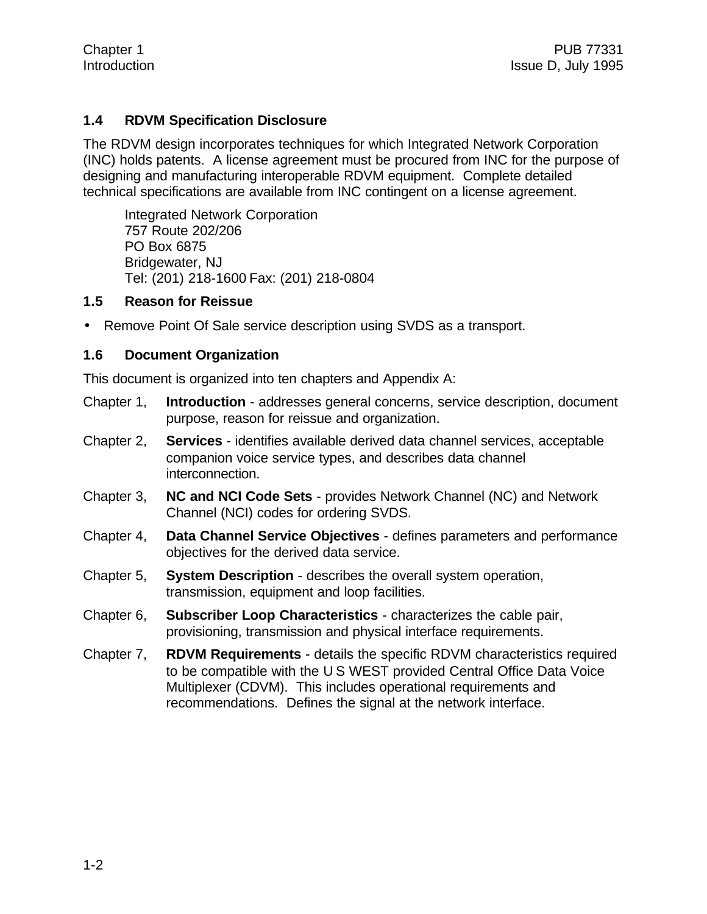### 1.4 RDVM Specification Disclosure

The RDVM design incorporates techniques for which Integrated Network Corporation (INC) holds patents. A license agreement must be procured from INC for the purpose of designing and manufacturing interoperable RDVM equipment. Complete detailed technical specifications are available from INC contingent on a license agreement.

Integrated Network Corporation
757 Route 202/206
PO Box 6875
Bridgewater, NJ
Tel: (201) 218-1600 Fax: (201) 218-0804

### 1.5 Reason for Reissue

- Remove Point Of Sale service description using SVDS as a transport.

### 1.6 Document Organization

This document is organized into ten chapters and Appendix A:

Chapter 1, **Introduction** - addresses general concerns, service description, document purpose, reason for reissue and organization.

Chapter 2, **Services** - identifies available derived data channel services, acceptable companion voice service types, and describes data channel interconnection.

Chapter 3, **NC and NCI Code Sets** - provides Network Channel (NC) and Network Channel (NCI) codes for ordering SVDS.

Chapter 4, **Data Channel Service Objectives** - defines parameters and performance objectives for the derived data service.

Chapter 5, **System Description** - describes the overall system operation, transmission, equipment and loop facilities.

Chapter 6, **Subscriber Loop Characteristics** - characterizes the cable pair, provisioning, transmission and physical interface requirements.

Chapter 7, **RDVM Requirements** - details the specific RDVM characteristics required to be compatible with the U S WEST provided Central Office Data Voice Multiplexer (CDVM). This includes operational requirements and recommendations. Defines the signal at the network interface.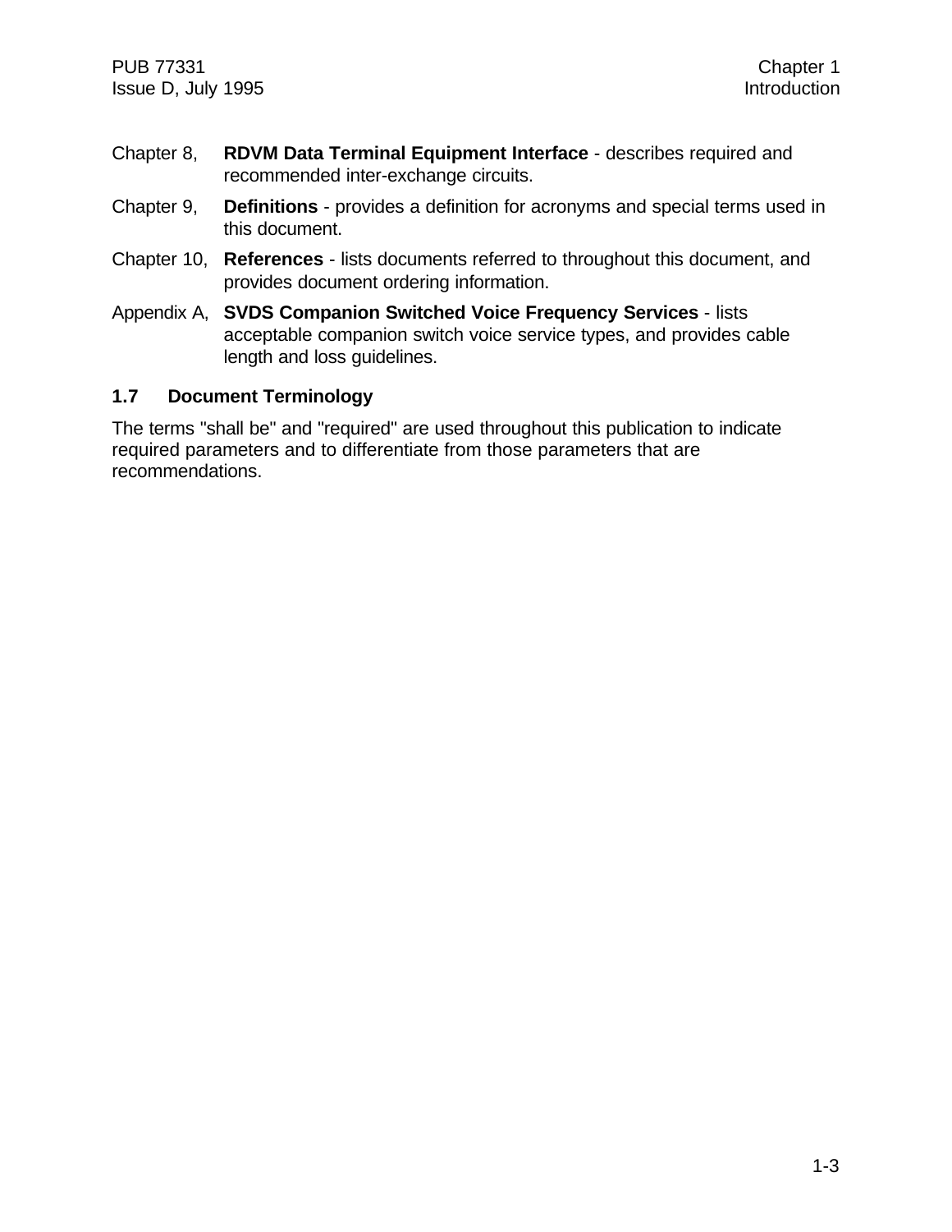Chapter 8, **RDVM Data Terminal Equipment Interface** - describes required and recommended inter-exchange circuits.

Chapter 9, **Definitions** - provides a definition for acronyms and special terms used in this document.

Chapter 10, **References** - lists documents referred to throughout this document, and provides document ordering information.

Appendix A, **SVDS Companion Switched Voice Frequency Services** - lists acceptable companion switch voice service types, and provides cable length and loss guidelines.

## 1.7 Document Terminology

The terms "shall be" and "required" are used throughout this publication to indicate required parameters and to differentiate from those parameters that are recommendations.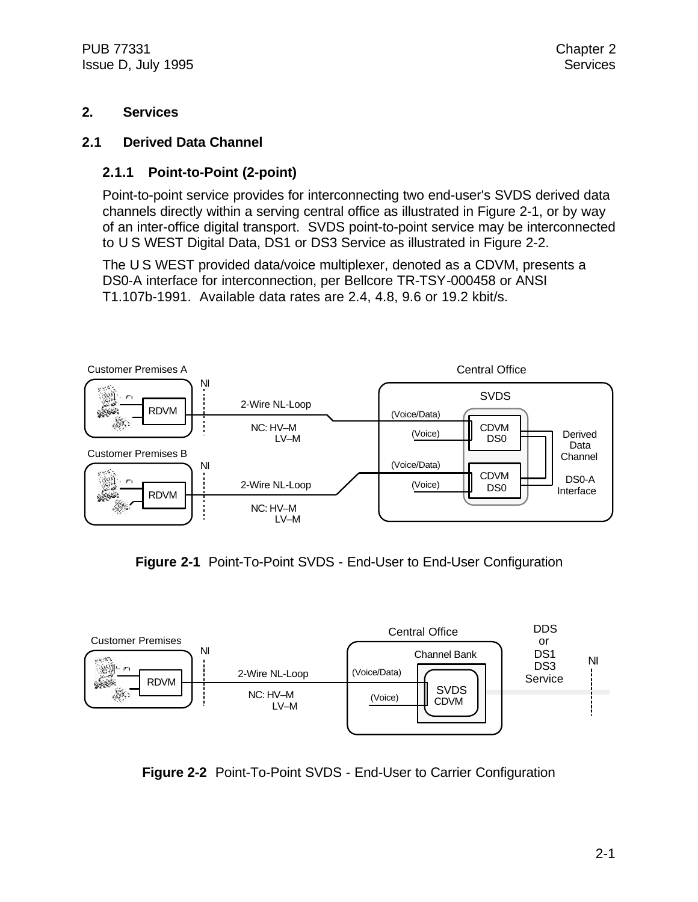## 2. Services

### 2.1 Derived Data Channel

#### 2.1.1 Point-to-Point (2-point)

Point-to-point service provides for interconnecting two end-user's SVDS derived data channels directly within a serving central office as illustrated in Figure 2-1, or by way of an inter-office digital transport. SVDS point-to-point service may be interconnected to U S WEST Digital Data, DS1 or DS3 Service as illustrated in Figure 2-2.

The U S WEST provided data/voice multiplexer, denoted as a CDVM, presents a DS0-A interface for interconnection, per Bellcore TR-TSY-000458 or ANSI T1.107b-1991. Available data rates are 2.4, 4.8, 9.6 or 19.2 kbit/s.

**Figure 2-1** Point-To-Point SVDS - End-User to End-User Configuration

**Figure 2-2** Point-To-Point SVDS - End-User to Carrier Configuration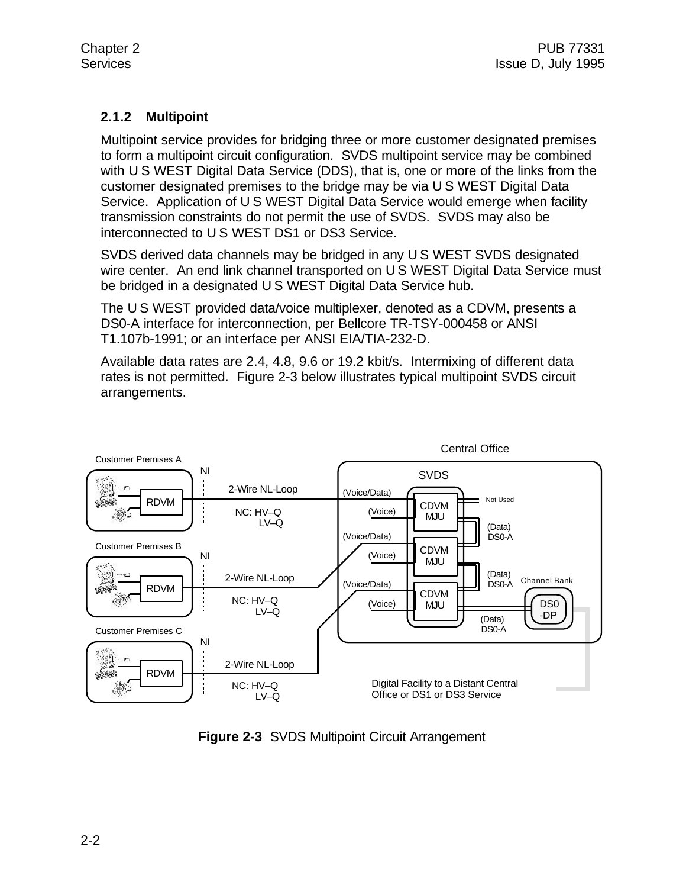### 2.1.2 Multipoint

Multipoint service provides for bridging three or more customer designated premises to form a multipoint circuit configuration. SVDS multipoint service may be combined with U S WEST Digital Data Service (DDS), that is, one or more of the links from the customer designated premises to the bridge may be via U S WEST Digital Data Service. Application of U S WEST Digital Data Service would emerge when facility transmission constraints do not permit the use of SVDS. SVDS may also be interconnected to U S WEST DS1 or DS3 Service.

SVDS derived data channels may be bridged in any U S WEST SVDS designated wire center. An end link channel transported on U S WEST Digital Data Service must be bridged in a designated U S WEST Digital Data Service hub.

The U S WEST provided data/voice multiplexer, denoted as a CDVM, presents a DS0-A interface for interconnection, per Bellcore TR-TSY-000458 or ANSI T1.107b-1991; or an interface per ANSI EIA/TIA-232-D.

Available data rates are 2.4, 4.8, 9.6 or 19.2 kbit/s. Intermixing of different data rates is not permitted. Figure 2-3 below illustrates typical multipoint SVDS circuit arrangements.

**Figure 2-3** SVDS Multipoint Circuit Arrangement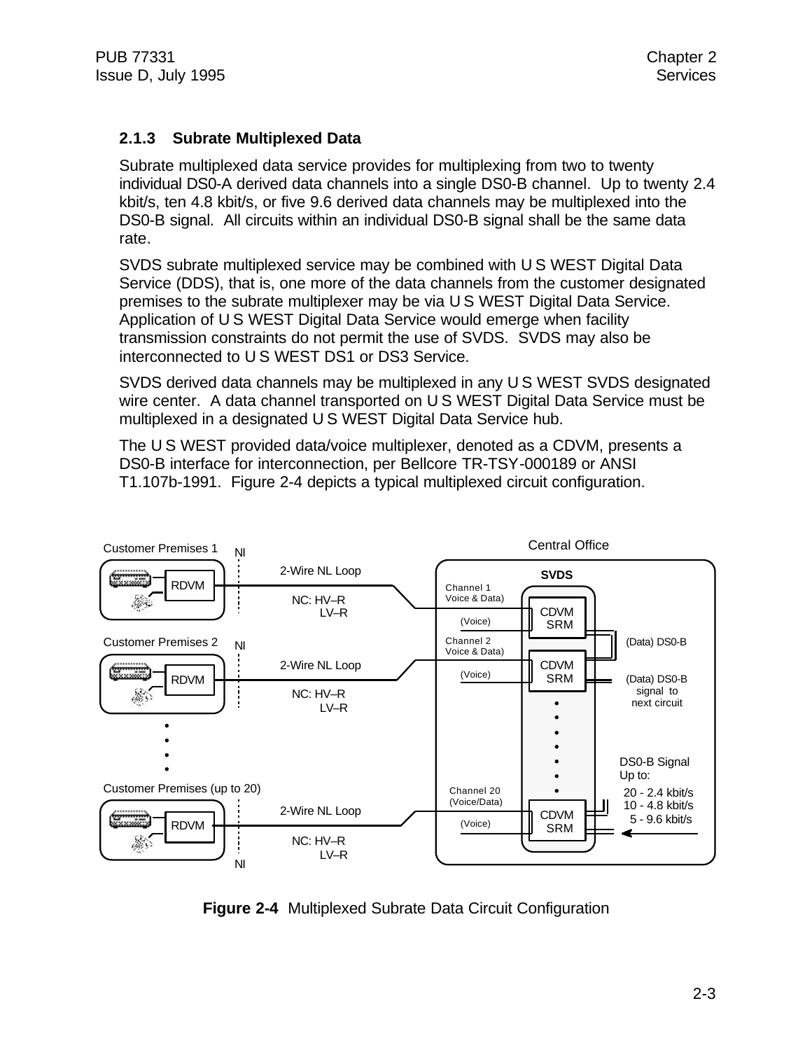### 2.1.3 Subrate Multiplexed Data

Subrate multiplexed data service provides for multiplexing from two to twenty individual DS0-A derived data channels into a single DS0-B channel. Up to twenty 2.4 kbit/s, ten 4.8 kbit/s, or five 9.6 derived data channels may be multiplexed into the DS0-B signal. All circuits within an individual DS0-B signal shall be the same data rate.

SVDS subrate multiplexed service may be combined with U S WEST Digital Data Service (DDS), that is, one more of the data channels from the customer designated premises to the subrate multiplexer may be via U S WEST Digital Data Service. Application of U S WEST Digital Data Service would emerge when facility transmission constraints do not permit the use of SVDS. SVDS may also be interconnected to U S WEST DS1 or DS3 Service.

SVDS derived data channels may be multiplexed in any U S WEST SVDS designated wire center. A data channel transported on U S WEST Digital Data Service must be multiplexed in a designated U S WEST Digital Data Service hub.

The U S WEST provided data/voice multiplexer, denoted as a CDVM, presents a DS0-B interface for interconnection, per Bellcore TR-TSY-000189 or ANSI T1.107b-1991. Figure 2-4 depicts a typical multiplexed circuit configuration.

**Figure 2-4** Multiplexed Subrate Data Circuit Configuration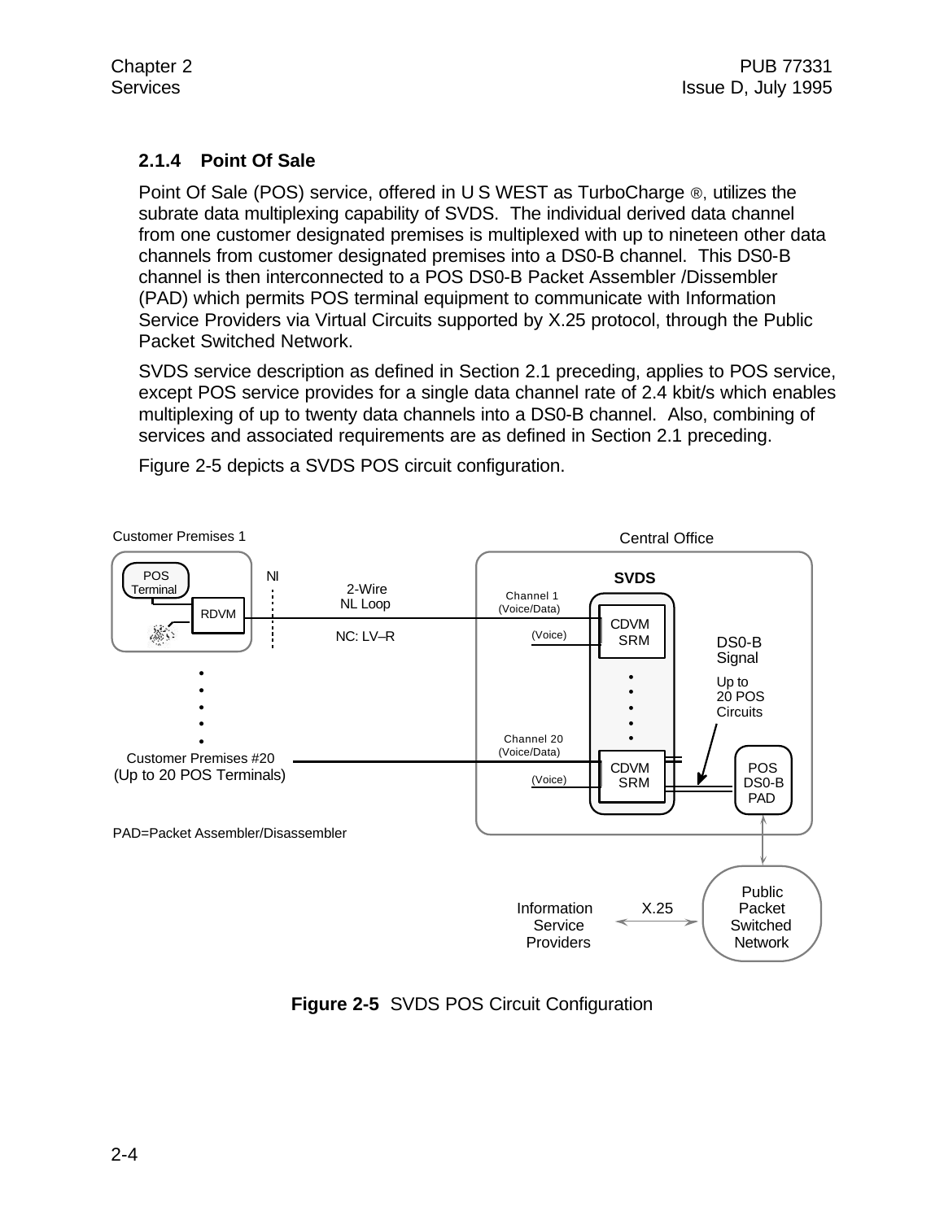### 2.1.4 Point Of Sale

Point Of Sale (POS) service, offered in U S WEST as TurboCharge ®, utilizes the subrate data multiplexing capability of SVDS. The individual derived data channel from one customer designated premises is multiplexed with up to nineteen other data channels from customer designated premises into a DS0-B channel. This DS0-B channel is then interconnected to a POS DS0-B Packet Assembler /Dissembler (PAD) which permits POS terminal equipment to communicate with Information Service Providers via Virtual Circuits supported by X.25 protocol, through the Public Packet Switched Network.

SVDS service description as defined in Section 2.1 preceding, applies to POS service, except POS service provides for a single data channel rate of 2.4 kbit/s which enables multiplexing of up to twenty data channels into a DS0-B channel. Also, combining of services and associated requirements are as defined in Section 2.1 preceding.

Figure 2-5 depicts a SVDS POS circuit configuration.

**Figure 2-5** SVDS POS Circuit Configuration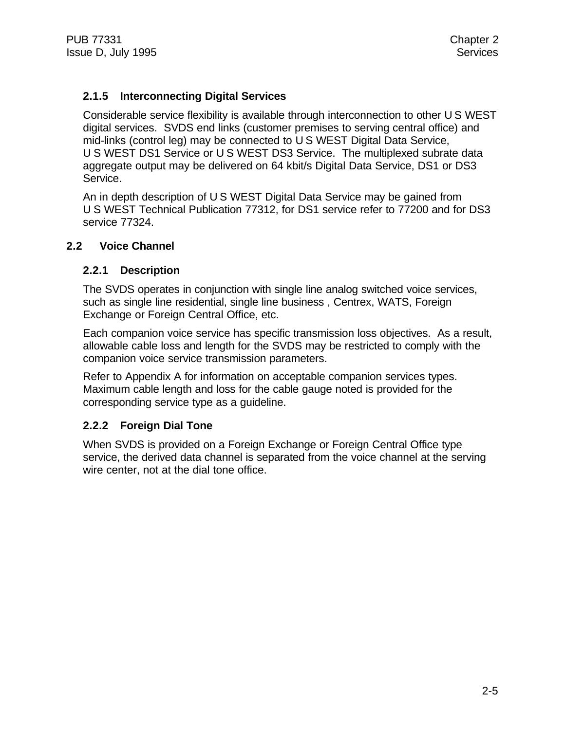### 2.1.5 Interconnecting Digital Services

Considerable service flexibility is available through interconnection to other U S WEST digital services. SVDS end links (customer premises to serving central office) and mid-links (control leg) may be connected to U S WEST Digital Data Service, U S WEST DS1 Service or U S WEST DS3 Service. The multiplexed subrate data aggregate output may be delivered on 64 kbit/s Digital Data Service, DS1 or DS3 Service.

An in depth description of U S WEST Digital Data Service may be gained from U S WEST Technical Publication 77312, for DS1 service refer to 77200 and for DS3 service 77324.

## 2.2 Voice Channel

### 2.2.1 Description

The SVDS operates in conjunction with single line analog switched voice services, such as single line residential, single line business , Centrex, WATS, Foreign Exchange or Foreign Central Office, etc.

Each companion voice service has specific transmission loss objectives. As a result, allowable cable loss and length for the SVDS may be restricted to comply with the companion voice service transmission parameters.

Refer to Appendix A for information on acceptable companion services types. Maximum cable length and loss for the cable gauge noted is provided for the corresponding service type as a guideline.

### 2.2.2 Foreign Dial Tone

When SVDS is provided on a Foreign Exchange or Foreign Central Office type service, the derived data channel is separated from the voice channel at the serving wire center, not at the dial tone office.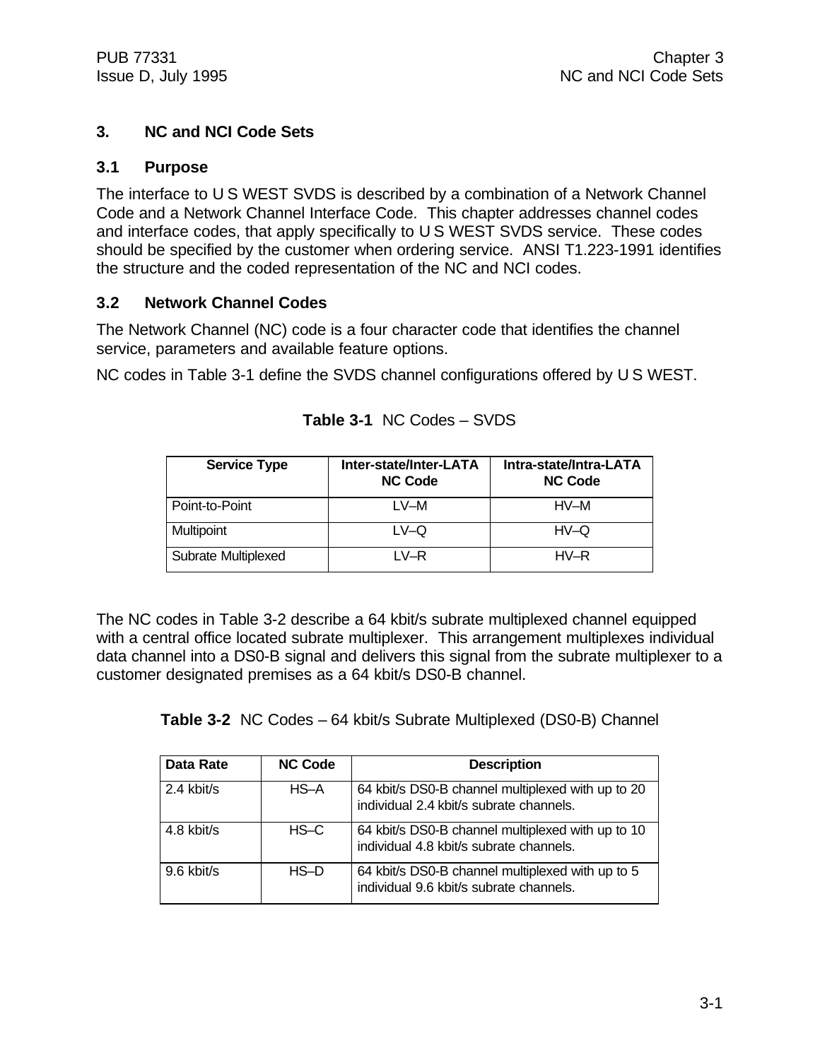# 3. NC and NCI Code Sets

## 3.1 Purpose

The interface to U S WEST SVDS is described by a combination of a Network Channel Code and a Network Channel Interface Code. This chapter addresses channel codes and interface codes, that apply specifically to U S WEST SVDS service. These codes should be specified by the customer when ordering service. ANSI T1.223-1991 identifies the structure and the coded representation of the NC and NCI codes.

## 3.2 Network Channel Codes

The Network Channel (NC) code is a four character code that identifies the channel service, parameters and available feature options.

NC codes in Table 3-1 define the SVDS channel configurations offered by U S WEST.

**Table 3-1** NC Codes – SVDS

| Service Type | Inter-state/Inter-LATA NC Code | Intra-state/Intra-LATA NC Code |
|---|---|---|
| Point-to-Point | LV–M | HV–M |
| Multipoint | LV–Q | HV–Q |
| Subrate Multiplexed | LV–R | HV–R |

The NC codes in Table 3-2 describe a 64 kbit/s subrate multiplexed channel equipped with a central office located subrate multiplexer. This arrangement multiplexes individual data channel into a DS0-B signal and delivers this signal from the subrate multiplexer to a customer designated premises as a 64 kbit/s DS0-B channel.

**Table 3-2** NC Codes – 64 kbit/s Subrate Multiplexed (DS0-B) Channel

| Data Rate | NC Code | Description |
|---|---|---|
| 2.4 kbit/s | HS–A | 64 kbit/s DS0-B channel multiplexed with up to 20 individual 2.4 kbit/s subrate channels. |
| 4.8 kbit/s | HS–C | 64 kbit/s DS0-B channel multiplexed with up to 10 individual 4.8 kbit/s subrate channels. |
| 9.6 kbit/s | HS–D | 64 kbit/s DS0-B channel multiplexed with up to 5 individual 9.6 kbit/s subrate channels. |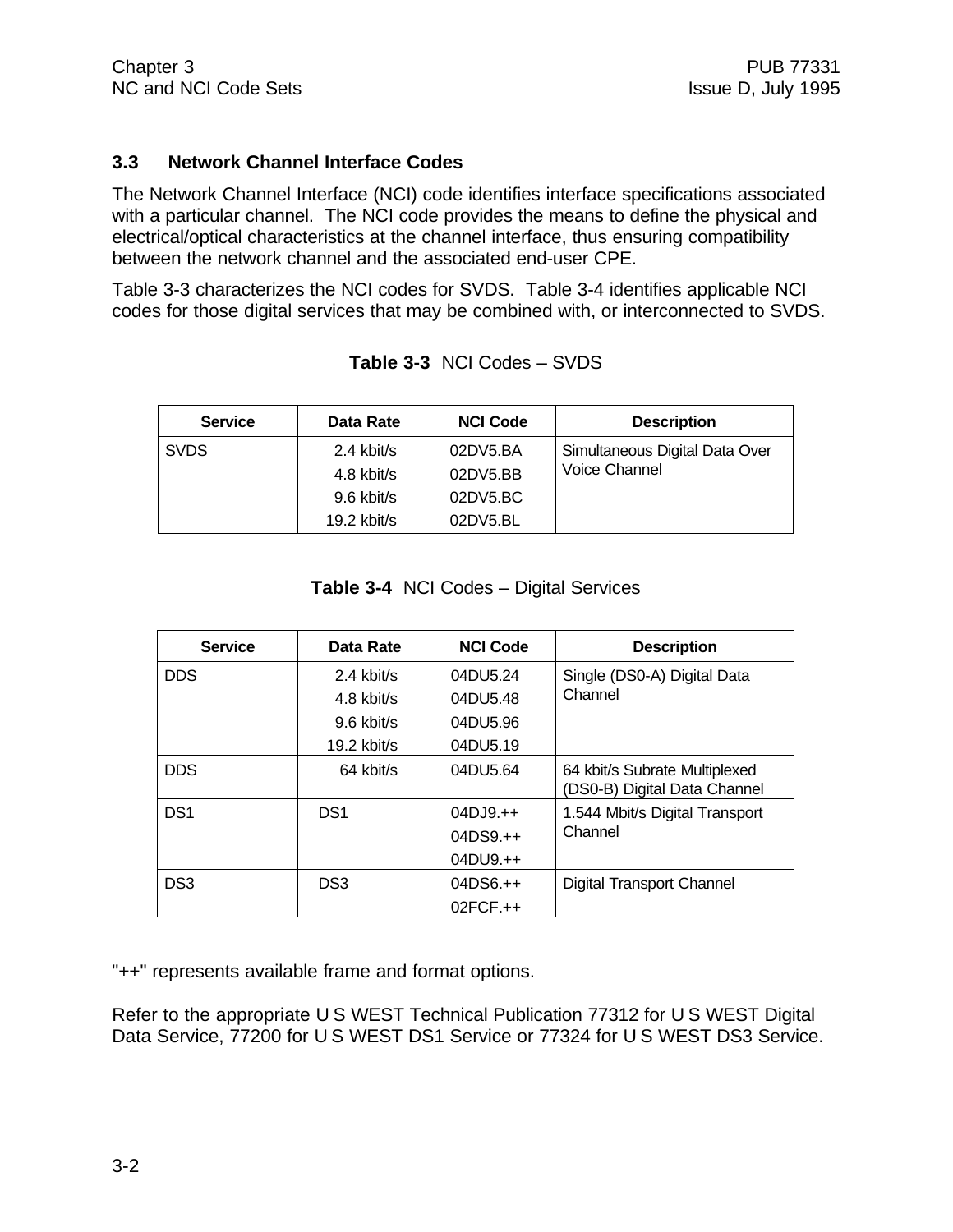### 3.3 Network Channel Interface Codes

The Network Channel Interface (NCI) code identifies interface specifications associated with a particular channel. The NCI code provides the means to define the physical and electrical/optical characteristics at the channel interface, thus ensuring compatibility between the network channel and the associated end-user CPE.

Table 3-3 characterizes the NCI codes for SVDS. Table 3-4 identifies applicable NCI codes for those digital services that may be combined with, or interconnected to SVDS.

**Table 3-3** NCI Codes – SVDS

| Service | Data Rate | NCI Code | Description |
|---|---|---|---|
| SVDS | 2.4 kbit/s | 02DV5.BA | Simultaneous Digital Data Over Voice Channel |
| | 4.8 kbit/s | 02DV5.BB | |
| | 9.6 kbit/s | 02DV5.BC | |
| | 19.2 kbit/s | 02DV5.BL | |

**Table 3-4** NCI Codes – Digital Services

| Service | Data Rate | NCI Code | Description |
|---|---|---|---|
| DDS | 2.4 kbit/s | 04DU5.24 | Single (DS0-A) Digital Data Channel |
| | 4.8 kbit/s | 04DU5.48 | |
| | 9.6 kbit/s | 04DU5.96 | |
| | 19.2 kbit/s | 04DU5.19 | |
| DDS | 64 kbit/s | 04DU5.64 | 64 kbit/s Subrate Multiplexed (DS0-B) Digital Data Channel |
| DS1 | DS1 | 04DJ9.++ | 1.544 Mbit/s Digital Transport Channel |
| | | 04DS9.++ | |
| | | 04DU9.++ | |
| DS3 | DS3 | 04DS6.++ | Digital Transport Channel |
| | | 02FCF.++ | |

"++" represents available frame and format options.

Refer to the appropriate U S WEST Technical Publication 77312 for U S WEST Digital Data Service, 77200 for U S WEST DS1 Service or 77324 for U S WEST DS3 Service.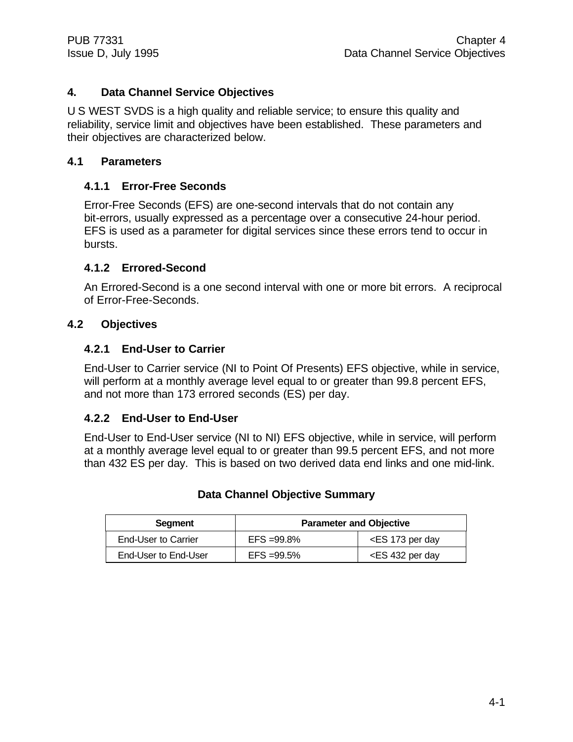# 4. Data Channel Service Objectives

U S WEST SVDS is a high quality and reliable service; to ensure this quality and reliability, service limit and objectives have been established. These parameters and their objectives are characterized below.

## 4.1 Parameters

### 4.1.1 Error-Free Seconds

Error-Free Seconds (EFS) are one-second intervals that do not contain any bit-errors, usually expressed as a percentage over a consecutive 24-hour period. EFS is used as a parameter for digital services since these errors tend to occur in bursts.

### 4.1.2 Errored-Second

An Errored-Second is a one second interval with one or more bit errors. A reciprocal of Error-Free-Seconds.

## 4.2 Objectives

### 4.2.1 End-User to Carrier

End-User to Carrier service (NI to Point Of Presents) EFS objective, while in service, will perform at a monthly average level equal to or greater than 99.8 percent EFS, and not more than 173 errored seconds (ES) per day.

### 4.2.2 End-User to End-User

End-User to End-User service (NI to NI) EFS objective, while in service, will perform at a monthly average level equal to or greater than 99.5 percent EFS, and not more than 432 ES per day. This is based on two derived data end links and one mid-link.

**Data Channel Objective Summary**

| Segment | Parameter and Objective | |
|---|---|---|
| End-User to Carrier | EFS =99.8% | <ES 173 per day |
| End-User to End-User | EFS =99.5% | <ES 432 per day |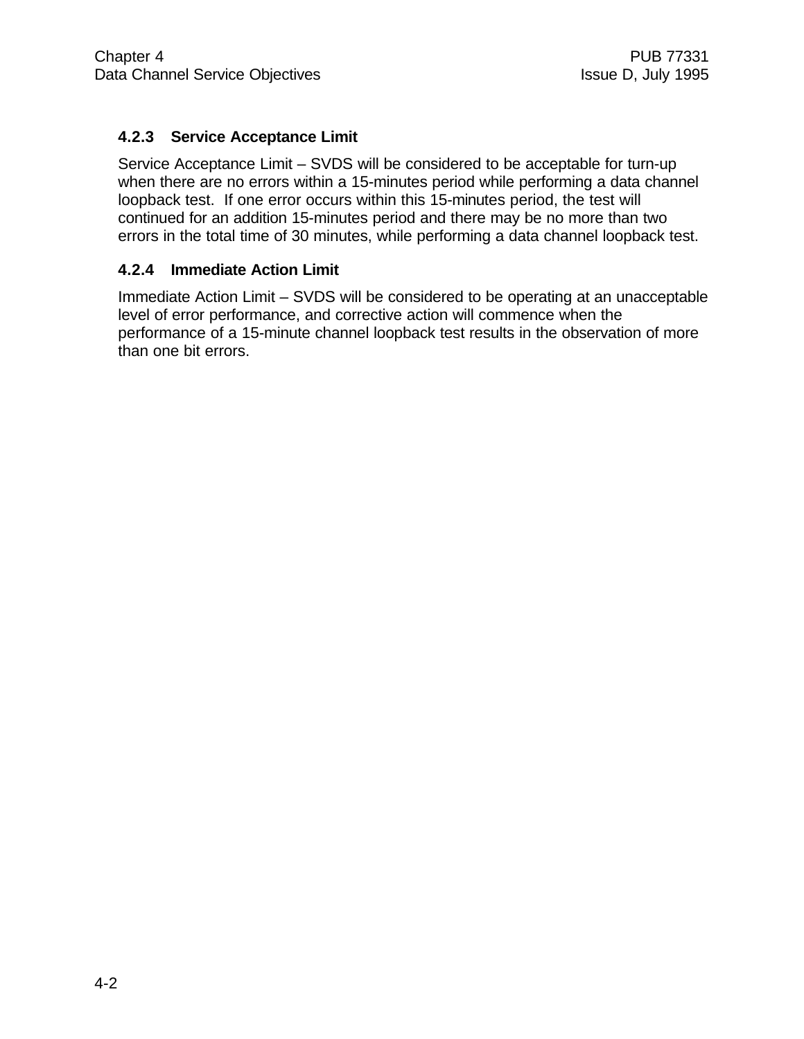### 4.2.3 Service Acceptance Limit

Service Acceptance Limit – SVDS will be considered to be acceptable for turn-up when there are no errors within a 15-minutes period while performing a data channel loopback test. If one error occurs within this 15-minutes period, the test will continued for an addition 15-minutes period and there may be no more than two errors in the total time of 30 minutes, while performing a data channel loopback test.

### 4.2.4 Immediate Action Limit

Immediate Action Limit – SVDS will be considered to be operating at an unacceptable level of error performance, and corrective action will commence when the performance of a 15-minute channel loopback test results in the observation of more than one bit errors.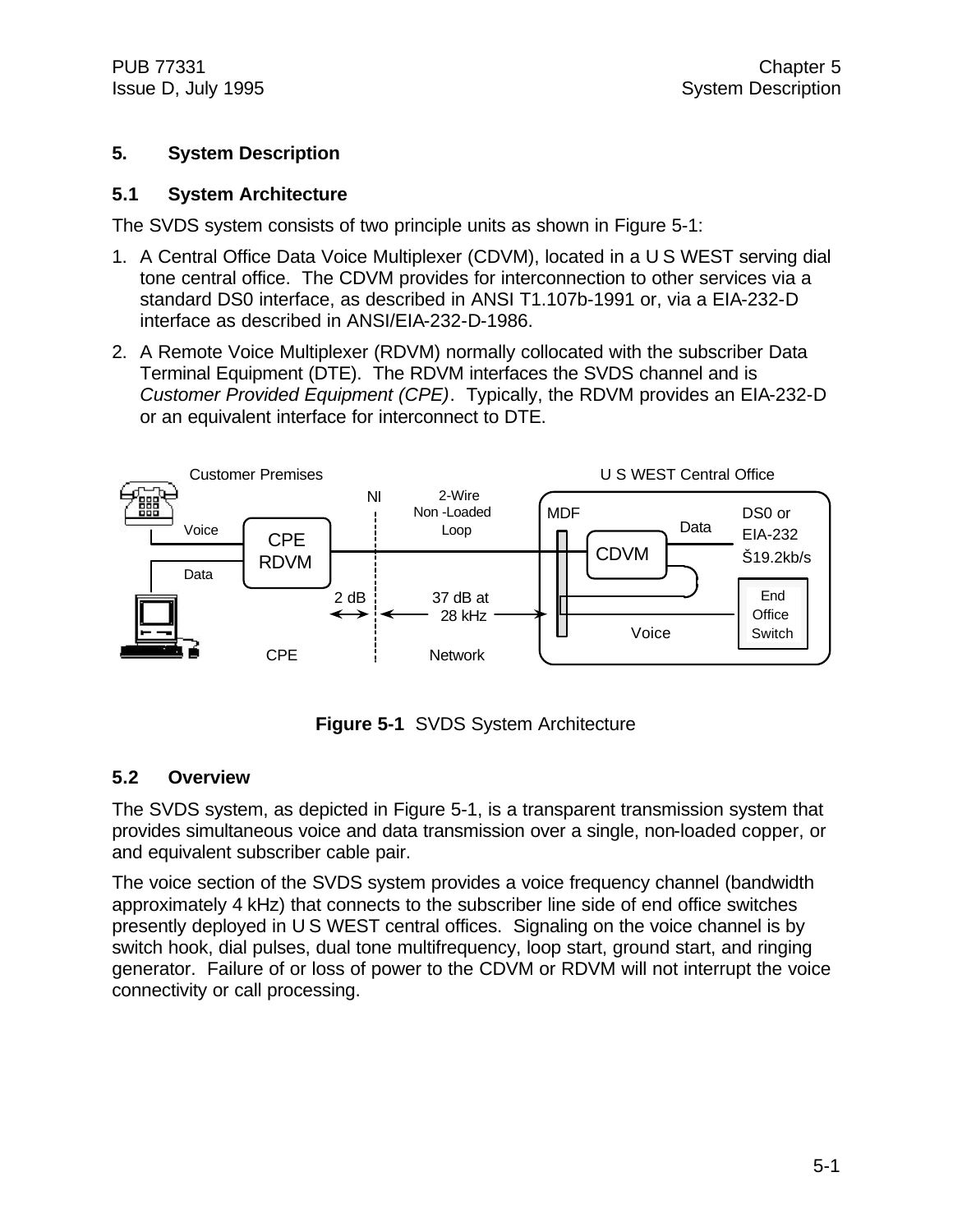# 5. System Description

## 5.1 System Architecture

The SVDS system consists of two principle units as shown in Figure 5-1:

1. A Central Office Data Voice Multiplexer (CDVM), located in a U S WEST serving dial tone central office. The CDVM provides for interconnection to other services via a standard DS0 interface, as described in ANSI T1.107b-1991 or, via a EIA-232-D interface as described in ANSI/EIA-232-D-1986.
2. A Remote Voice Multiplexer (RDVM) normally collocated with the subscriber Data Terminal Equipment (DTE). The RDVM interfaces the SVDS channel and is *Customer Provided Equipment (CPE)*. Typically, the RDVM provides an EIA-232-D or an equivalent interface for interconnect to DTE.

**Figure 5-1** SVDS System Architecture

## 5.2 Overview

The SVDS system, as depicted in Figure 5-1, is a transparent transmission system that provides simultaneous voice and data transmission over a single, non-loaded copper, or and equivalent subscriber cable pair.

The voice section of the SVDS system provides a voice frequency channel (bandwidth approximately 4 kHz) that connects to the subscriber line side of end office switches presently deployed in U S WEST central offices. Signaling on the voice channel is by switch hook, dial pulses, dual tone multifrequency, loop start, ground start, and ringing generator. Failure of or loss of power to the CDVM or RDVM will not interrupt the voice connectivity or call processing.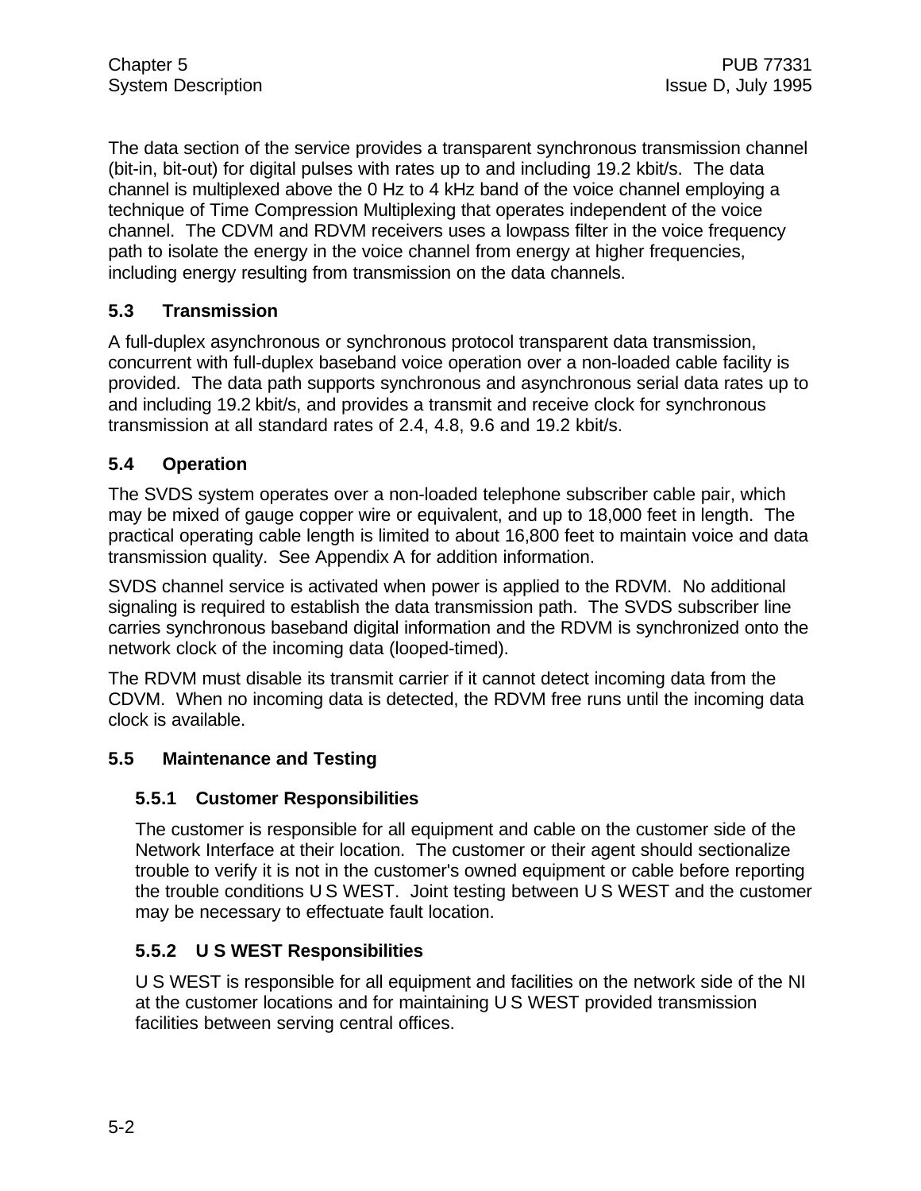The data section of the service provides a transparent synchronous transmission channel (bit-in, bit-out) for digital pulses with rates up to and including 19.2 kbit/s. The data channel is multiplexed above the 0 Hz to 4 kHz band of the voice channel employing a technique of Time Compression Multiplexing that operates independent of the voice channel. The CDVM and RDVM receivers uses a lowpass filter in the voice frequency path to isolate the energy in the voice channel from energy at higher frequencies, including energy resulting from transmission on the data channels.

## 5.3 Transmission

A full-duplex asynchronous or synchronous protocol transparent data transmission, concurrent with full-duplex baseband voice operation over a non-loaded cable facility is provided. The data path supports synchronous and asynchronous serial data rates up to and including 19.2 kbit/s, and provides a transmit and receive clock for synchronous transmission at all standard rates of 2.4, 4.8, 9.6 and 19.2 kbit/s.

## 5.4 Operation

The SVDS system operates over a non-loaded telephone subscriber cable pair, which may be mixed of gauge copper wire or equivalent, and up to 18,000 feet in length. The practical operating cable length is limited to about 16,800 feet to maintain voice and data transmission quality. See Appendix A for addition information.

SVDS channel service is activated when power is applied to the RDVM. No additional signaling is required to establish the data transmission path. The SVDS subscriber line carries synchronous baseband digital information and the RDVM is synchronized onto the network clock of the incoming data (looped-timed).

The RDVM must disable its transmit carrier if it cannot detect incoming data from the CDVM. When no incoming data is detected, the RDVM free runs until the incoming data clock is available.

## 5.5 Maintenance and Testing

### 5.5.1 Customer Responsibilities

The customer is responsible for all equipment and cable on the customer side of the Network Interface at their location. The customer or their agent should sectionalize trouble to verify it is not in the customer's owned equipment or cable before reporting the trouble conditions U S WEST. Joint testing between U S WEST and the customer may be necessary to effectuate fault location.

### 5.5.2 U S WEST Responsibilities

U S WEST is responsible for all equipment and facilities on the network side of the NI at the customer locations and for maintaining U S WEST provided transmission facilities between serving central offices.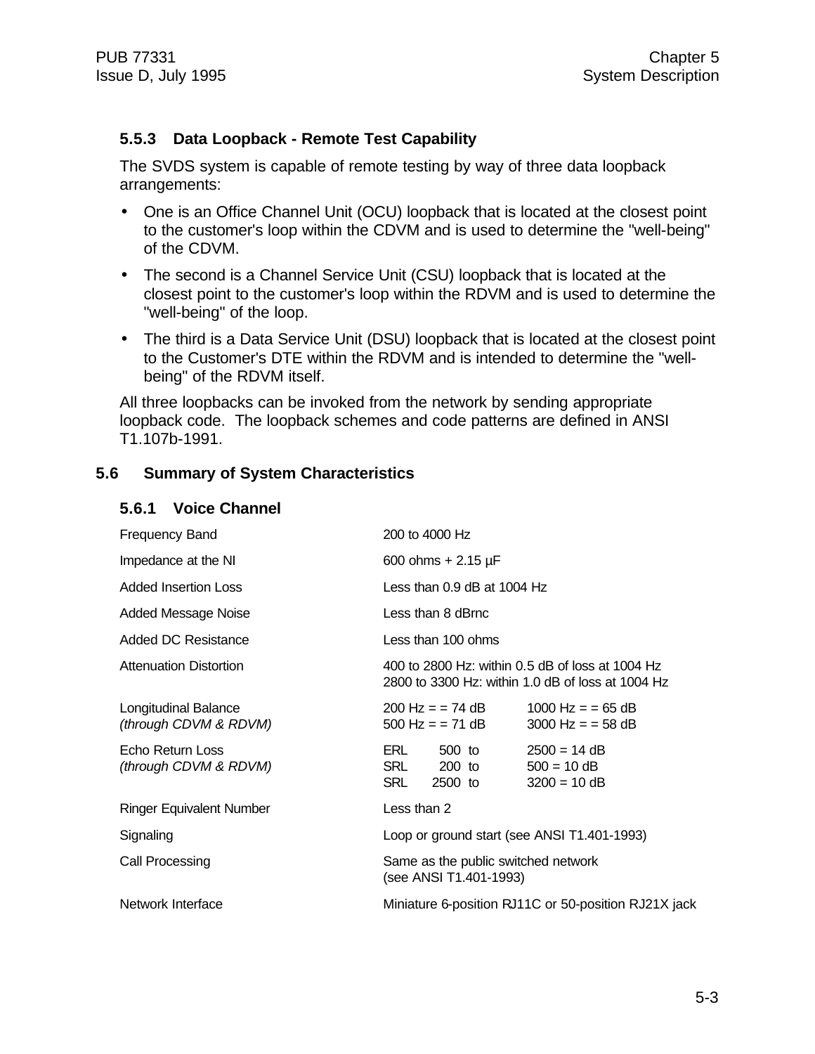### 5.5.3 Data Loopback - Remote Test Capability

The SVDS system is capable of remote testing by way of three data loopback arrangements:

- One is an Office Channel Unit (OCU) loopback that is located at the closest point to the customer's loop within the CDVM and is used to determine the "well-being" of the CDVM.
- The second is a Channel Service Unit (CSU) loopback that is located at the closest point to the customer's loop within the RDVM and is used to determine the "well-being" of the loop.
- The third is a Data Service Unit (DSU) loopback that is located at the closest point to the Customer's DTE within the RDVM and is intended to determine the "well-being" of the RDVM itself.

All three loopbacks can be invoked from the network by sending appropriate loopback code. The loopback schemes and code patterns are defined in ANSI T1.107b-1991.

## 5.6 Summary of System Characteristics

### 5.6.1 Voice Channel

| | | |
|---|---|---|
| Frequency Band | 200 to 4000 Hz | |
| Impedance at the NI | 600 ohms + 2.15 µF | |
| Added Insertion Loss | Less than 0.9 dB at 1004 Hz | |
| Added Message Noise | Less than 8 dBrnc | |
| Added DC Resistance | Less than 100 ohms | |
| Attenuation Distortion | 400 to 2800 Hz: within 0.5 dB of loss at 1004 Hz<br>2800 to 3300 Hz: within 1.0 dB of loss at 1004 Hz | |
| Longitudinal Balance<br>*(through CDVM & RDVM)* | 200 Hz = = 74 dB<br>500 Hz = = 71 dB | 1000 Hz = = 65 dB<br>3000 Hz = = 58 dB |
| Echo Return Loss<br>*(through CDVM & RDVM)* | ERL 500 to<br>SRL 200 to<br>SRL 2500 to | 2500 = 14 dB<br>500 = 10 dB<br>3200 = 10 dB |
| Ringer Equivalent Number | Less than 2 | |
| Signaling | Loop or ground start (see ANSI T1.401-1993) | |
| Call Processing | Same as the public switched network<br>(see ANSI T1.401-1993) | |
| Network Interface | Miniature 6-position RJ11C or 50-position RJ21X jack | |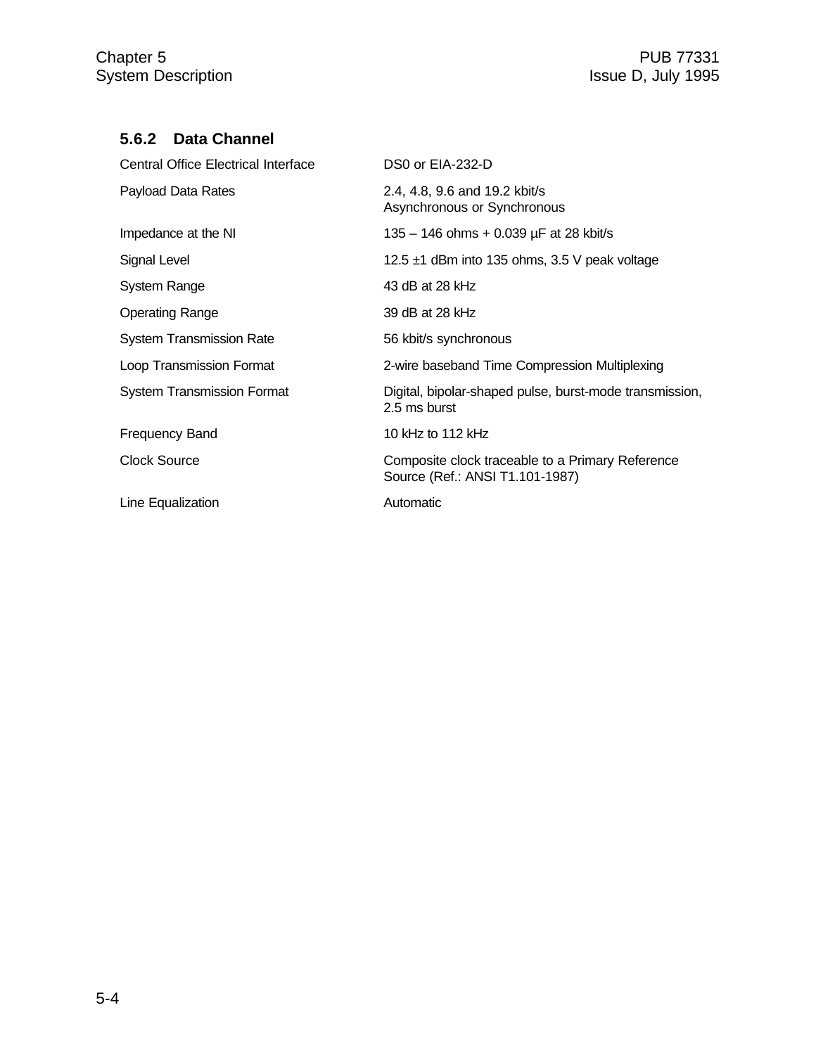### 5.6.2 Data Channel

| | |
|---|---|
| Central Office Electrical Interface | DS0 or EIA-232-D |
| Payload Data Rates | 2.4, 4.8, 9.6 and 19.2 kbit/s<br>Asynchronous or Synchronous |
| Impedance at the NI | 135 – 146 ohms + 0.039 µF at 28 kbit/s |
| Signal Level | 12.5 ±1 dBm into 135 ohms, 3.5 V peak voltage |
| System Range | 43 dB at 28 kHz |
| Operating Range | 39 dB at 28 kHz |
| System Transmission Rate | 56 kbit/s synchronous |
| Loop Transmission Format | 2-wire baseband Time Compression Multiplexing |
| System Transmission Format | Digital, bipolar-shaped pulse, burst-mode transmission, 2.5 ms burst |
| Frequency Band | 10 kHz to 112 kHz |
| Clock Source | Composite clock traceable to a Primary Reference Source (Ref.: ANSI T1.101-1987) |
| Line Equalization | Automatic |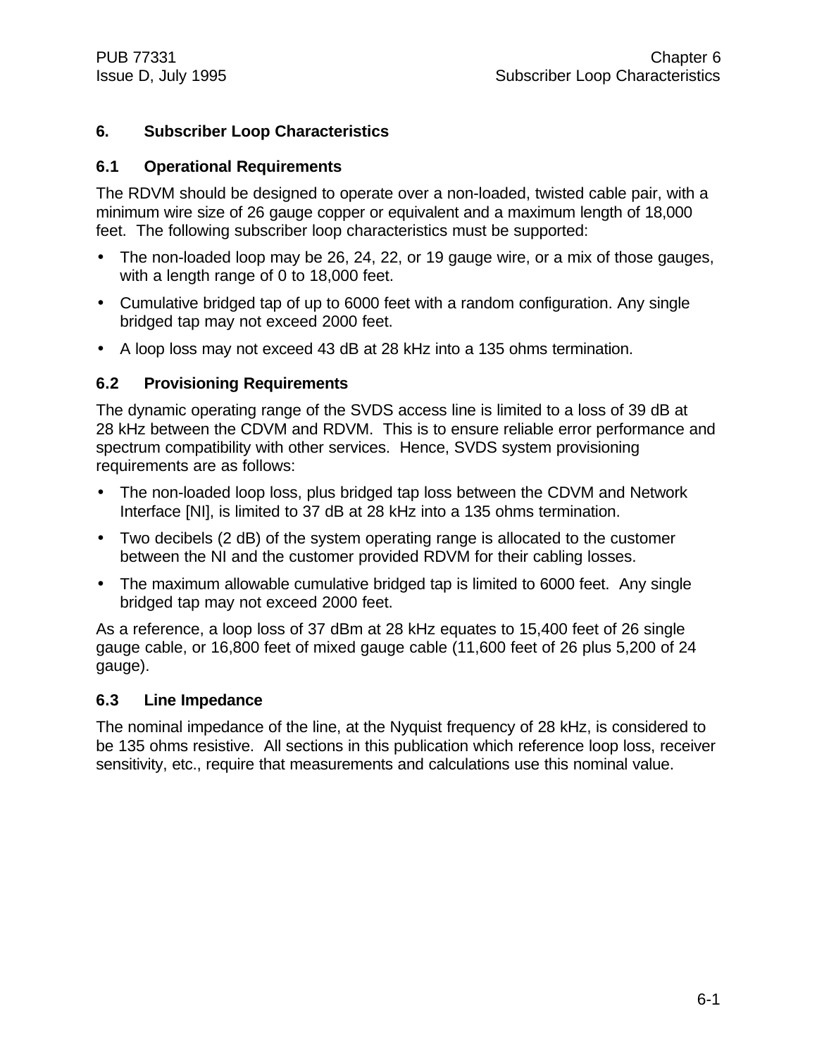# 6. Subscriber Loop Characteristics

## 6.1 Operational Requirements

The RDVM should be designed to operate over a non-loaded, twisted cable pair, with a minimum wire size of 26 gauge copper or equivalent and a maximum length of 18,000 feet. The following subscriber loop characteristics must be supported:

- The non-loaded loop may be 26, 24, 22, or 19 gauge wire, or a mix of those gauges, with a length range of 0 to 18,000 feet.
- Cumulative bridged tap of up to 6000 feet with a random configuration. Any single bridged tap may not exceed 2000 feet.
- A loop loss may not exceed 43 dB at 28 kHz into a 135 ohms termination.

## 6.2 Provisioning Requirements

The dynamic operating range of the SVDS access line is limited to a loss of 39 dB at 28 kHz between the CDVM and RDVM. This is to ensure reliable error performance and spectrum compatibility with other services. Hence, SVDS system provisioning requirements are as follows:

- The non-loaded loop loss, plus bridged tap loss between the CDVM and Network Interface [NI], is limited to 37 dB at 28 kHz into a 135 ohms termination.
- Two decibels (2 dB) of the system operating range is allocated to the customer between the NI and the customer provided RDVM for their cabling losses.
- The maximum allowable cumulative bridged tap is limited to 6000 feet. Any single bridged tap may not exceed 2000 feet.

As a reference, a loop loss of 37 dBm at 28 kHz equates to 15,400 feet of 26 single gauge cable, or 16,800 feet of mixed gauge cable (11,600 feet of 26 plus 5,200 of 24 gauge).

## 6.3 Line Impedance

The nominal impedance of the line, at the Nyquist frequency of 28 kHz, is considered to be 135 ohms resistive. All sections in this publication which reference loop loss, receiver sensitivity, etc., require that measurements and calculations use this nominal value.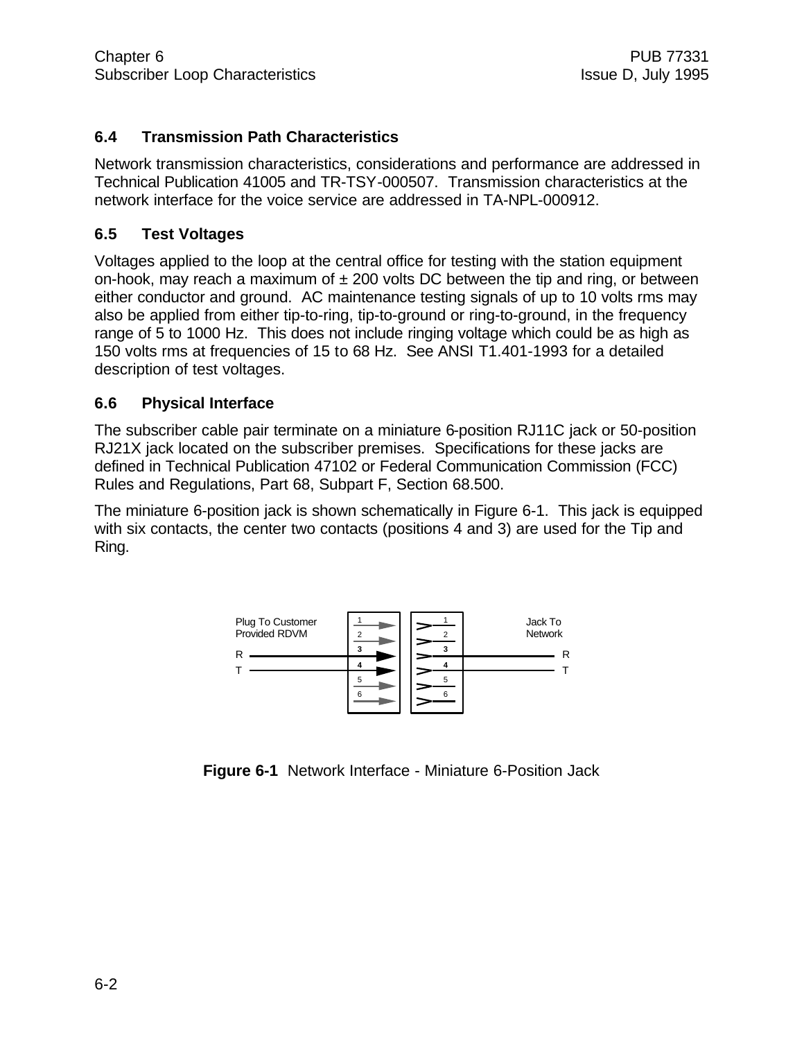## 6.4 Transmission Path Characteristics

Network transmission characteristics, considerations and performance are addressed in Technical Publication 41005 and TR-TSY-000507. Transmission characteristics at the network interface for the voice service are addressed in TA-NPL-000912.

## 6.5 Test Voltages

Voltages applied to the loop at the central office for testing with the station equipment on-hook, may reach a maximum of ± 200 volts DC between the tip and ring, or between either conductor and ground. AC maintenance testing signals of up to 10 volts rms may also be applied from either tip-to-ring, tip-to-ground or ring-to-ground, in the frequency range of 5 to 1000 Hz. This does not include ringing voltage which could be as high as 150 volts rms at frequencies of 15 to 68 Hz. See ANSI T1.401-1993 for a detailed description of test voltages.

## 6.6 Physical Interface

The subscriber cable pair terminate on a miniature 6-position RJ11C jack or 50-position RJ21X jack located on the subscriber premises. Specifications for these jacks are defined in Technical Publication 47102 or Federal Communication Commission (FCC) Rules and Regulations, Part 68, Subpart F, Section 68.500.

The miniature 6-position jack is shown schematically in Figure 6-1. This jack is equipped with six contacts, the center two contacts (positions 4 and 3) are used for the Tip and Ring.

Plug To Customer Provided RDVM — R, T — 1 2 3 4 5 6 | 1 2 3 4 5 6 — Jack To Network — R, T

**Figure 6-1** Network Interface - Miniature 6-Position Jack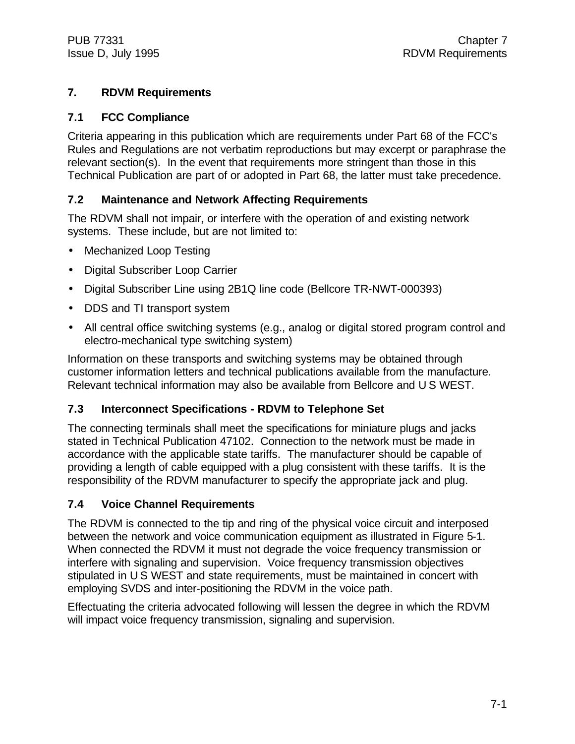# 7. RDVM Requirements

## 7.1 FCC Compliance

Criteria appearing in this publication which are requirements under Part 68 of the FCC's Rules and Regulations are not verbatim reproductions but may excerpt or paraphrase the relevant section(s). In the event that requirements more stringent than those in this Technical Publication are part of or adopted in Part 68, the latter must take precedence.

## 7.2 Maintenance and Network Affecting Requirements

The RDVM shall not impair, or interfere with the operation of and existing network systems. These include, but are not limited to:

- Mechanized Loop Testing
- Digital Subscriber Loop Carrier
- Digital Subscriber Line using 2B1Q line code (Bellcore TR-NWT-000393)
- DDS and TI transport system
- All central office switching systems (e.g., analog or digital stored program control and electro-mechanical type switching system)

Information on these transports and switching systems may be obtained through customer information letters and technical publications available from the manufacture. Relevant technical information may also be available from Bellcore and U S WEST.

## 7.3 Interconnect Specifications - RDVM to Telephone Set

The connecting terminals shall meet the specifications for miniature plugs and jacks stated in Technical Publication 47102. Connection to the network must be made in accordance with the applicable state tariffs. The manufacturer should be capable of providing a length of cable equipped with a plug consistent with these tariffs. It is the responsibility of the RDVM manufacturer to specify the appropriate jack and plug.

## 7.4 Voice Channel Requirements

The RDVM is connected to the tip and ring of the physical voice circuit and interposed between the network and voice communication equipment as illustrated in Figure 5-1. When connected the RDVM it must not degrade the voice frequency transmission or interfere with signaling and supervision. Voice frequency transmission objectives stipulated in U S WEST and state requirements, must be maintained in concert with employing SVDS and inter-positioning the RDVM in the voice path.

Effectuating the criteria advocated following will lessen the degree in which the RDVM will impact voice frequency transmission, signaling and supervision.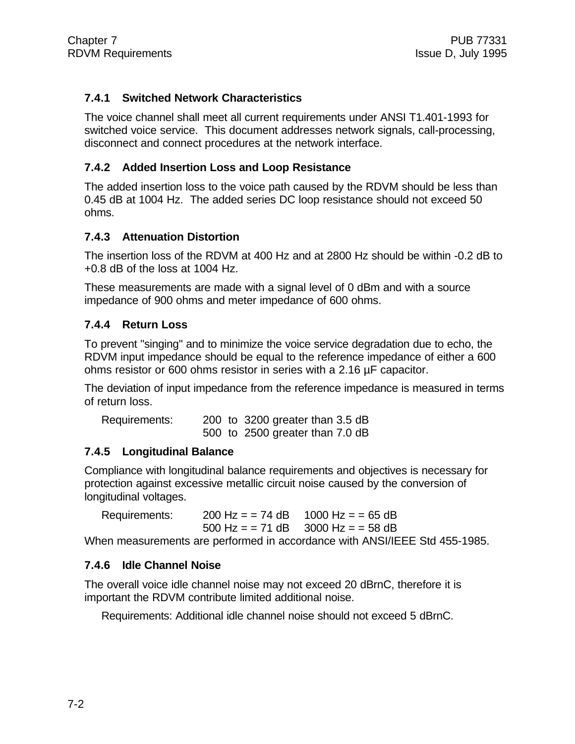### 7.4.1 Switched Network Characteristics

The voice channel shall meet all current requirements under ANSI T1.401-1993 for switched voice service. This document addresses network signals, call-processing, disconnect and connect procedures at the network interface.

### 7.4.2 Added Insertion Loss and Loop Resistance

The added insertion loss to the voice path caused by the RDVM should be less than 0.45 dB at 1004 Hz. The added series DC loop resistance should not exceed 50 ohms.

### 7.4.3 Attenuation Distortion

The insertion loss of the RDVM at 400 Hz and at 2800 Hz should be within -0.2 dB to +0.8 dB of the loss at 1004 Hz.

These measurements are made with a signal level of 0 dBm and with a source impedance of 900 ohms and meter impedance of 600 ohms.

### 7.4.4 Return Loss

To prevent "singing" and to minimize the voice service degradation due to echo, the RDVM input impedance should be equal to the reference impedance of either a 600 ohms resistor or 600 ohms resistor in series with a 2.16 µF capacitor.

The deviation of input impedance from the reference impedance is measured in terms of return loss.

Requirements: 200 to 3200 greater than 3.5 dB
500 to 2500 greater than 7.0 dB

### 7.4.5 Longitudinal Balance

Compliance with longitudinal balance requirements and objectives is necessary for protection against excessive metallic circuit noise caused by the conversion of longitudinal voltages.

Requirements: 200 Hz = = 74 dB 1000 Hz = = 65 dB
500 Hz = = 71 dB 3000 Hz = = 58 dB

When measurements are performed in accordance with ANSI/IEEE Std 455-1985.

### 7.4.6 Idle Channel Noise

The overall voice idle channel noise may not exceed 20 dBrnC, therefore it is important the RDVM contribute limited additional noise.

Requirements: Additional idle channel noise should not exceed 5 dBrnC.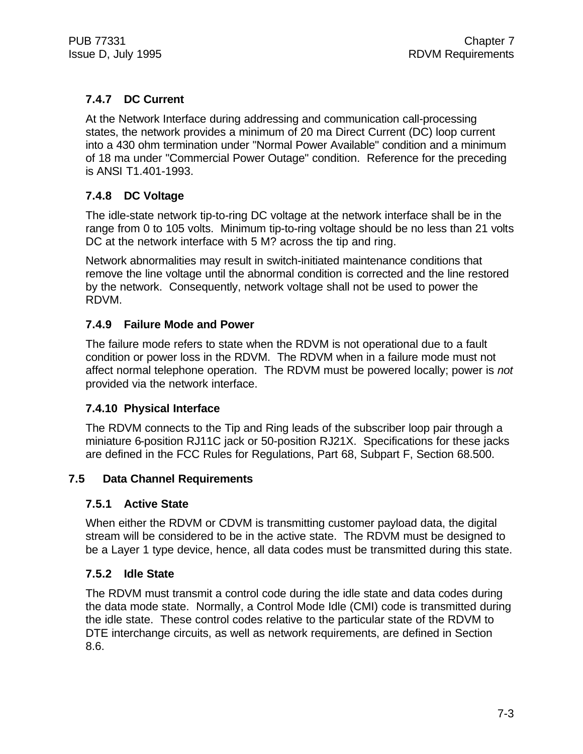### 7.4.7 DC Current

At the Network Interface during addressing and communication call-processing states, the network provides a minimum of 20 ma Direct Current (DC) loop current into a 430 ohm termination under "Normal Power Available" condition and a minimum of 18 ma under "Commercial Power Outage" condition. Reference for the preceding is ANSI T1.401-1993.

### 7.4.8 DC Voltage

The idle-state network tip-to-ring DC voltage at the network interface shall be in the range from 0 to 105 volts. Minimum tip-to-ring voltage should be no less than 21 volts DC at the network interface with 5 M? across the tip and ring.

Network abnormalities may result in switch-initiated maintenance conditions that remove the line voltage until the abnormal condition is corrected and the line restored by the network. Consequently, network voltage shall not be used to power the RDVM.

### 7.4.9 Failure Mode and Power

The failure mode refers to state when the RDVM is not operational due to a fault condition or power loss in the RDVM. The RDVM when in a failure mode must not affect normal telephone operation. The RDVM must be powered locally; power is *not* provided via the network interface.

### 7.4.10 Physical Interface

The RDVM connects to the Tip and Ring leads of the subscriber loop pair through a miniature 6-position RJ11C jack or 50-position RJ21X. Specifications for these jacks are defined in the FCC Rules for Regulations, Part 68, Subpart F, Section 68.500.

## 7.5 Data Channel Requirements

### 7.5.1 Active State

When either the RDVM or CDVM is transmitting customer payload data, the digital stream will be considered to be in the active state. The RDVM must be designed to be a Layer 1 type device, hence, all data codes must be transmitted during this state.

### 7.5.2 Idle State

The RDVM must transmit a control code during the idle state and data codes during the data mode state. Normally, a Control Mode Idle (CMI) code is transmitted during the idle state. These control codes relative to the particular state of the RDVM to DTE interchange circuits, as well as network requirements, are defined in Section 8.6.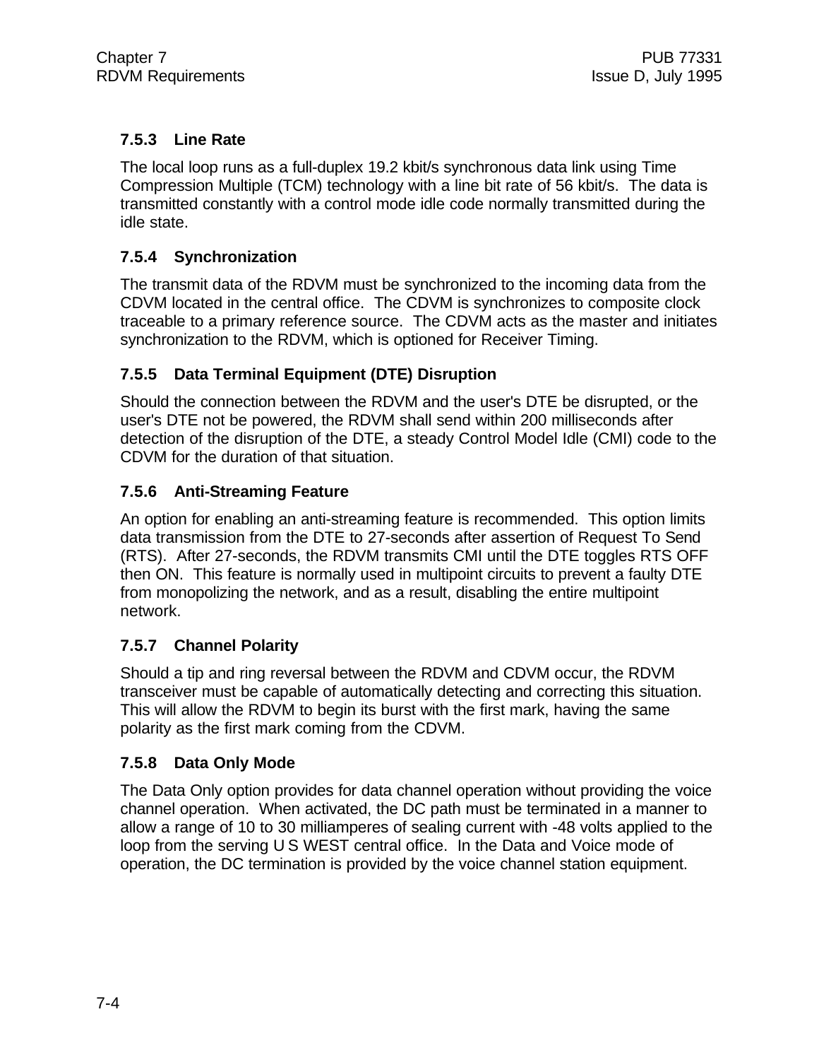### 7.5.3 Line Rate

The local loop runs as a full-duplex 19.2 kbit/s synchronous data link using Time Compression Multiple (TCM) technology with a line bit rate of 56 kbit/s. The data is transmitted constantly with a control mode idle code normally transmitted during the idle state.

### 7.5.4 Synchronization

The transmit data of the RDVM must be synchronized to the incoming data from the CDVM located in the central office. The CDVM is synchronizes to composite clock traceable to a primary reference source. The CDVM acts as the master and initiates synchronization to the RDVM, which is optioned for Receiver Timing.

### 7.5.5 Data Terminal Equipment (DTE) Disruption

Should the connection between the RDVM and the user's DTE be disrupted, or the user's DTE not be powered, the RDVM shall send within 200 milliseconds after detection of the disruption of the DTE, a steady Control Model Idle (CMI) code to the CDVM for the duration of that situation.

### 7.5.6 Anti-Streaming Feature

An option for enabling an anti-streaming feature is recommended. This option limits data transmission from the DTE to 27-seconds after assertion of Request To Send (RTS). After 27-seconds, the RDVM transmits CMI until the DTE toggles RTS OFF then ON. This feature is normally used in multipoint circuits to prevent a faulty DTE from monopolizing the network, and as a result, disabling the entire multipoint network.

### 7.5.7 Channel Polarity

Should a tip and ring reversal between the RDVM and CDVM occur, the RDVM transceiver must be capable of automatically detecting and correcting this situation. This will allow the RDVM to begin its burst with the first mark, having the same polarity as the first mark coming from the CDVM.

### 7.5.8 Data Only Mode

The Data Only option provides for data channel operation without providing the voice channel operation. When activated, the DC path must be terminated in a manner to allow a range of 10 to 30 milliamperes of sealing current with -48 volts applied to the loop from the serving U S WEST central office. In the Data and Voice mode of operation, the DC termination is provided by the voice channel station equipment.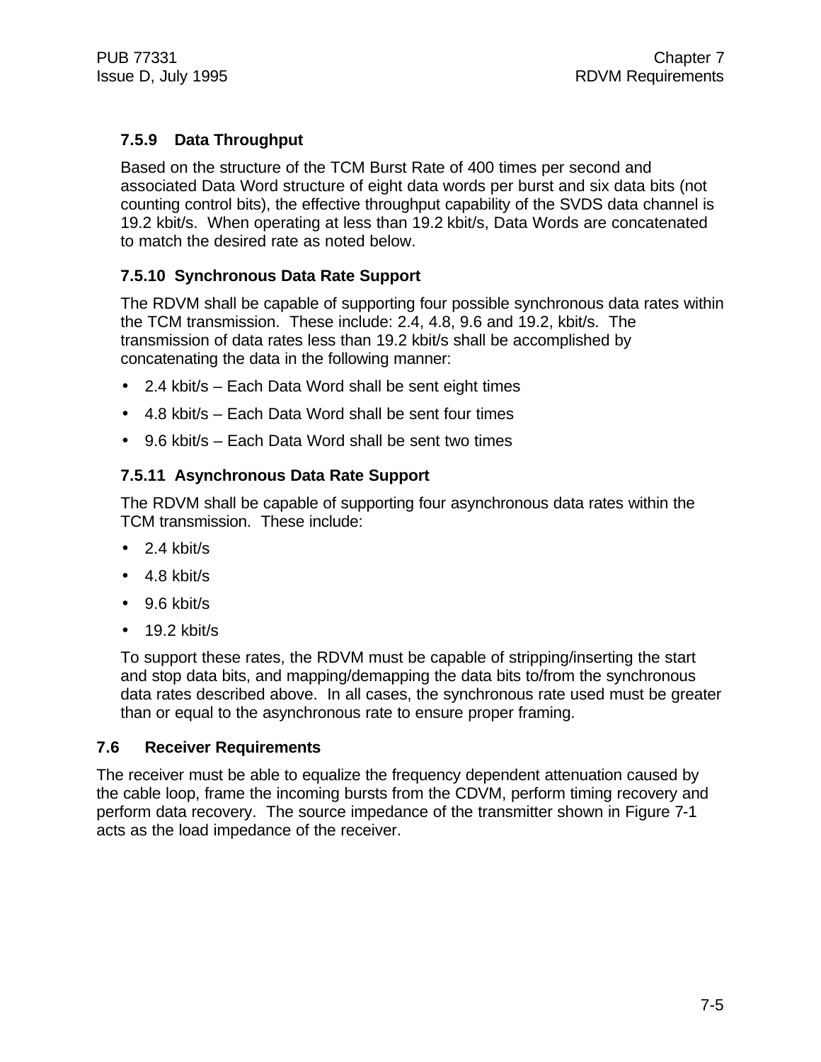### 7.5.9 Data Throughput

Based on the structure of the TCM Burst Rate of 400 times per second and associated Data Word structure of eight data words per burst and six data bits (not counting control bits), the effective throughput capability of the SVDS data channel is 19.2 kbit/s. When operating at less than 19.2 kbit/s, Data Words are concatenated to match the desired rate as noted below.

### 7.5.10 Synchronous Data Rate Support

The RDVM shall be capable of supporting four possible synchronous data rates within the TCM transmission. These include: 2.4, 4.8, 9.6 and 19.2, kbit/s. The transmission of data rates less than 19.2 kbit/s shall be accomplished by concatenating the data in the following manner:

- 2.4 kbit/s – Each Data Word shall be sent eight times
- 4.8 kbit/s – Each Data Word shall be sent four times
- 9.6 kbit/s – Each Data Word shall be sent two times

### 7.5.11 Asynchronous Data Rate Support

The RDVM shall be capable of supporting four asynchronous data rates within the TCM transmission. These include:

- 2.4 kbit/s
- 4.8 kbit/s
- 9.6 kbit/s
- 19.2 kbit/s

To support these rates, the RDVM must be capable of stripping/inserting the start and stop data bits, and mapping/demapping the data bits to/from the synchronous data rates described above. In all cases, the synchronous rate used must be greater than or equal to the asynchronous rate to ensure proper framing.

## 7.6 Receiver Requirements

The receiver must be able to equalize the frequency dependent attenuation caused by the cable loop, frame the incoming bursts from the CDVM, perform timing recovery and perform data recovery. The source impedance of the transmitter shown in Figure 7-1 acts as the load impedance of the receiver.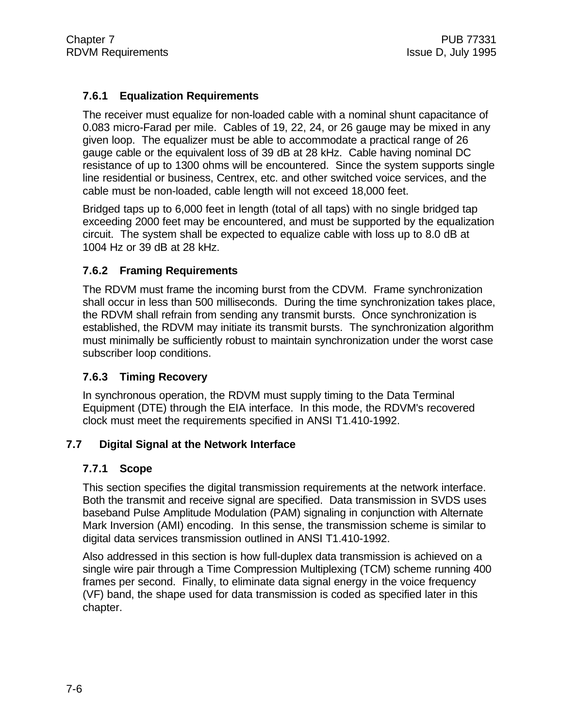### 7.6.1 Equalization Requirements

The receiver must equalize for non-loaded cable with a nominal shunt capacitance of 0.083 micro-Farad per mile. Cables of 19, 22, 24, or 26 gauge may be mixed in any given loop. The equalizer must be able to accommodate a practical range of 26 gauge cable or the equivalent loss of 39 dB at 28 kHz. Cable having nominal DC resistance of up to 1300 ohms will be encountered. Since the system supports single line residential or business, Centrex, etc. and other switched voice services, and the cable must be non-loaded, cable length will not exceed 18,000 feet.

Bridged taps up to 6,000 feet in length (total of all taps) with no single bridged tap exceeding 2000 feet may be encountered, and must be supported by the equalization circuit. The system shall be expected to equalize cable with loss up to 8.0 dB at 1004 Hz or 39 dB at 28 kHz.

### 7.6.2 Framing Requirements

The RDVM must frame the incoming burst from the CDVM. Frame synchronization shall occur in less than 500 milliseconds. During the time synchronization takes place, the RDVM shall refrain from sending any transmit bursts. Once synchronization is established, the RDVM may initiate its transmit bursts. The synchronization algorithm must minimally be sufficiently robust to maintain synchronization under the worst case subscriber loop conditions.

### 7.6.3 Timing Recovery

In synchronous operation, the RDVM must supply timing to the Data Terminal Equipment (DTE) through the EIA interface. In this mode, the RDVM's recovered clock must meet the requirements specified in ANSI T1.410-1992.

## 7.7 Digital Signal at the Network Interface

### 7.7.1 Scope

This section specifies the digital transmission requirements at the network interface. Both the transmit and receive signal are specified. Data transmission in SVDS uses baseband Pulse Amplitude Modulation (PAM) signaling in conjunction with Alternate Mark Inversion (AMI) encoding. In this sense, the transmission scheme is similar to digital data services transmission outlined in ANSI T1.410-1992.

Also addressed in this section is how full-duplex data transmission is achieved on a single wire pair through a Time Compression Multiplexing (TCM) scheme running 400 frames per second. Finally, to eliminate data signal energy in the voice frequency (VF) band, the shape used for data transmission is coded as specified later in this chapter.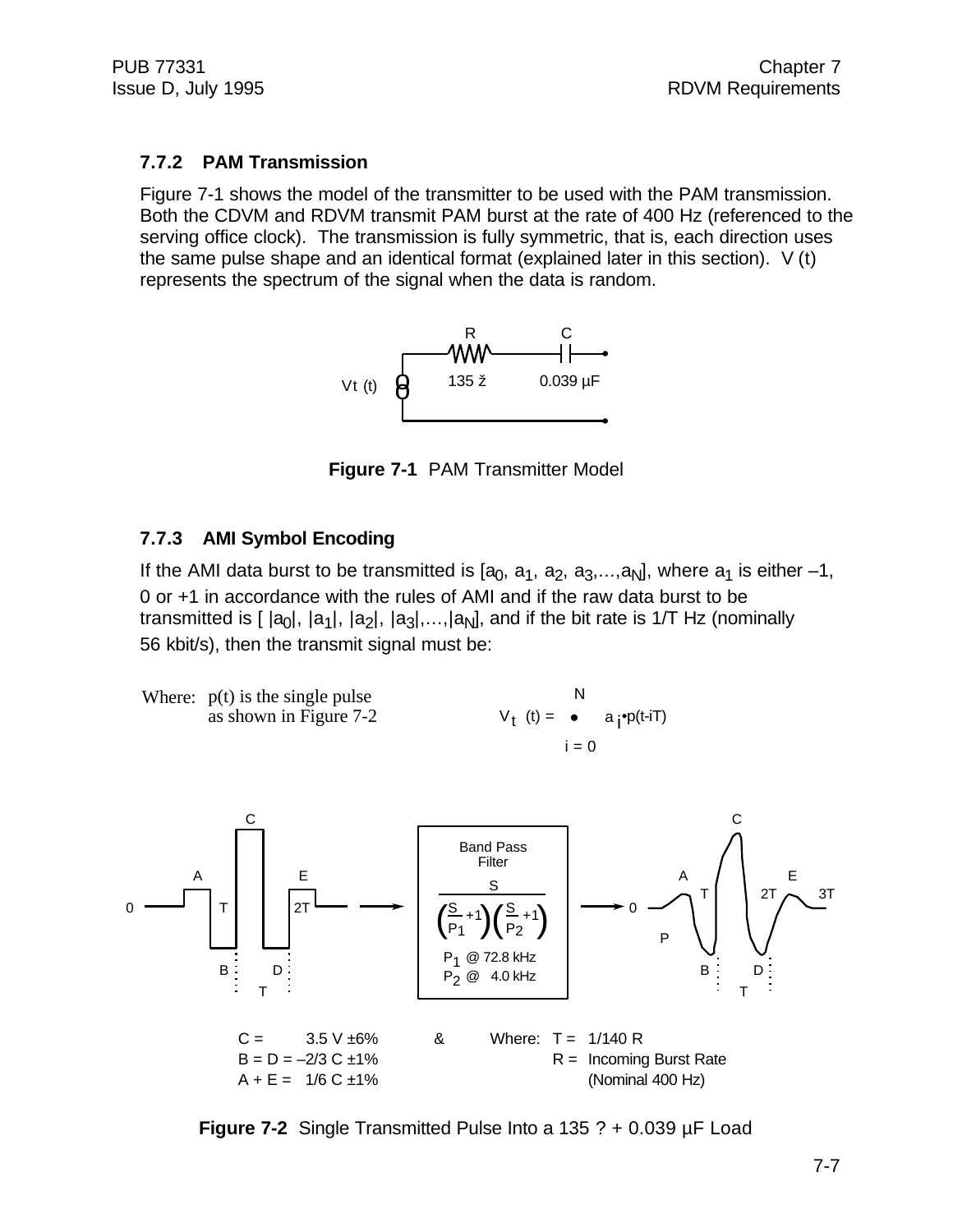### 7.7.2 PAM Transmission

Figure 7-1 shows the model of the transmitter to be used with the PAM transmission. Both the CDVM and RDVM transmit PAM burst at the rate of 400 Hz (referenced to the serving office clock). The transmission is fully symmetric, that is, each direction uses the same pulse shape and an identical format (explained later in this section). V (t) represents the spectrum of the signal when the data is random.

R 135 ž — C 0.039 µF — $V_t$ (t)

**Figure 7-1** PAM Transmitter Model

### 7.7.3 AMI Symbol Encoding

If the AMI data burst to be transmitted is $[a_0, a_1, a_2, a_3, \ldots, a_N]$, where $a_1$ is either –1, 0 or +1 in accordance with the rules of AMI and if the raw data burst to be transmitted is $[\,|a_0|, |a_1|, |a_2|, |a_3|, \ldots, |a_N|\,]$, and if the bit rate is 1/T Hz (nominally 56 kbit/s), then the transmit signal must be:

Where: p(t) is the single pulse as shown in Figure 7-2

$$V_t(t) = \sum_{i=0}^{N} a_i \cdot p(t-iT)$$

Band Pass Filter

$$\frac{S}{\left(\frac{S}{P_1}+1\right)\left(\frac{S}{P_2}+1\right)}$$

$P_1$ @ 72.8 kHz
$P_2$ @ 4.0 kHz

C = 3.5 V ±6%
B = D = –2/3 C ±1%
A + E = 1/6 C ±1%

& Where: T = 1/140 R
R = Incoming Burst Rate (Nominal 400 Hz)

**Figure 7-2** Single Transmitted Pulse Into a 135 ? + 0.039 µF Load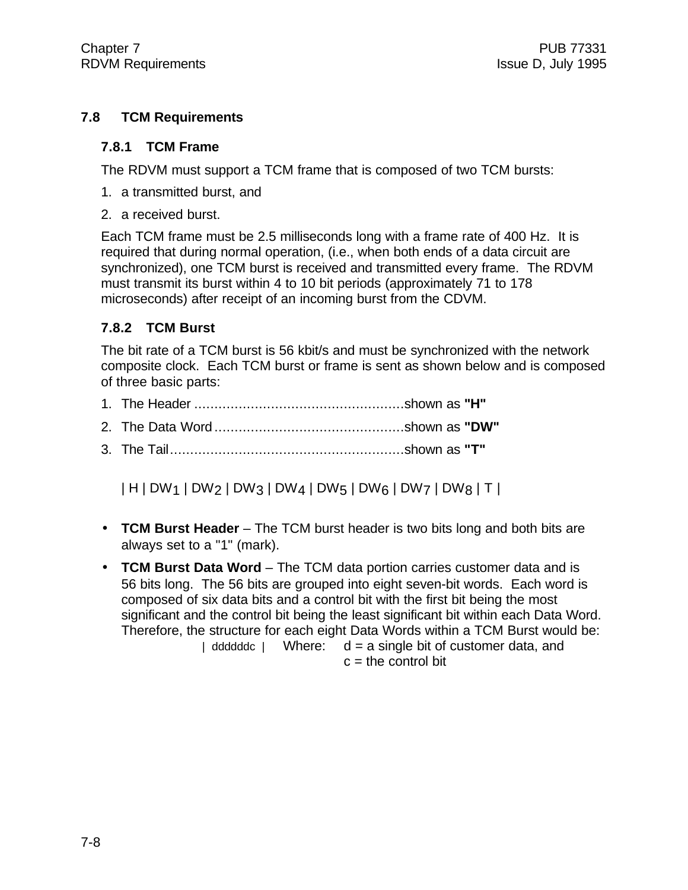## 7.8 TCM Requirements

### 7.8.1 TCM Frame

The RDVM must support a TCM frame that is composed of two TCM bursts:

1. a transmitted burst, and
2. a received burst.

Each TCM frame must be 2.5 milliseconds long with a frame rate of 400 Hz. It is required that during normal operation, (i.e., when both ends of a data circuit are synchronized), one TCM burst is received and transmitted every frame. The RDVM must transmit its burst within 4 to 10 bit periods (approximately 71 to 178 microseconds) after receipt of an incoming burst from the CDVM.

### 7.8.2 TCM Burst

The bit rate of a TCM burst is 56 kbit/s and must be synchronized with the network composite clock. Each TCM burst or frame is sent as shown below and is composed of three basic parts:

1. The Header ....................................................shown as **"H"**
2. The Data Word ...............................................shown as **"DW"**
3. The Tail..........................................................shown as **"T"**

| H | $DW_1$ | $DW_2$ | $DW_3$ | $DW_4$ | $DW_5$ | $DW_6$ | $DW_7$ | $DW_8$ | T |

- **TCM Burst Header** – The TCM burst header is two bits long and both bits are always set to a "1" (mark).
- **TCM Burst Data Word** – The TCM data portion carries customer data and is 56 bits long. The 56 bits are grouped into eight seven-bit words. Each word is composed of six data bits and a control bit with the first bit being the most significant and the control bit being the least significant bit within each Data Word. Therefore, the structure for each eight Data Words within a TCM Burst would be:

  | ddddddc | Where: d = a single bit of customer data, and
  c = the control bit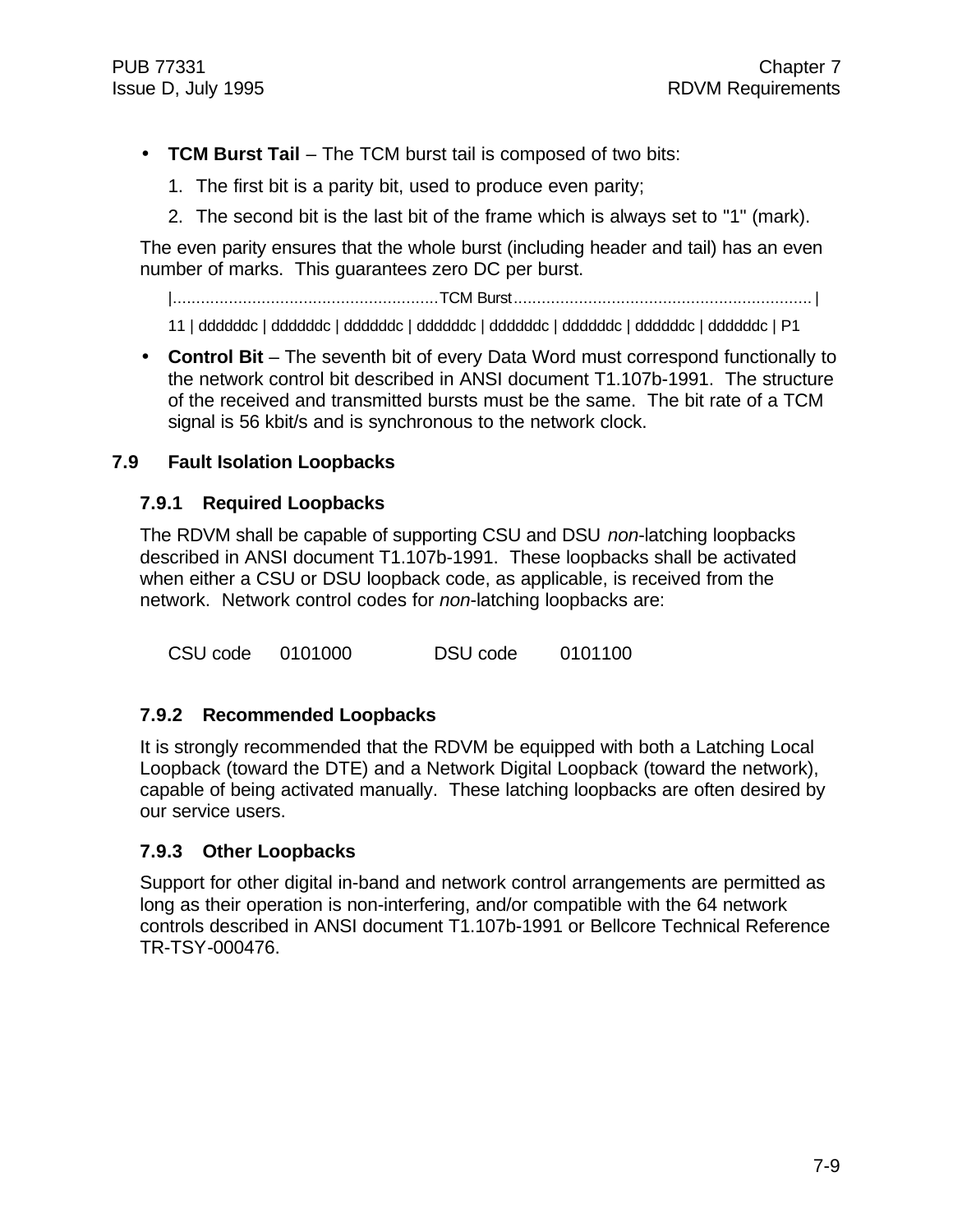- **TCM Burst Tail** – The TCM burst tail is composed of two bits:
  1. The first bit is a parity bit, used to produce even parity;
  2. The second bit is the last bit of the frame which is always set to "1" (mark).

The even parity ensures that the whole burst (including header and tail) has an even number of marks. This guarantees zero DC per burst.

|.........................................................TCM Burst................................................................ |

11 | dddddddc | dddddddc | dddddddc | dddddddc | dddddddc | dddddddc | dddddddc | dddddddc | P1

- **Control Bit** – The seventh bit of every Data Word must correspond functionally to the network control bit described in ANSI document T1.107b-1991. The structure of the received and transmitted bursts must be the same. The bit rate of a TCM signal is 56 kbit/s and is synchronous to the network clock.

## 7.9 Fault Isolation Loopbacks

### 7.9.1 Required Loopbacks

The RDVM shall be capable of supporting CSU and DSU *non*-latching loopbacks described in ANSI document T1.107b-1991. These loopbacks shall be activated when either a CSU or DSU loopback code, as applicable, is received from the network. Network control codes for *non*-latching loopbacks are:

CSU code 0101000 DSU code 0101100

### 7.9.2 Recommended Loopbacks

It is strongly recommended that the RDVM be equipped with both a Latching Local Loopback (toward the DTE) and a Network Digital Loopback (toward the network), capable of being activated manually. These latching loopbacks are often desired by our service users.

### 7.9.3 Other Loopbacks

Support for other digital in-band and network control arrangements are permitted as long as their operation is non-interfering, and/or compatible with the 64 network controls described in ANSI document T1.107b-1991 or Bellcore Technical Reference TR-TSY-000476.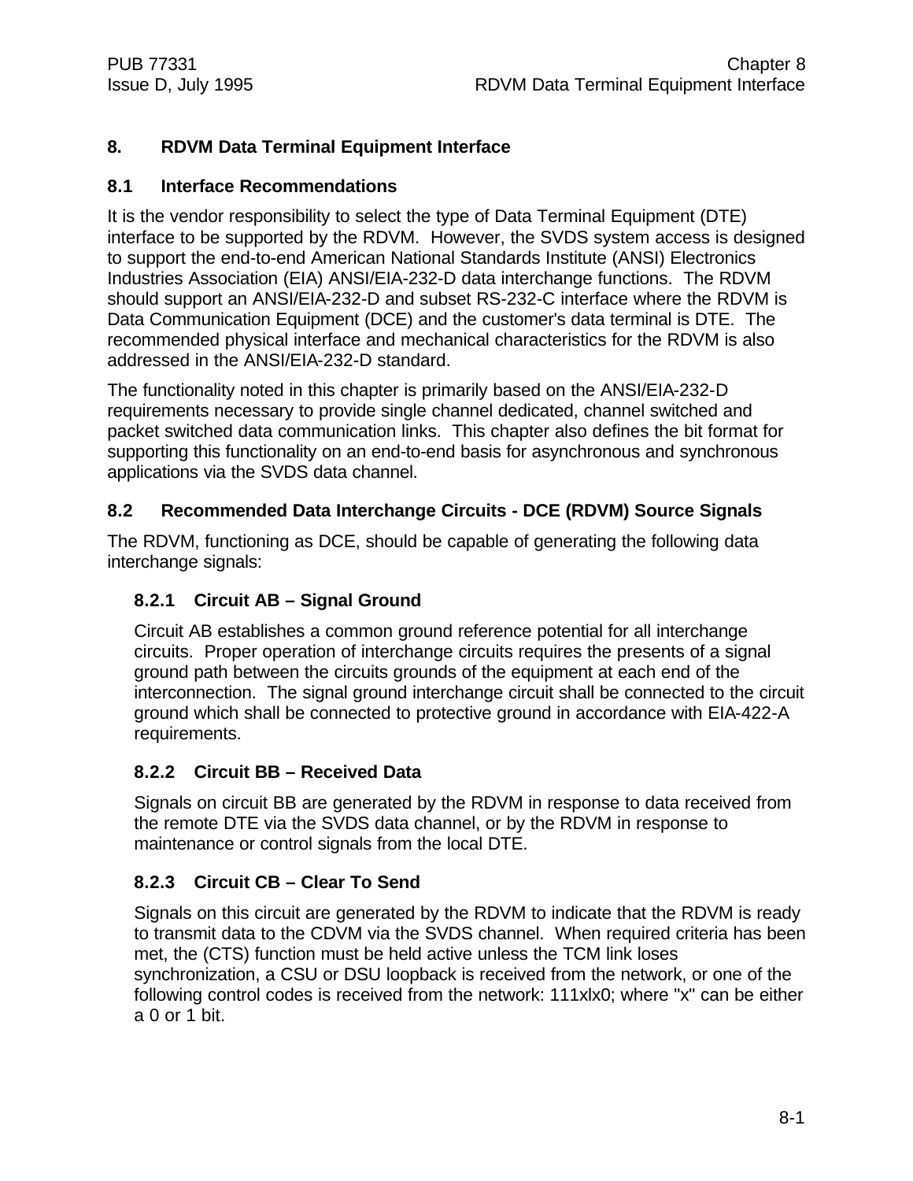# 8. RDVM Data Terminal Equipment Interface

## 8.1 Interface Recommendations

It is the vendor responsibility to select the type of Data Terminal Equipment (DTE) interface to be supported by the RDVM. However, the SVDS system access is designed to support the end-to-end American National Standards Institute (ANSI) Electronics Industries Association (EIA) ANSI/EIA-232-D data interchange functions. The RDVM should support an ANSI/EIA-232-D and subset RS-232-C interface where the RDVM is Data Communication Equipment (DCE) and the customer's data terminal is DTE. The recommended physical interface and mechanical characteristics for the RDVM is also addressed in the ANSI/EIA-232-D standard.

The functionality noted in this chapter is primarily based on the ANSI/EIA-232-D requirements necessary to provide single channel dedicated, channel switched and packet switched data communication links. This chapter also defines the bit format for supporting this functionality on an end-to-end basis for asynchronous and synchronous applications via the SVDS data channel.

## 8.2 Recommended Data Interchange Circuits - DCE (RDVM) Source Signals

The RDVM, functioning as DCE, should be capable of generating the following data interchange signals:

### 8.2.1 Circuit AB – Signal Ground

Circuit AB establishes a common ground reference potential for all interchange circuits. Proper operation of interchange circuits requires the presents of a signal ground path between the circuits grounds of the equipment at each end of the interconnection. The signal ground interchange circuit shall be connected to the circuit ground which shall be connected to protective ground in accordance with EIA-422-A requirements.

### 8.2.2 Circuit BB – Received Data

Signals on circuit BB are generated by the RDVM in response to data received from the remote DTE via the SVDS data channel, or by the RDVM in response to maintenance or control signals from the local DTE.

### 8.2.3 Circuit CB – Clear To Send

Signals on this circuit are generated by the RDVM to indicate that the RDVM is ready to transmit data to the CDVM via the SVDS channel. When required criteria has been met, the (CTS) function must be held active unless the TCM link loses synchronization, a CSU or DSU loopback is received from the network, or one of the following control codes is received from the network: 111xlx0; where "x" can be either a 0 or 1 bit.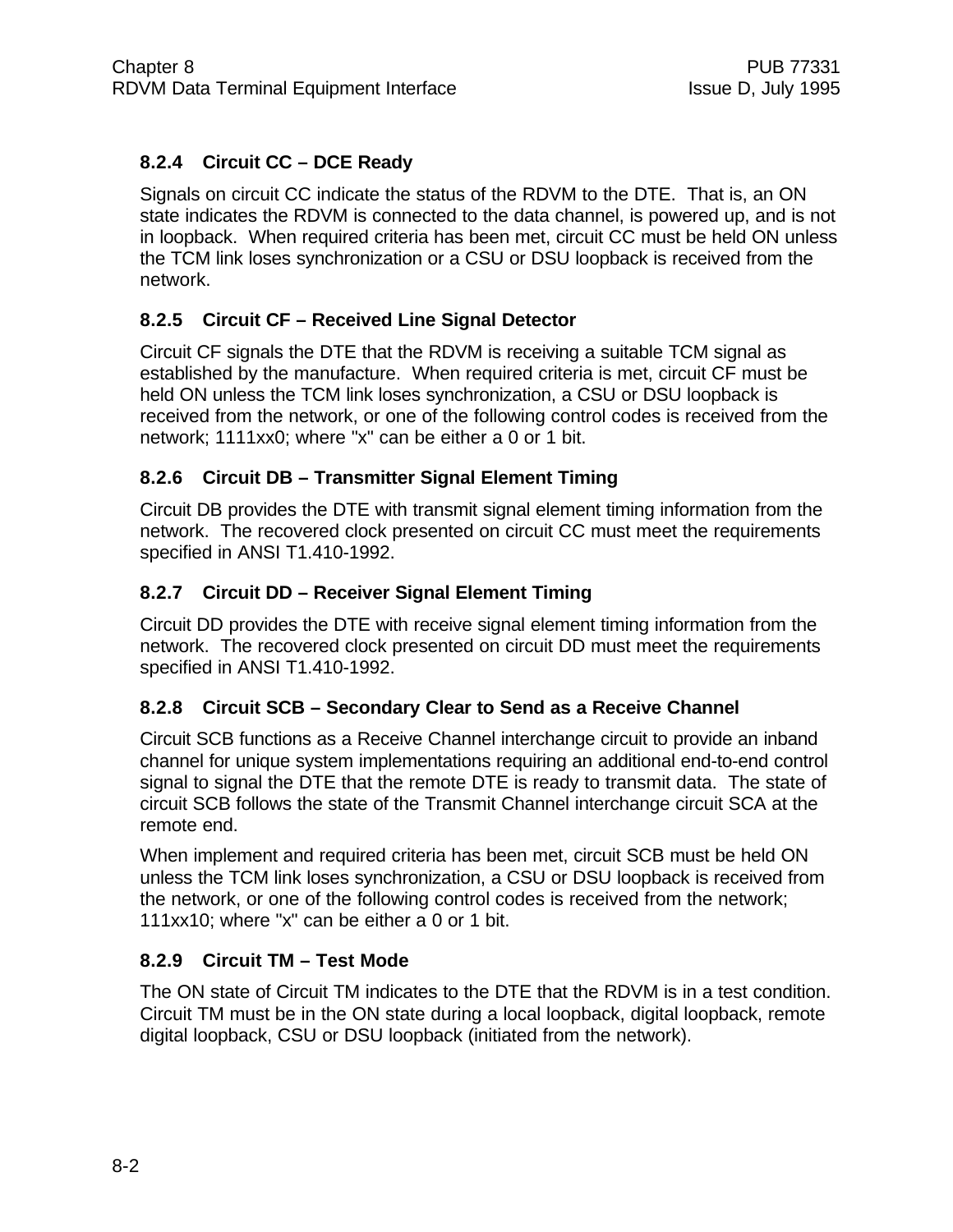### 8.2.4 Circuit CC – DCE Ready

Signals on circuit CC indicate the status of the RDVM to the DTE. That is, an ON state indicates the RDVM is connected to the data channel, is powered up, and is not in loopback. When required criteria has been met, circuit CC must be held ON unless the TCM link loses synchronization or a CSU or DSU loopback is received from the network.

### 8.2.5 Circuit CF – Received Line Signal Detector

Circuit CF signals the DTE that the RDVM is receiving a suitable TCM signal as established by the manufacture. When required criteria is met, circuit CF must be held ON unless the TCM link loses synchronization, a CSU or DSU loopback is received from the network, or one of the following control codes is received from the network; 1111xx0; where "x" can be either a 0 or 1 bit.

### 8.2.6 Circuit DB – Transmitter Signal Element Timing

Circuit DB provides the DTE with transmit signal element timing information from the network. The recovered clock presented on circuit CC must meet the requirements specified in ANSI T1.410-1992.

### 8.2.7 Circuit DD – Receiver Signal Element Timing

Circuit DD provides the DTE with receive signal element timing information from the network. The recovered clock presented on circuit DD must meet the requirements specified in ANSI T1.410-1992.

### 8.2.8 Circuit SCB – Secondary Clear to Send as a Receive Channel

Circuit SCB functions as a Receive Channel interchange circuit to provide an inband channel for unique system implementations requiring an additional end-to-end control signal to signal the DTE that the remote DTE is ready to transmit data. The state of circuit SCB follows the state of the Transmit Channel interchange circuit SCA at the remote end.

When implement and required criteria has been met, circuit SCB must be held ON unless the TCM link loses synchronization, a CSU or DSU loopback is received from the network, or one of the following control codes is received from the network; 111xx10; where "x" can be either a 0 or 1 bit.

### 8.2.9 Circuit TM – Test Mode

The ON state of Circuit TM indicates to the DTE that the RDVM is in a test condition. Circuit TM must be in the ON state during a local loopback, digital loopback, remote digital loopback, CSU or DSU loopback (initiated from the network).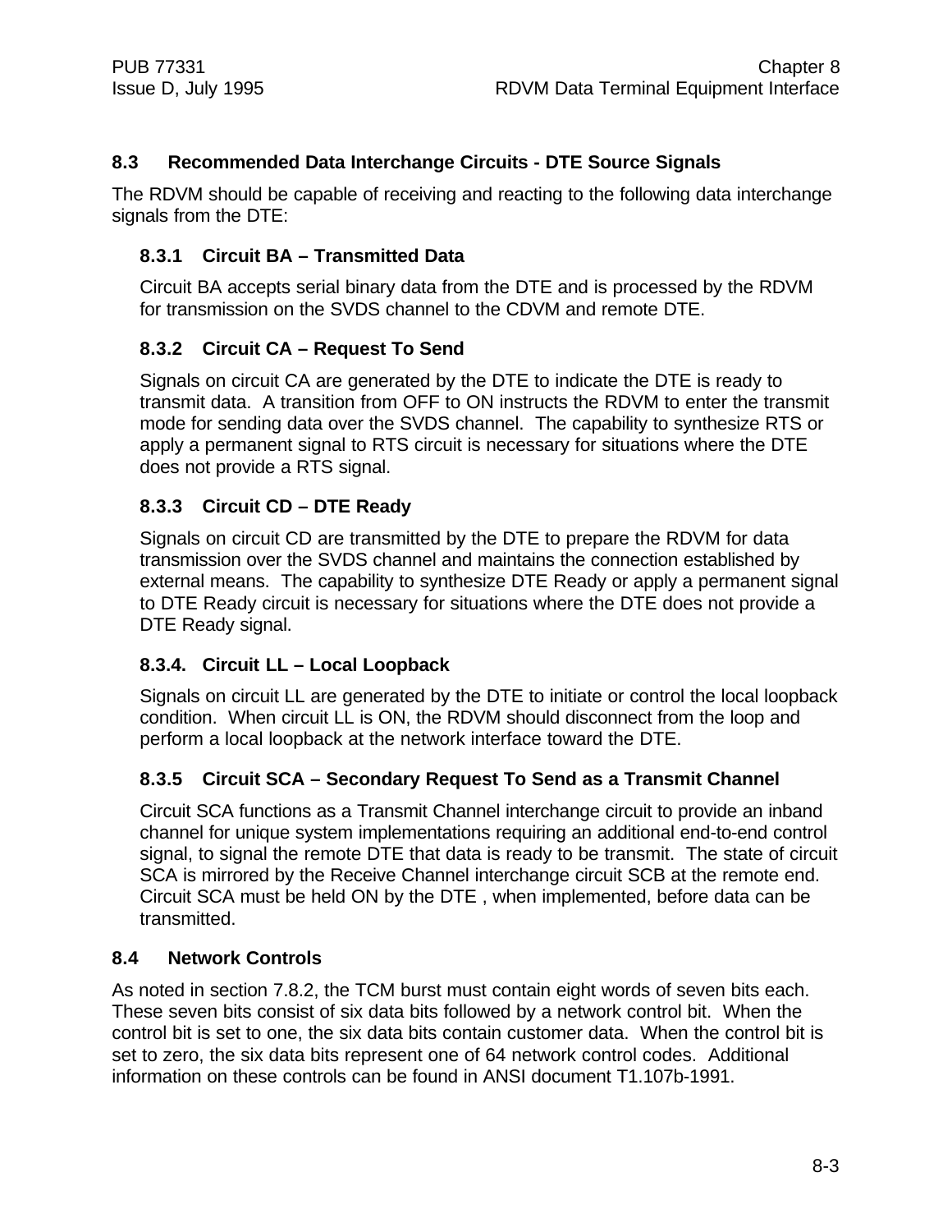## 8.3 Recommended Data Interchange Circuits - DTE Source Signals

The RDVM should be capable of receiving and reacting to the following data interchange signals from the DTE:

### 8.3.1 Circuit BA – Transmitted Data

Circuit BA accepts serial binary data from the DTE and is processed by the RDVM for transmission on the SVDS channel to the CDVM and remote DTE.

### 8.3.2 Circuit CA – Request To Send

Signals on circuit CA are generated by the DTE to indicate the DTE is ready to transmit data. A transition from OFF to ON instructs the RDVM to enter the transmit mode for sending data over the SVDS channel. The capability to synthesize RTS or apply a permanent signal to RTS circuit is necessary for situations where the DTE does not provide a RTS signal.

### 8.3.3 Circuit CD – DTE Ready

Signals on circuit CD are transmitted by the DTE to prepare the RDVM for data transmission over the SVDS channel and maintains the connection established by external means. The capability to synthesize DTE Ready or apply a permanent signal to DTE Ready circuit is necessary for situations where the DTE does not provide a DTE Ready signal.

### 8.3.4. Circuit LL – Local Loopback

Signals on circuit LL are generated by the DTE to initiate or control the local loopback condition. When circuit LL is ON, the RDVM should disconnect from the loop and perform a local loopback at the network interface toward the DTE.

### 8.3.5 Circuit SCA – Secondary Request To Send as a Transmit Channel

Circuit SCA functions as a Transmit Channel interchange circuit to provide an inband channel for unique system implementations requiring an additional end-to-end control signal, to signal the remote DTE that data is ready to be transmit. The state of circuit SCA is mirrored by the Receive Channel interchange circuit SCB at the remote end. Circuit SCA must be held ON by the DTE , when implemented, before data can be transmitted.

## 8.4 Network Controls

As noted in section 7.8.2, the TCM burst must contain eight words of seven bits each. These seven bits consist of six data bits followed by a network control bit. When the control bit is set to one, the six data bits contain customer data. When the control bit is set to zero, the six data bits represent one of 64 network control codes. Additional information on these controls can be found in ANSI document T1.107b-1991.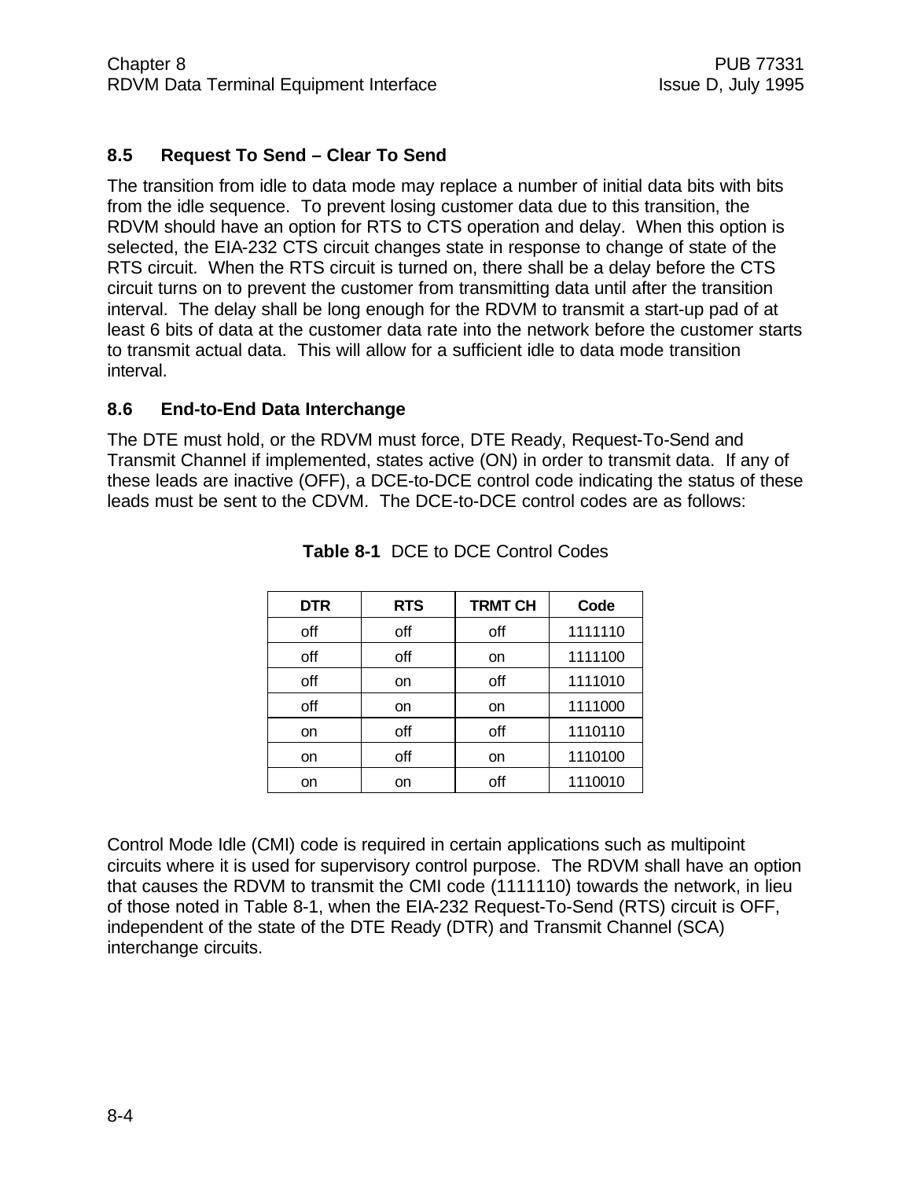## 8.5 Request To Send – Clear To Send

The transition from idle to data mode may replace a number of initial data bits with bits from the idle sequence. To prevent losing customer data due to this transition, the RDVM should have an option for RTS to CTS operation and delay. When this option is selected, the EIA-232 CTS circuit changes state in response to change of state of the RTS circuit. When the RTS circuit is turned on, there shall be a delay before the CTS circuit turns on to prevent the customer from transmitting data until after the transition interval. The delay shall be long enough for the RDVM to transmit a start-up pad of at least 6 bits of data at the customer data rate into the network before the customer starts to transmit actual data. This will allow for a sufficient idle to data mode transition interval.

## 8.6 End-to-End Data Interchange

The DTE must hold, or the RDVM must force, DTE Ready, Request-To-Send and Transmit Channel if implemented, states active (ON) in order to transmit data. If any of these leads are inactive (OFF), a DCE-to-DCE control code indicating the status of these leads must be sent to the CDVM. The DCE-to-DCE control codes are as follows:

**Table 8-1** DCE to DCE Control Codes

| DTR | RTS | TRMT CH | Code |
|---|---|---|---|
| off | off | off | 1111110 |
| off | off | on | 1111100 |
| off | on | off | 1111010 |
| off | on | on | 1111000 |
| on | off | off | 1110110 |
| on | off | on | 1110100 |
| on | on | off | 1110010 |

Control Mode Idle (CMI) code is required in certain applications such as multipoint circuits where it is used for supervisory control purpose. The RDVM shall have an option that causes the RDVM to transmit the CMI code (1111110) towards the network, in lieu of those noted in Table 8-1, when the EIA-232 Request-To-Send (RTS) circuit is OFF, independent of the state of the DTE Ready (DTR) and Transmit Channel (SCA) interchange circuits.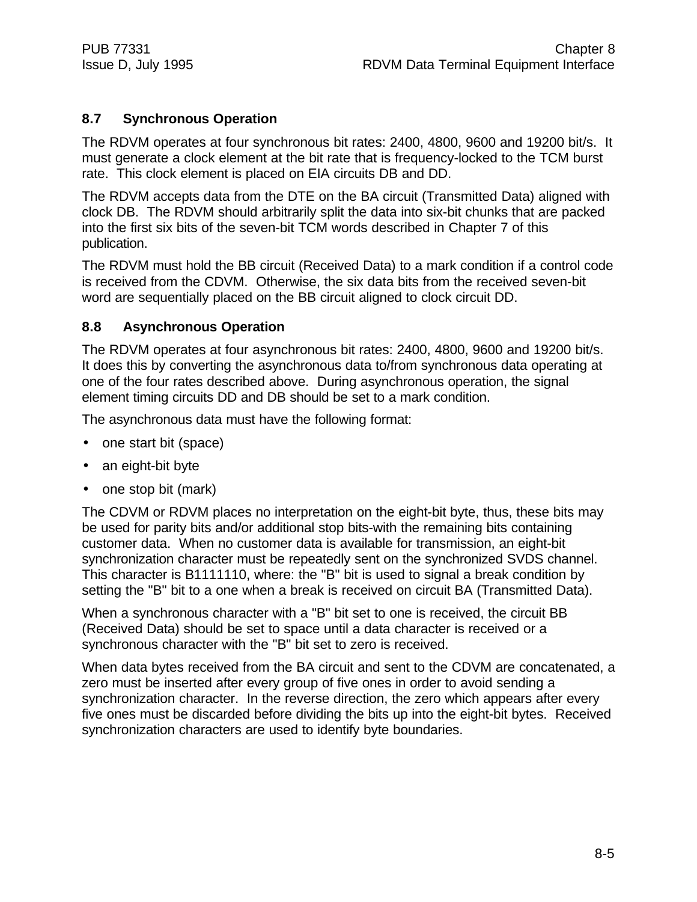## 8.7 Synchronous Operation

The RDVM operates at four synchronous bit rates: 2400, 4800, 9600 and 19200 bit/s. It must generate a clock element at the bit rate that is frequency-locked to the TCM burst rate. This clock element is placed on EIA circuits DB and DD.

The RDVM accepts data from the DTE on the BA circuit (Transmitted Data) aligned with clock DB. The RDVM should arbitrarily split the data into six-bit chunks that are packed into the first six bits of the seven-bit TCM words described in Chapter 7 of this publication.

The RDVM must hold the BB circuit (Received Data) to a mark condition if a control code is received from the CDVM. Otherwise, the six data bits from the received seven-bit word are sequentially placed on the BB circuit aligned to clock circuit DD.

## 8.8 Asynchronous Operation

The RDVM operates at four asynchronous bit rates: 2400, 4800, 9600 and 19200 bit/s. It does this by converting the asynchronous data to/from synchronous data operating at one of the four rates described above. During asynchronous operation, the signal element timing circuits DD and DB should be set to a mark condition.

The asynchronous data must have the following format:

- one start bit (space)
- an eight-bit byte
- one stop bit (mark)

The CDVM or RDVM places no interpretation on the eight-bit byte, thus, these bits may be used for parity bits and/or additional stop bits-with the remaining bits containing customer data. When no customer data is available for transmission, an eight-bit synchronization character must be repeatedly sent on the synchronized SVDS channel. This character is B1111110, where: the "B" bit is used to signal a break condition by setting the "B" bit to a one when a break is received on circuit BA (Transmitted Data).

When a synchronous character with a "B" bit set to one is received, the circuit BB (Received Data) should be set to space until a data character is received or a synchronous character with the "B" bit set to zero is received.

When data bytes received from the BA circuit and sent to the CDVM are concatenated, a zero must be inserted after every group of five ones in order to avoid sending a synchronization character. In the reverse direction, the zero which appears after every five ones must be discarded before dividing the bits up into the eight-bit bytes. Received synchronization characters are used to identify byte boundaries.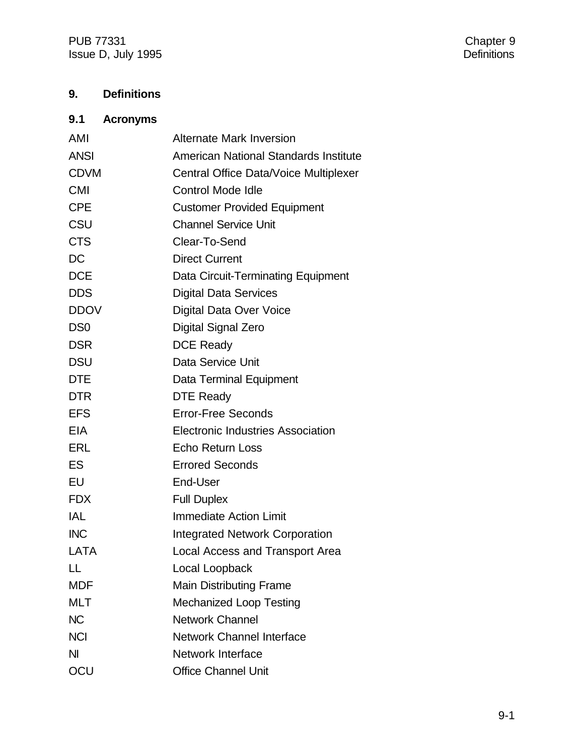# 9. Definitions

## 9.1 Acronyms

| | |
|---|---|
| AMI | Alternate Mark Inversion |
| ANSI | American National Standards Institute |
| CDVM | Central Office Data/Voice Multiplexer |
| CMI | Control Mode Idle |
| CPE | Customer Provided Equipment |
| CSU | Channel Service Unit |
| CTS | Clear-To-Send |
| DC | Direct Current |
| DCE | Data Circuit-Terminating Equipment |
| DDS | Digital Data Services |
| DDOV | Digital Data Over Voice |
| DS0 | Digital Signal Zero |
| DSR | DCE Ready |
| DSU | Data Service Unit |
| DTE | Data Terminal Equipment |
| DTR | DTE Ready |
| EFS | Error-Free Seconds |
| EIA | Electronic Industries Association |
| ERL | Echo Return Loss |
| ES | Errored Seconds |
| EU | End-User |
| FDX | Full Duplex |
| IAL | Immediate Action Limit |
| INC | Integrated Network Corporation |
| LATA | Local Access and Transport Area |
| LL | Local Loopback |
| MDF | Main Distributing Frame |
| MLT | Mechanized Loop Testing |
| NC | Network Channel |
| NCI | Network Channel Interface |
| NI | Network Interface |
| OCU | Office Channel Unit |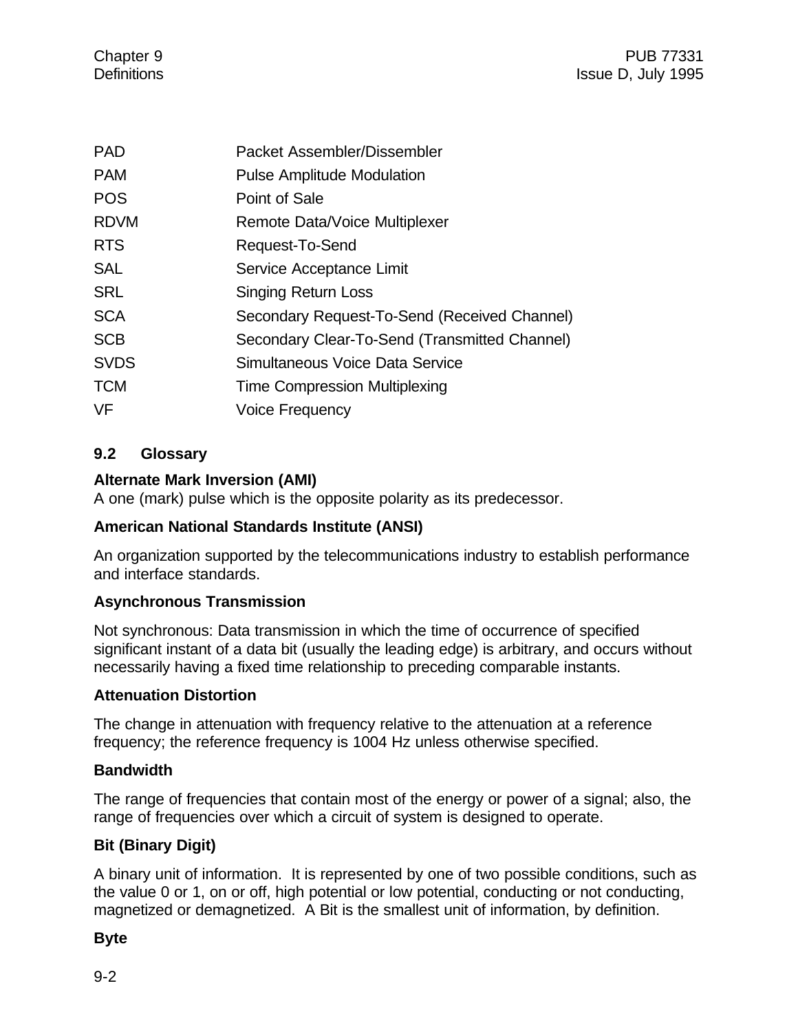| | |
|---|---|
| PAD | Packet Assembler/Dissembler |
| PAM | Pulse Amplitude Modulation |
| POS | Point of Sale |
| RDVM | Remote Data/Voice Multiplexer |
| RTS | Request-To-Send |
| SAL | Service Acceptance Limit |
| SRL | Singing Return Loss |
| SCA | Secondary Request-To-Send (Received Channel) |
| SCB | Secondary Clear-To-Send (Transmitted Channel) |
| SVDS | Simultaneous Voice Data Service |
| TCM | Time Compression Multiplexing |
| VF | Voice Frequency |

## 9.2 Glossary

**Alternate Mark Inversion (AMI)**
A one (mark) pulse which is the opposite polarity as its predecessor.

**American National Standards Institute (ANSI)**

An organization supported by the telecommunications industry to establish performance and interface standards.

**Asynchronous Transmission**

Not synchronous: Data transmission in which the time of occurrence of specified significant instant of a data bit (usually the leading edge) is arbitrary, and occurs without necessarily having a fixed time relationship to preceding comparable instants.

**Attenuation Distortion**

The change in attenuation with frequency relative to the attenuation at a reference frequency; the reference frequency is 1004 Hz unless otherwise specified.

**Bandwidth**

The range of frequencies that contain most of the energy or power of a signal; also, the range of frequencies over which a circuit of system is designed to operate.

**Bit (Binary Digit)**

A binary unit of information. It is represented by one of two possible conditions, such as the value 0 or 1, on or off, high potential or low potential, conducting or not conducting, magnetized or demagnetized. A Bit is the smallest unit of information, by definition.

**Byte**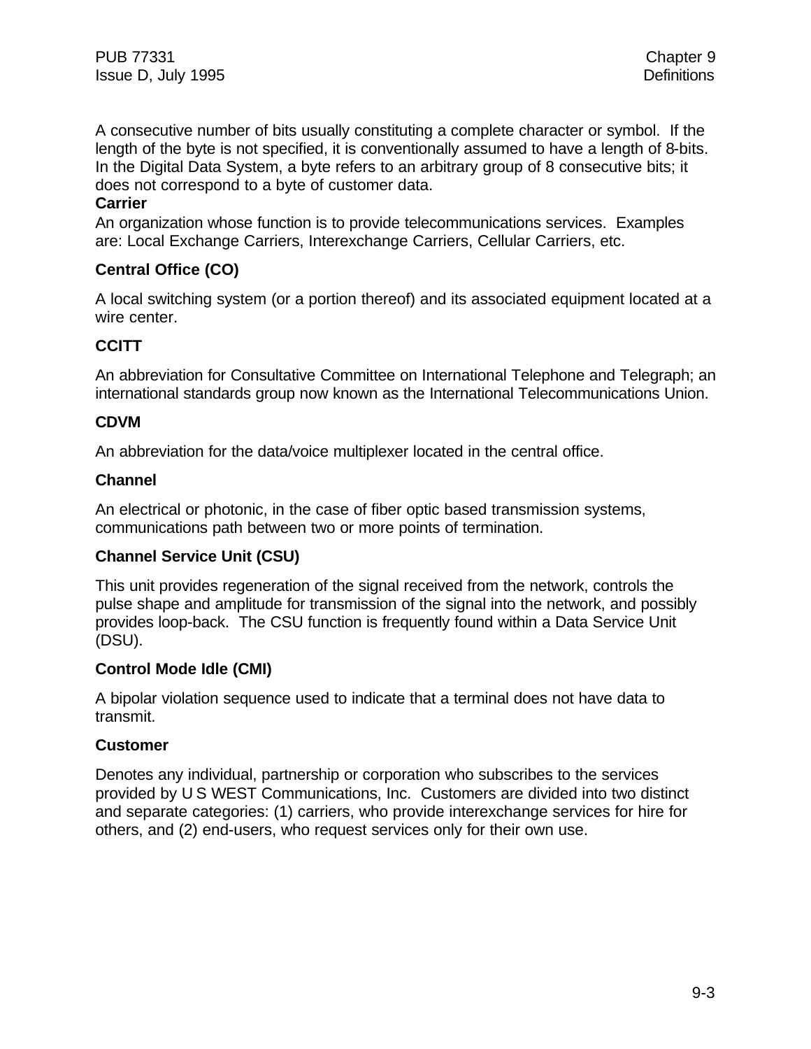A consecutive number of bits usually constituting a complete character or symbol. If the length of the byte is not specified, it is conventionally assumed to have a length of 8-bits. In the Digital Data System, a byte refers to an arbitrary group of 8 consecutive bits; it does not correspond to a byte of customer data.

**Carrier**

An organization whose function is to provide telecommunications services. Examples are: Local Exchange Carriers, Interexchange Carriers, Cellular Carriers, etc.

**Central Office (CO)**

A local switching system (or a portion thereof) and its associated equipment located at a wire center.

**CCITT**

An abbreviation for Consultative Committee on International Telephone and Telegraph; an international standards group now known as the International Telecommunications Union.

**CDVM**

An abbreviation for the data/voice multiplexer located in the central office.

**Channel**

An electrical or photonic, in the case of fiber optic based transmission systems, communications path between two or more points of termination.

**Channel Service Unit (CSU)**

This unit provides regeneration of the signal received from the network, controls the pulse shape and amplitude for transmission of the signal into the network, and possibly provides loop-back. The CSU function is frequently found within a Data Service Unit (DSU).

**Control Mode Idle (CMI)**

A bipolar violation sequence used to indicate that a terminal does not have data to transmit.

**Customer**

Denotes any individual, partnership or corporation who subscribes to the services provided by U S WEST Communications, Inc. Customers are divided into two distinct and separate categories: (1) carriers, who provide interexchange services for hire for others, and (2) end-users, who request services only for their own use.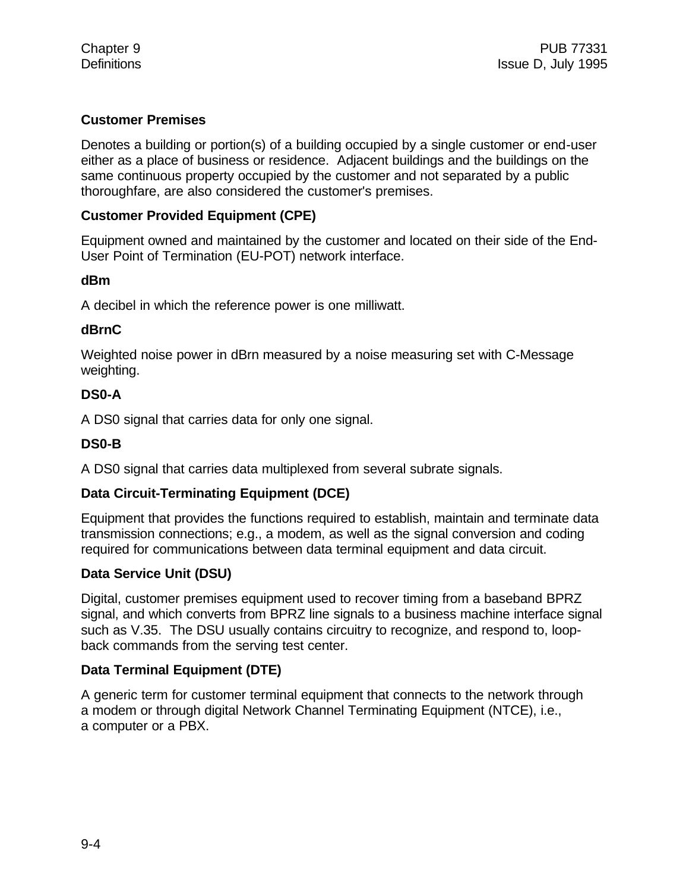**Customer Premises**

Denotes a building or portion(s) of a building occupied by a single customer or end-user either as a place of business or residence. Adjacent buildings and the buildings on the same continuous property occupied by the customer and not separated by a public thoroughfare, are also considered the customer's premises.

**Customer Provided Equipment (CPE)**

Equipment owned and maintained by the customer and located on their side of the End-User Point of Termination (EU-POT) network interface.

**dBm**

A decibel in which the reference power is one milliwatt.

**dBrnC**

Weighted noise power in dBrn measured by a noise measuring set with C-Message weighting.

**DS0-A**

A DS0 signal that carries data for only one signal.

**DS0-B**

A DS0 signal that carries data multiplexed from several subrate signals.

**Data Circuit-Terminating Equipment (DCE)**

Equipment that provides the functions required to establish, maintain and terminate data transmission connections; e.g., a modem, as well as the signal conversion and coding required for communications between data terminal equipment and data circuit.

**Data Service Unit (DSU)**

Digital, customer premises equipment used to recover timing from a baseband BPRZ signal, and which converts from BPRZ line signals to a business machine interface signal such as V.35. The DSU usually contains circuitry to recognize, and respond to, loop-back commands from the serving test center.

**Data Terminal Equipment (DTE)**

A generic term for customer terminal equipment that connects to the network through a modem or through digital Network Channel Terminating Equipment (NTCE), i.e., a computer or a PBX.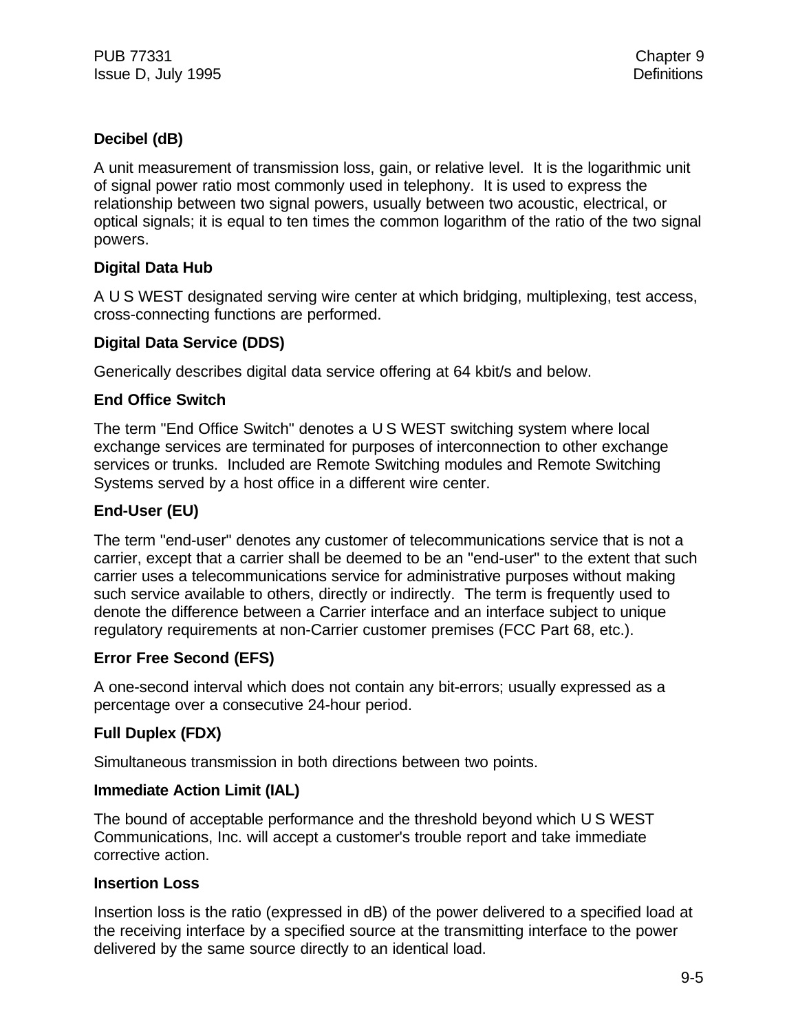**Decibel (dB)**

A unit measurement of transmission loss, gain, or relative level. It is the logarithmic unit of signal power ratio most commonly used in telephony. It is used to express the relationship between two signal powers, usually between two acoustic, electrical, or optical signals; it is equal to ten times the common logarithm of the ratio of the two signal powers.

**Digital Data Hub**

A U S WEST designated serving wire center at which bridging, multiplexing, test access, cross-connecting functions are performed.

**Digital Data Service (DDS)**

Generically describes digital data service offering at 64 kbit/s and below.

**End Office Switch**

The term "End Office Switch" denotes a U S WEST switching system where local exchange services are terminated for purposes of interconnection to other exchange services or trunks. Included are Remote Switching modules and Remote Switching Systems served by a host office in a different wire center.

**End-User (EU)**

The term "end-user" denotes any customer of telecommunications service that is not a carrier, except that a carrier shall be deemed to be an "end-user" to the extent that such carrier uses a telecommunications service for administrative purposes without making such service available to others, directly or indirectly. The term is frequently used to denote the difference between a Carrier interface and an interface subject to unique regulatory requirements at non-Carrier customer premises (FCC Part 68, etc.).

**Error Free Second (EFS)**

A one-second interval which does not contain any bit-errors; usually expressed as a percentage over a consecutive 24-hour period.

**Full Duplex (FDX)**

Simultaneous transmission in both directions between two points.

**Immediate Action Limit (IAL)**

The bound of acceptable performance and the threshold beyond which U S WEST Communications, Inc. will accept a customer's trouble report and take immediate corrective action.

**Insertion Loss**

Insertion loss is the ratio (expressed in dB) of the power delivered to a specified load at the receiving interface by a specified source at the transmitting interface to the power delivered by the same source directly to an identical load.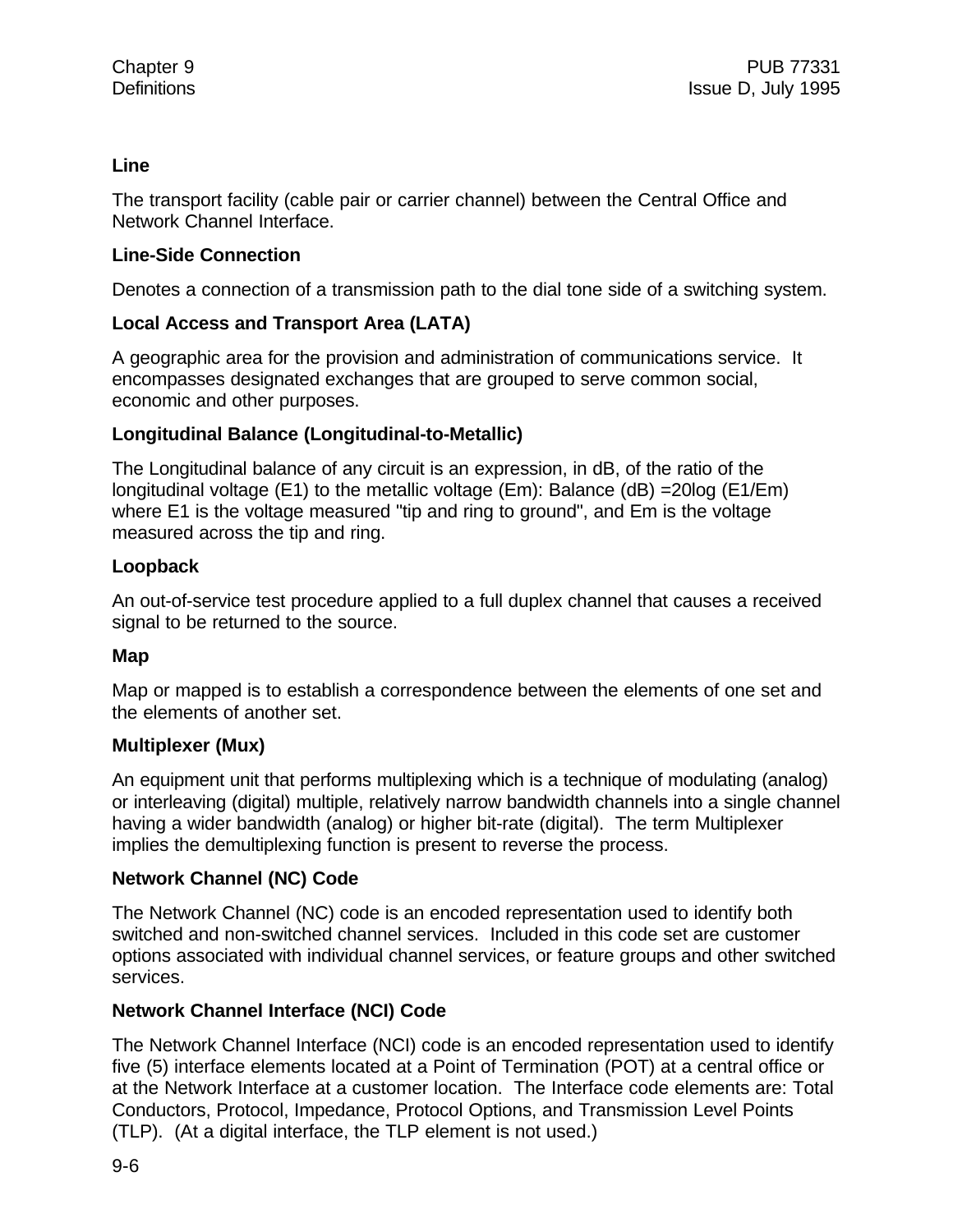**Line**

The transport facility (cable pair or carrier channel) between the Central Office and Network Channel Interface.

**Line-Side Connection**

Denotes a connection of a transmission path to the dial tone side of a switching system.

**Local Access and Transport Area (LATA)**

A geographic area for the provision and administration of communications service. It encompasses designated exchanges that are grouped to serve common social, economic and other purposes.

**Longitudinal Balance (Longitudinal-to-Metallic)**

The Longitudinal balance of any circuit is an expression, in dB, of the ratio of the longitudinal voltage (E1) to the metallic voltage (Em): Balance (dB) $=20\log(E1/Em)$ where E1 is the voltage measured "tip and ring to ground", and Em is the voltage measured across the tip and ring.

**Loopback**

An out-of-service test procedure applied to a full duplex channel that causes a received signal to be returned to the source.

**Map**

Map or mapped is to establish a correspondence between the elements of one set and the elements of another set.

**Multiplexer (Mux)**

An equipment unit that performs multiplexing which is a technique of modulating (analog) or interleaving (digital) multiple, relatively narrow bandwidth channels into a single channel having a wider bandwidth (analog) or higher bit-rate (digital). The term Multiplexer implies the demultiplexing function is present to reverse the process.

**Network Channel (NC) Code**

The Network Channel (NC) code is an encoded representation used to identify both switched and non-switched channel services. Included in this code set are customer options associated with individual channel services, or feature groups and other switched services.

**Network Channel Interface (NCI) Code**

The Network Channel Interface (NCI) code is an encoded representation used to identify five (5) interface elements located at a Point of Termination (POT) at a central office or at the Network Interface at a customer location. The Interface code elements are: Total Conductors, Protocol, Impedance, Protocol Options, and Transmission Level Points (TLP). (At a digital interface, the TLP element is not used.)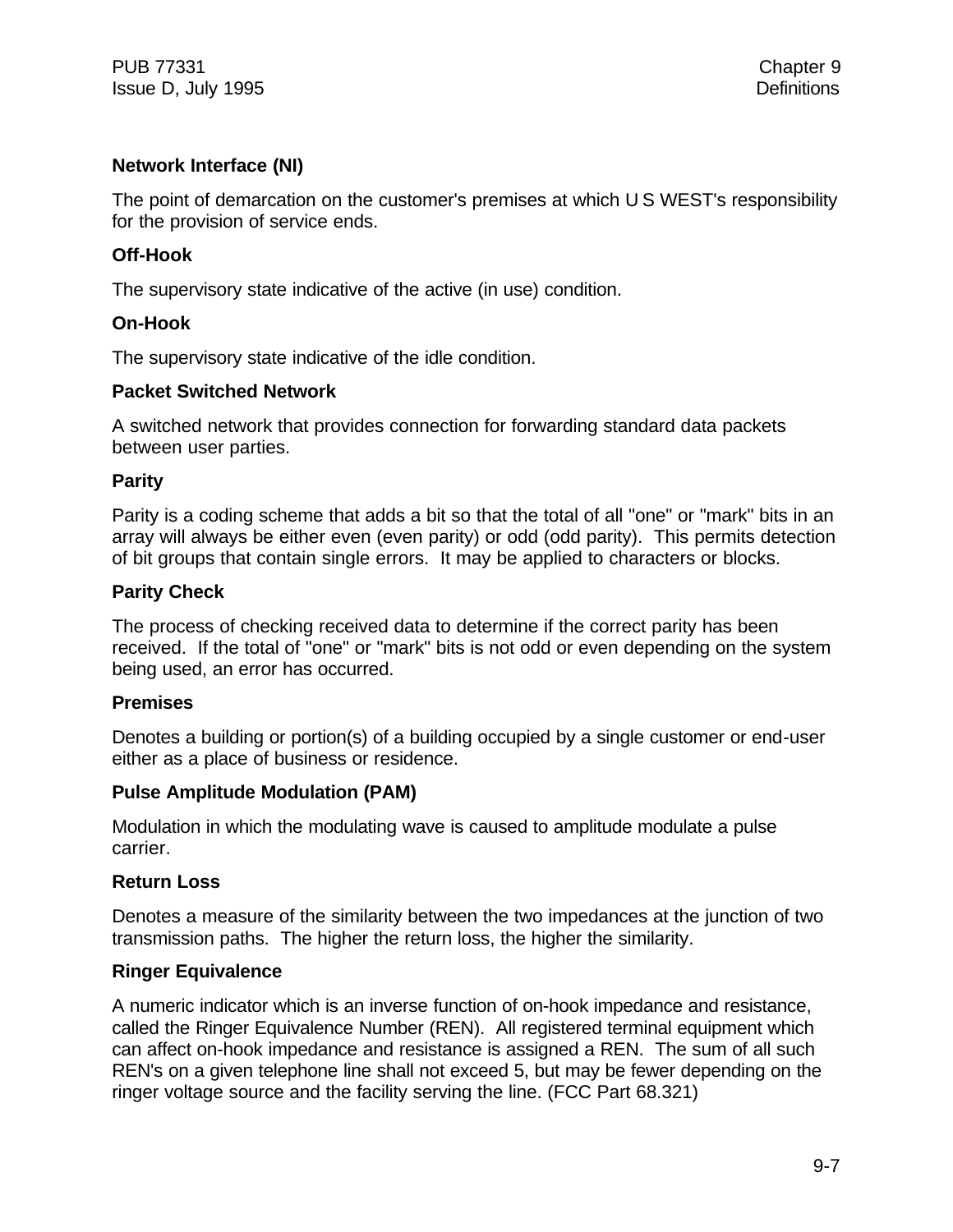**Network Interface (NI)**

The point of demarcation on the customer's premises at which U S WEST's responsibility for the provision of service ends.

**Off-Hook**

The supervisory state indicative of the active (in use) condition.

**On-Hook**

The supervisory state indicative of the idle condition.

**Packet Switched Network**

A switched network that provides connection for forwarding standard data packets between user parties.

**Parity**

Parity is a coding scheme that adds a bit so that the total of all "one" or "mark" bits in an array will always be either even (even parity) or odd (odd parity). This permits detection of bit groups that contain single errors. It may be applied to characters or blocks.

**Parity Check**

The process of checking received data to determine if the correct parity has been received. If the total of "one" or "mark" bits is not odd or even depending on the system being used, an error has occurred.

**Premises**

Denotes a building or portion(s) of a building occupied by a single customer or end-user either as a place of business or residence.

**Pulse Amplitude Modulation (PAM)**

Modulation in which the modulating wave is caused to amplitude modulate a pulse carrier.

**Return Loss**

Denotes a measure of the similarity between the two impedances at the junction of two transmission paths. The higher the return loss, the higher the similarity.

**Ringer Equivalence**

A numeric indicator which is an inverse function of on-hook impedance and resistance, called the Ringer Equivalence Number (REN). All registered terminal equipment which can affect on-hook impedance and resistance is assigned a REN. The sum of all such REN's on a given telephone line shall not exceed 5, but may be fewer depending on the ringer voltage source and the facility serving the line. (FCC Part 68.321)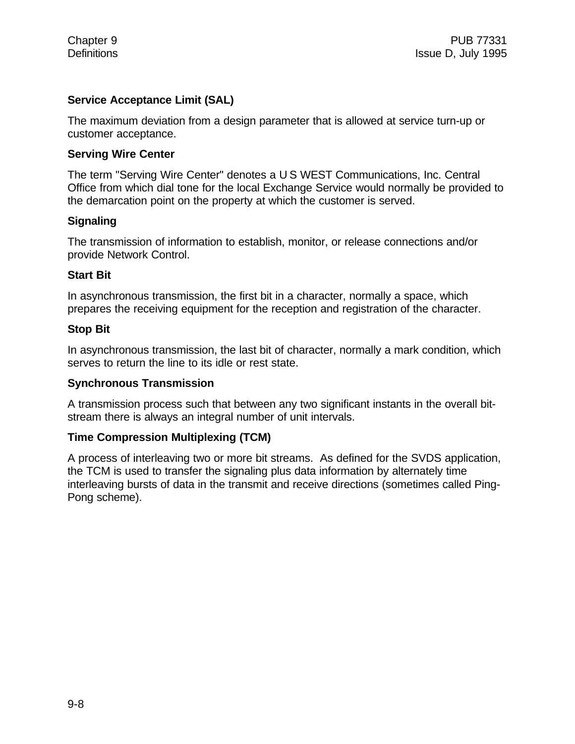**Service Acceptance Limit (SAL)**

The maximum deviation from a design parameter that is allowed at service turn-up or customer acceptance.

**Serving Wire Center**

The term "Serving Wire Center" denotes a U S WEST Communications, Inc. Central Office from which dial tone for the local Exchange Service would normally be provided to the demarcation point on the property at which the customer is served.

**Signaling**

The transmission of information to establish, monitor, or release connections and/or provide Network Control.

**Start Bit**

In asynchronous transmission, the first bit in a character, normally a space, which prepares the receiving equipment for the reception and registration of the character.

**Stop Bit**

In asynchronous transmission, the last bit of character, normally a mark condition, which serves to return the line to its idle or rest state.

**Synchronous Transmission**

A transmission process such that between any two significant instants in the overall bit-stream there is always an integral number of unit intervals.

**Time Compression Multiplexing (TCM)**

A process of interleaving two or more bit streams. As defined for the SVDS application, the TCM is used to transfer the signaling plus data information by alternately time interleaving bursts of data in the transmit and receive directions (sometimes called Ping-Pong scheme).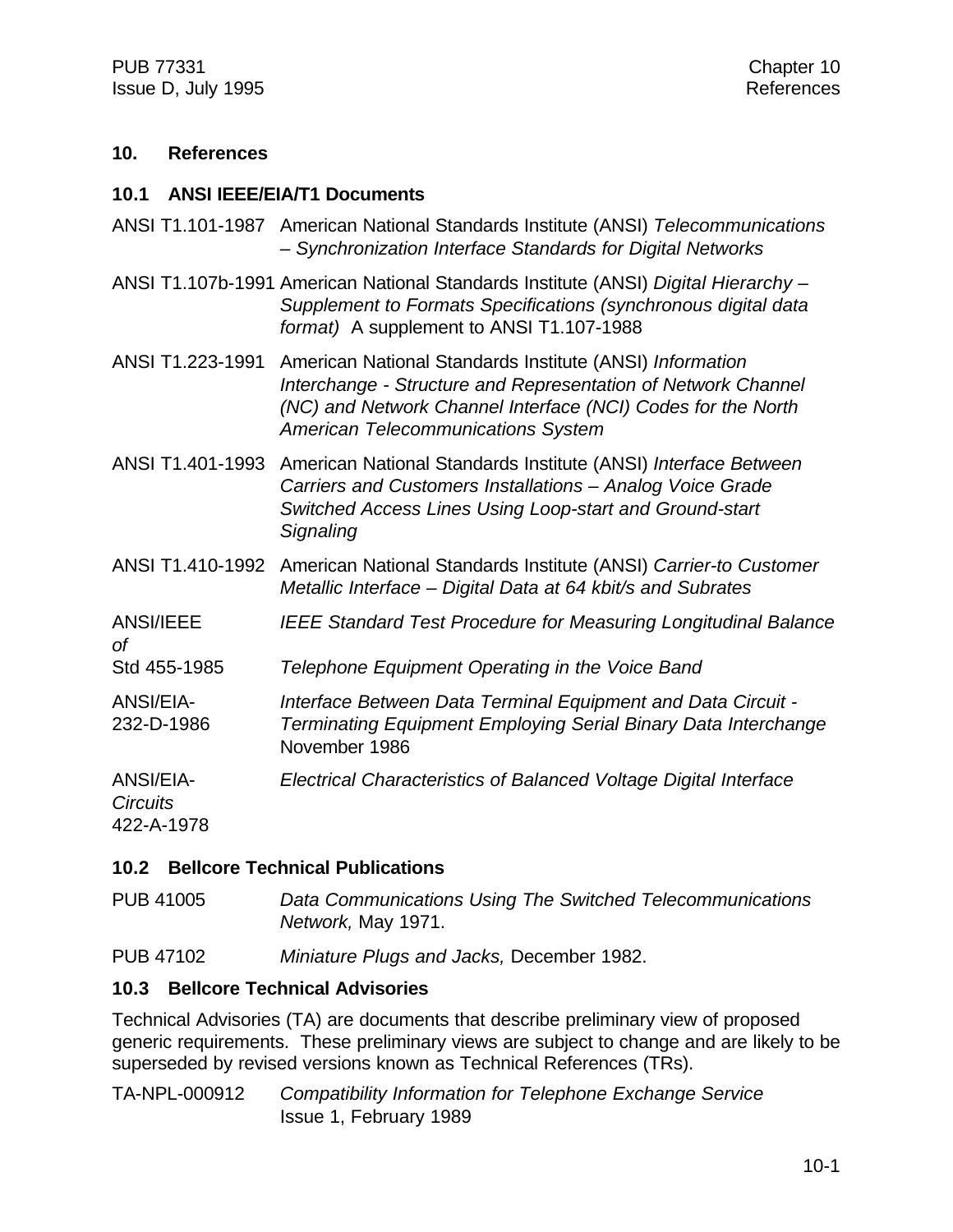## 10. References

### 10.1 ANSI IEEE/EIA/T1 Documents

ANSI T1.101-1987 American National Standards Institute (ANSI) *Telecommunications – Synchronization Interface Standards for Digital Networks*

ANSI T1.107b-1991 American National Standards Institute (ANSI) *Digital Hierarchy – Supplement to Formats Specifications (synchronous digital data format)* A supplement to ANSI T1.107-1988

ANSI T1.223-1991 American National Standards Institute (ANSI) *Information Interchange - Structure and Representation of Network Channel (NC) and Network Channel Interface (NCI) Codes for the North American Telecommunications System*

ANSI T1.401-1993 American National Standards Institute (ANSI) *Interface Between Carriers and Customers Installations – Analog Voice Grade Switched Access Lines Using Loop-start and Ground-start Signaling*

ANSI T1.410-1992 American National Standards Institute (ANSI) *Carrier-to Customer Metallic Interface – Digital Data at 64 kbit/s and Subrates*

ANSI/IEEE Std 455-1985 *IEEE Standard Test Procedure for Measuring Longitudinal Balance of Telephone Equipment Operating in the Voice Band*

ANSI/EIA-232-D-1986 *Interface Between Data Terminal Equipment and Data Circuit - Terminating Equipment Employing Serial Binary Data Interchange* November 1986

ANSI/EIA-422-A-1978 *Electrical Characteristics of Balanced Voltage Digital Interface Circuits*

### 10.2 Bellcore Technical Publications

PUB 41005 *Data Communications Using The Switched Telecommunications Network,* May 1971.

PUB 47102 *Miniature Plugs and Jacks,* December 1982.

### 10.3 Bellcore Technical Advisories

Technical Advisories (TA) are documents that describe preliminary view of proposed generic requirements. These preliminary views are subject to change and are likely to be superseded by revised versions known as Technical References (TRs).

TA-NPL-000912 *Compatibility Information for Telephone Exchange Service* Issue 1, February 1989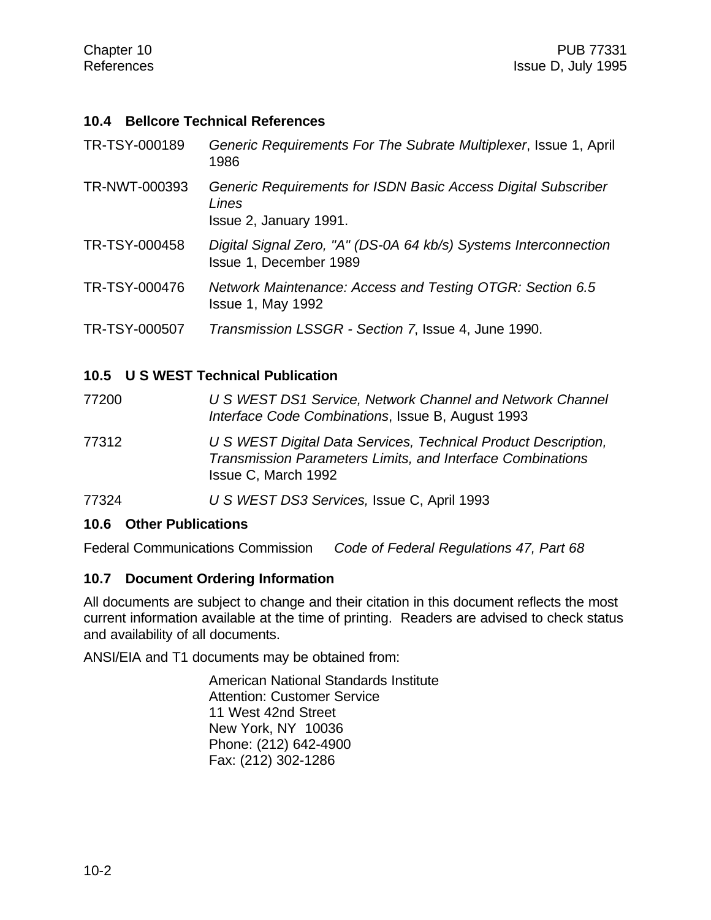### 10.4 Bellcore Technical References

TR-TSY-000189 — *Generic Requirements For The Subrate Multiplexer*, Issue 1, April 1986

TR-NWT-000393 — *Generic Requirements for ISDN Basic Access Digital Subscriber Lines*
Issue 2, January 1991.

TR-TSY-000458 — *Digital Signal Zero, "A" (DS-0A 64 kb/s) Systems Interconnection*
Issue 1, December 1989

TR-TSY-000476 — *Network Maintenance: Access and Testing OTGR: Section 6.5*
Issue 1, May 1992

TR-TSY-000507 — *Transmission LSSGR - Section 7*, Issue 4, June 1990.

### 10.5 U S WEST Technical Publication

77200 — *U S WEST DS1 Service, Network Channel and Network Channel Interface Code Combinations*, Issue B, August 1993

77312 — *U S WEST Digital Data Services, Technical Product Description, Transmission Parameters Limits, and Interface Combinations*
Issue C, March 1992

77324 — *U S WEST DS3 Services,* Issue C, April 1993

### 10.6 Other Publications

Federal Communications Commission — *Code of Federal Regulations 47, Part 68*

### 10.7 Document Ordering Information

All documents are subject to change and their citation in this document reflects the most current information available at the time of printing. Readers are advised to check status and availability of all documents.

ANSI/EIA and T1 documents may be obtained from:

American National Standards Institute
Attention: Customer Service
11 West 42nd Street
New York, NY 10036
Phone: (212) 642-4900
Fax: (212) 302-1286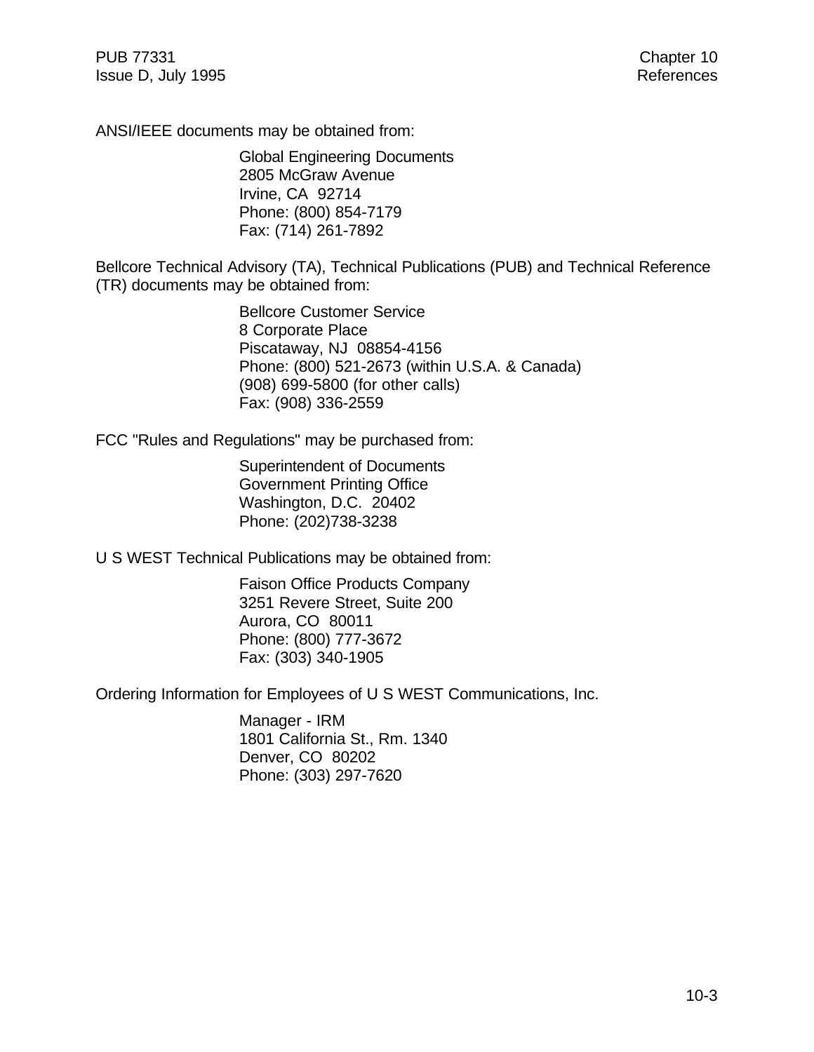ANSI/IEEE documents may be obtained from:

Global Engineering Documents  
2805 McGraw Avenue  
Irvine, CA 92714  
Phone: (800) 854-7179  
Fax: (714) 261-7892

Bellcore Technical Advisory (TA), Technical Publications (PUB) and Technical Reference (TR) documents may be obtained from:

Bellcore Customer Service  
8 Corporate Place  
Piscataway, NJ 08854-4156  
Phone: (800) 521-2673 (within U.S.A. & Canada)  
(908) 699-5800 (for other calls)  
Fax: (908) 336-2559

FCC "Rules and Regulations" may be purchased from:

Superintendent of Documents  
Government Printing Office  
Washington, D.C. 20402  
Phone: (202)738-3238

U S WEST Technical Publications may be obtained from:

Faison Office Products Company  
3251 Revere Street, Suite 200  
Aurora, CO 80011  
Phone: (800) 777-3672  
Fax: (303) 340-1905

Ordering Information for Employees of U S WEST Communications, Inc.

Manager - IRM  
1801 California St., Rm. 1340  
Denver, CO 80202  
Phone: (303) 297-7620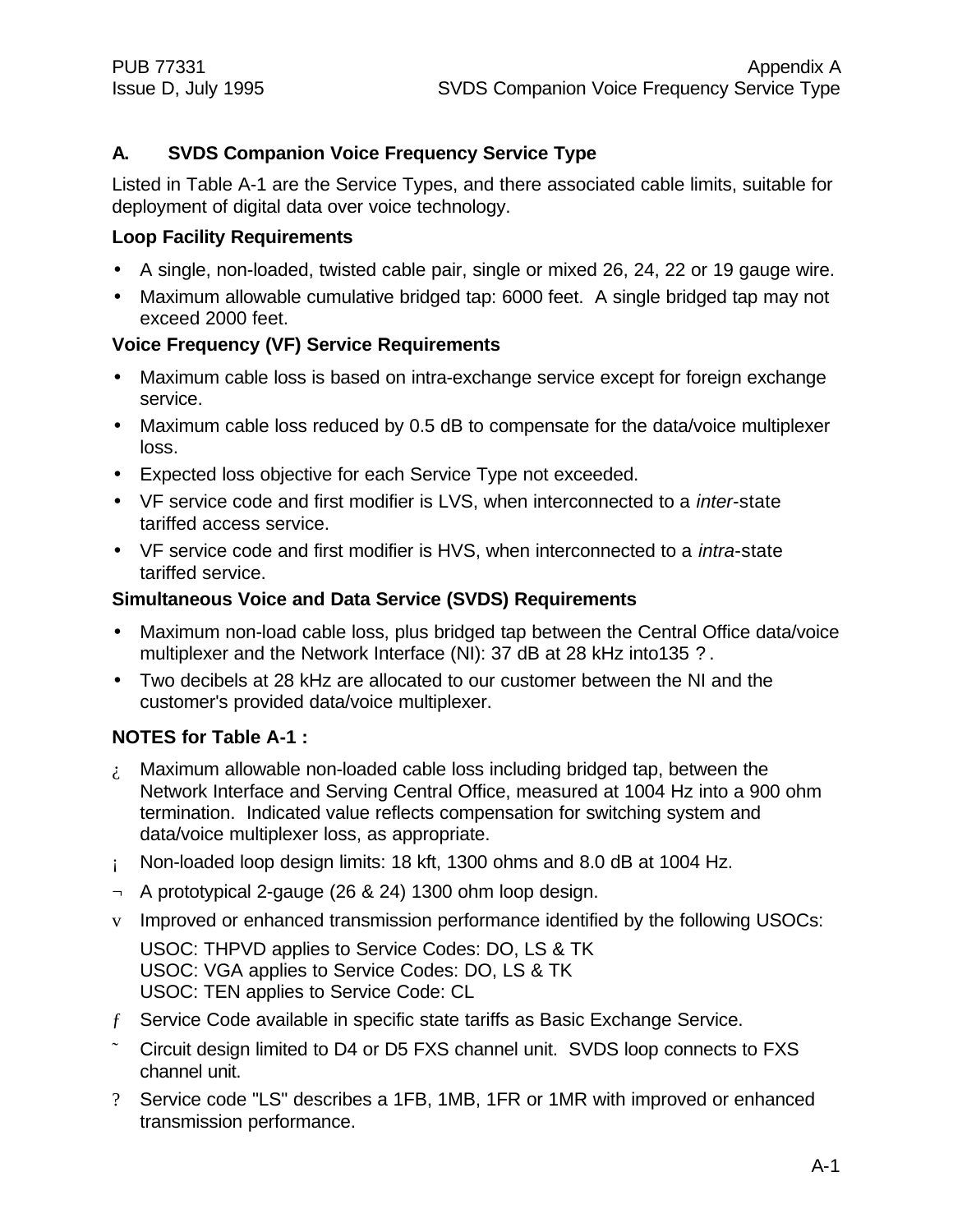## A. SVDS Companion Voice Frequency Service Type

Listed in Table A-1 are the Service Types, and there associated cable limits, suitable for deployment of digital data over voice technology.

**Loop Facility Requirements**

- A single, non-loaded, twisted cable pair, single or mixed 26, 24, 22 or 19 gauge wire.
- Maximum allowable cumulative bridged tap: 6000 feet. A single bridged tap may not exceed 2000 feet.

**Voice Frequency (VF) Service Requirements**

- Maximum cable loss is based on intra-exchange service except for foreign exchange service.
- Maximum cable loss reduced by 0.5 dB to compensate for the data/voice multiplexer loss.
- Expected loss objective for each Service Type not exceeded.
- VF service code and first modifier is LVS, when interconnected to a *inter*-state tariffed access service.
- VF service code and first modifier is HVS, when interconnected to a *intra*-state tariffed service.

**Simultaneous Voice and Data Service (SVDS) Requirements**

- Maximum non-load cable loss, plus bridged tap between the Central Office data/voice multiplexer and the Network Interface (NI): 37 dB at 28 kHz into135 ?.
- Two decibels at 28 kHz are allocated to our customer between the NI and the customer's provided data/voice multiplexer.

**NOTES for Table A-1 :**

¿ Maximum allowable non-loaded cable loss including bridged tap, between the Network Interface and Serving Central Office, measured at 1004 Hz into a 900 ohm termination. Indicated value reflects compensation for switching system and data/voice multiplexer loss, as appropriate.

¡ Non-loaded loop design limits: 18 kft, 1300 ohms and 8.0 dB at 1004 Hz.

¬ A prototypical 2-gauge (26 & 24) 1300 ohm loop design.

v Improved or enhanced transmission performance identified by the following USOCs:

USOC: THPVD applies to Service Codes: DO, LS & TK
USOC: VGA applies to Service Codes: DO, LS & TK
USOC: TEN applies to Service Code: CL

ƒ Service Code available in specific state tariffs as Basic Exchange Service.

˜ Circuit design limited to D4 or D5 FXS channel unit. SVDS loop connects to FXS channel unit.

? Service code "LS" describes a 1FB, 1MB, 1FR or 1MR with improved or enhanced transmission performance.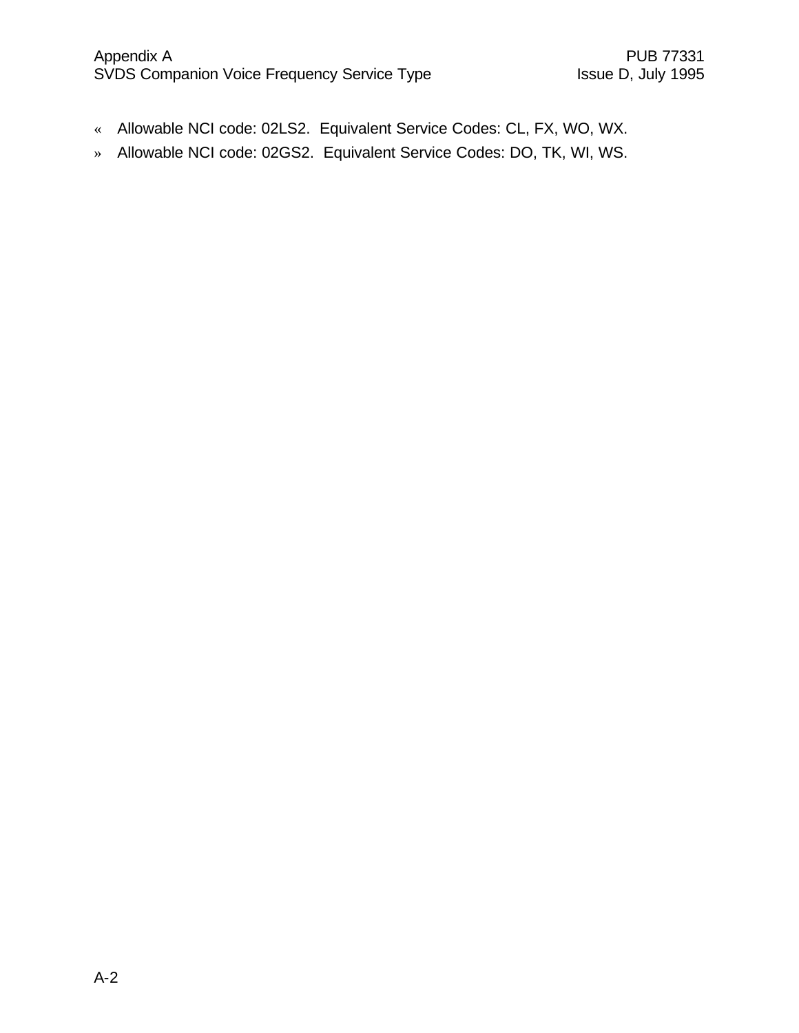« Allowable NCI code: 02LS2. Equivalent Service Codes: CL, FX, WO, WX.

» Allowable NCI code: 02GS2. Equivalent Service Codes: DO, TK, WI, WS.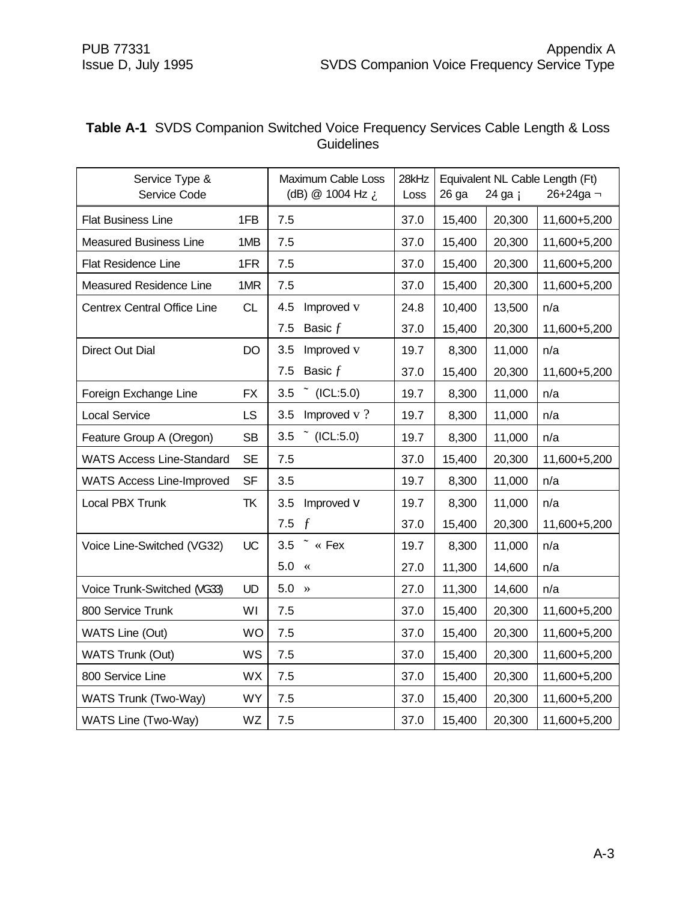**Table A-1** SVDS Companion Switched Voice Frequency Services Cable Length & Loss Guidelines

| Service Type & Service Code | | Maximum Cable Loss (dB) @ 1004 Hz ¿ | 28kHz Loss | Equivalent NL Cable Length (Ft) 26 ga | 24 ga ¡ | 26+24ga ¬ |
|---|---|---|---|---|---|---|
| Flat Business Line | 1FB | 7.5 | 37.0 | 15,400 | 20,300 | 11,600+5,200 |
| Measured Business Line | 1MB | 7.5 | 37.0 | 15,400 | 20,300 | 11,600+5,200 |
| Flat Residence Line | 1FR | 7.5 | 37.0 | 15,400 | 20,300 | 11,600+5,200 |
| Measured Residence Line | 1MR | 7.5 | 37.0 | 15,400 | 20,300 | 11,600+5,200 |
| Centrex Central Office Line | CL | 4.5 Improved v | 24.8 | 10,400 | 13,500 | n/a |
| | | 7.5 Basic ƒ | 37.0 | 15,400 | 20,300 | 11,600+5,200 |
| Direct Out Dial | DO | 3.5 Improved v | 19.7 | 8,300 | 11,000 | n/a |
| | | 7.5 Basic ƒ | 37.0 | 15,400 | 20,300 | 11,600+5,200 |
| Foreign Exchange Line | FX | 3.5 ˜ (ICL:5.0) | 19.7 | 8,300 | 11,000 | n/a |
| Local Service | LS | 3.5 Improved v ? | 19.7 | 8,300 | 11,000 | n/a |
| Feature Group A (Oregon) | SB | 3.5 ˜ (ICL:5.0) | 19.7 | 8,300 | 11,000 | n/a |
| WATS Access Line-Standard | SE | 7.5 | 37.0 | 15,400 | 20,300 | 11,600+5,200 |
| WATS Access Line-Improved | SF | 3.5 | 19.7 | 8,300 | 11,000 | n/a |
| Local PBX Trunk | TK | 3.5 Improved v | 19.7 | 8,300 | 11,000 | n/a |
| | | 7.5 ƒ | 37.0 | 15,400 | 20,300 | 11,600+5,200 |
| Voice Line-Switched (VG32) | UC | 3.5 ˜ « Fex | 19.7 | 8,300 | 11,000 | n/a |
| | | 5.0 « | 27.0 | 11,300 | 14,600 | n/a |
| Voice Trunk-Switched (VG33) | UD | 5.0 » | 27.0 | 11,300 | 14,600 | n/a |
| 800 Service Trunk | WI | 7.5 | 37.0 | 15,400 | 20,300 | 11,600+5,200 |
| WATS Line (Out) | WO | 7.5 | 37.0 | 15,400 | 20,300 | 11,600+5,200 |
| WATS Trunk (Out) | WS | 7.5 | 37.0 | 15,400 | 20,300 | 11,600+5,200 |
| 800 Service Line | WX | 7.5 | 37.0 | 15,400 | 20,300 | 11,600+5,200 |
| WATS Trunk (Two-Way) | WY | 7.5 | 37.0 | 15,400 | 20,300 | 11,600+5,200 |
| WATS Line (Two-Way) | WZ | 7.5 | 37.0 | 15,400 | 20,300 | 11,600+5,200 |